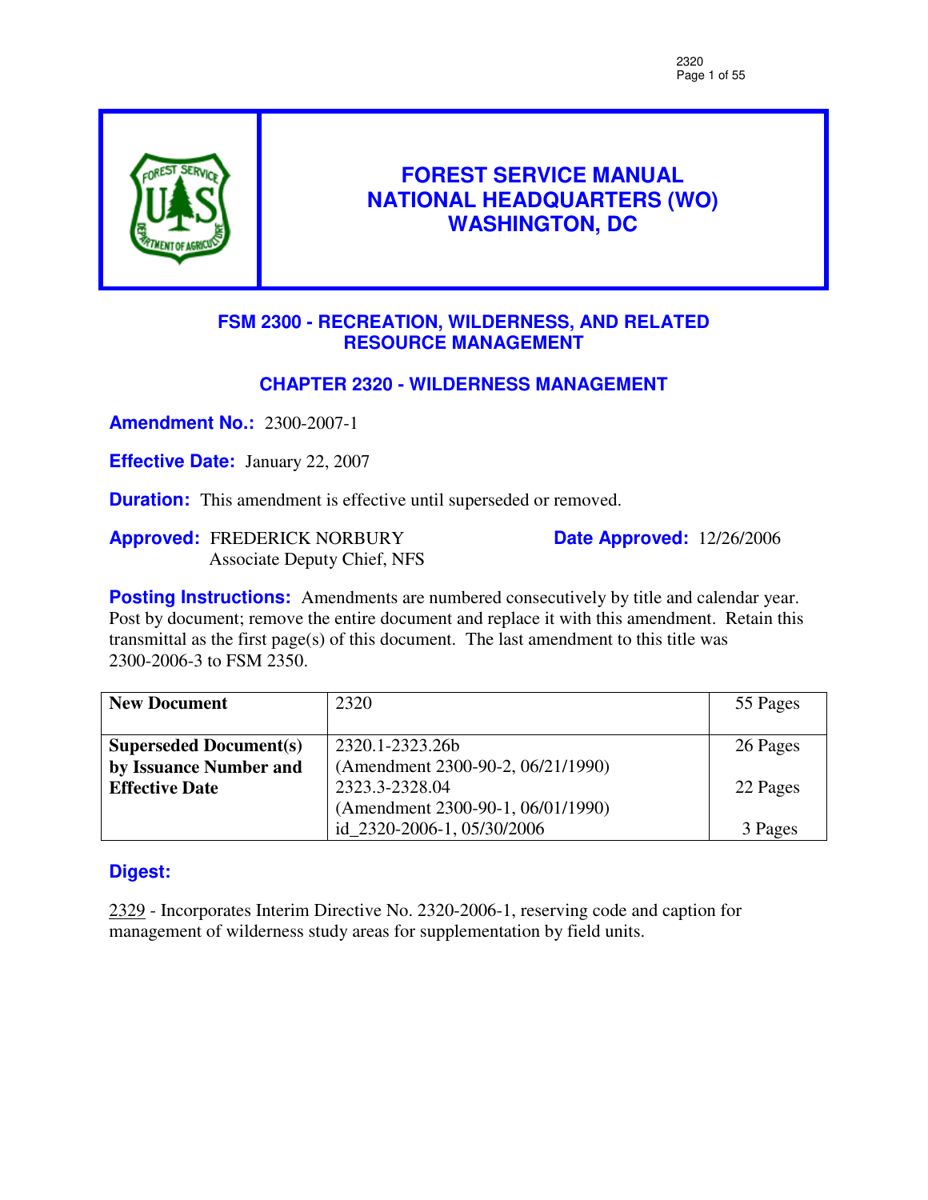# FOREST SERVICE MANUAL
# NATIONAL HEADQUARTERS (WO)
# WASHINGTON, DC

## FSM 2300 - RECREATION, WILDERNESS, AND RELATED RESOURCE MANAGEMENT

## CHAPTER 2320 - WILDERNESS MANAGEMENT

**Amendment No.:** 2300-2007-1

**Effective Date:** January 22, 2007

**Duration:** This amendment is effective until superseded or removed.

**Approved:** FREDERICK NORBURY
Associate Deputy Chief, NFS

**Date Approved:** 12/26/2006

**Posting Instructions:** Amendments are numbered consecutively by title and calendar year. Post by document; remove the entire document and replace it with this amendment. Retain this transmittal as the first page(s) of this document. The last amendment to this title was 2300-2006-3 to FSM 2350.

| **New Document** | 2320 | 55 Pages |
|---|---|---|
| **Superseded Document(s) by Issuance Number and Effective Date** | 2320.1-2323.26b (Amendment 2300-90-2, 06/21/1990) | 26 Pages |
| | 2323.3-2328.04 (Amendment 2300-90-1, 06/01/1990) | 22 Pages |
| | id_2320-2006-1, 05/30/2006 | 3 Pages |

### Digest:

2329 - Incorporates Interim Directive No. 2320-2006-1, reserving code and caption for management of wilderness study areas for supplementation by field units.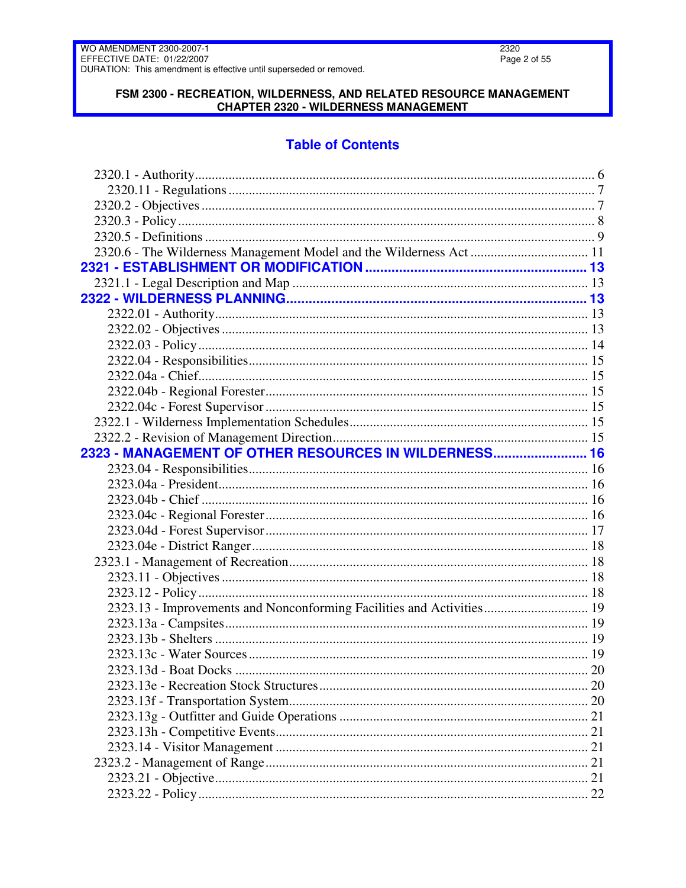**FSM 2300 - RECREATION, WILDERNESS, AND RELATED RESOURCE MANAGEMENT**
**CHAPTER 2320 - WILDERNESS MANAGEMENT**

## Table of Contents

- 2320.1 - Authority ... 6
  - 2320.11 - Regulations ... 7
- 2320.2 - Objectives ... 7
- 2320.3 - Policy ... 8
- 2320.5 - Definitions ... 9
- 2320.6 - The Wilderness Management Model and the Wilderness Act ... 11

**2321 - ESTABLISHMENT OR MODIFICATION ... 13**

- 2321.1 - Legal Description and Map ... 13

**2322 - WILDERNESS PLANNING ... 13**

- 2322.01 - Authority ... 13
- 2322.02 - Objectives ... 13
- 2322.03 - Policy ... 14
- 2322.04 - Responsibilities ... 15
- 2322.04a - Chief ... 15
- 2322.04b - Regional Forester ... 15
- 2322.04c - Forest Supervisor ... 15
- 2322.1 - Wilderness Implementation Schedules ... 15
- 2322.2 - Revision of Management Direction ... 15

**2323 - MANAGEMENT OF OTHER RESOURCES IN WILDERNESS ... 16**

- 2323.04 - Responsibilities ... 16
- 2323.04a - President ... 16
- 2323.04b - Chief ... 16
- 2323.04c - Regional Forester ... 16
- 2323.04d - Forest Supervisor ... 17
- 2323.04e - District Ranger ... 18
- 2323.1 - Management of Recreation ... 18
  - 2323.11 - Objectives ... 18
  - 2323.12 - Policy ... 18
  - 2323.13 - Improvements and Nonconforming Facilities and Activities ... 19
  - 2323.13a - Campsites ... 19
  - 2323.13b - Shelters ... 19
  - 2323.13c - Water Sources ... 19
  - 2323.13d - Boat Docks ... 20
  - 2323.13e - Recreation Stock Structures ... 20
  - 2323.13f - Transportation System ... 20
  - 2323.13g - Outfitter and Guide Operations ... 21
  - 2323.13h - Competitive Events ... 21
  - 2323.14 - Visitor Management ... 21
- 2323.2 - Management of Range ... 21
  - 2323.21 - Objective ... 21
  - 2323.22 - Policy ... 22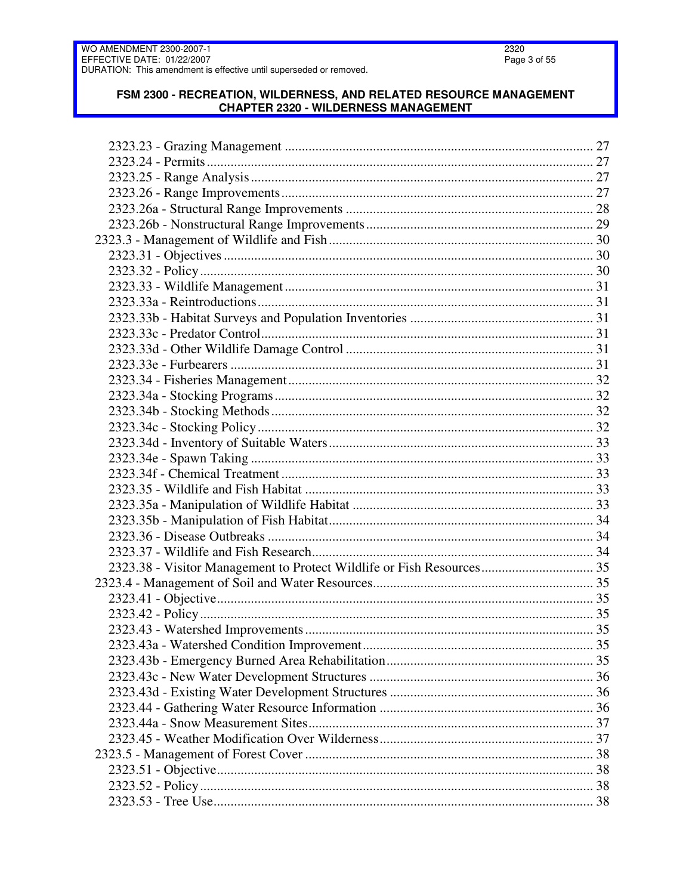2323.23 - Grazing Management ........................................................................................ 27
2323.24 - Permits ........................................................................................................ 27
2323.25 - Range Analysis ............................................................................................ 27
2323.26 - Range Improvements .................................................................................. 27
2323.26a - Structural Range Improvements ............................................................... 28
2323.26b - Nonstructural Range Improvements ......................................................... 29
2323.3 - Management of Wildlife and Fish ................................................................... 30
2323.31 - Objectives ................................................................................................... 30
2323.32 - Policy .......................................................................................................... 30
2323.33 - Wildlife Management .................................................................................. 31
2323.33a - Reintroductions ......................................................................................... 31
2323.33b - Habitat Surveys and Population Inventories ............................................. 31
2323.33c - Predator Control ........................................................................................ 31
2323.33d - Other Wildlife Damage Control ................................................................. 31
2323.33e - Furbearers ................................................................................................. 31
2323.34 - Fisheries Management ................................................................................ 32
2323.34a - Stocking Programs .................................................................................... 32
2323.34b - Stocking Methods ..................................................................................... 32
2323.34c - Stocking Policy .......................................................................................... 32
2323.34d - Inventory of Suitable Waters ..................................................................... 33
2323.34e - Spawn Taking ............................................................................................ 33
2323.34f - Chemical Treatment .................................................................................. 33
2323.35 - Wildlife and Fish Habitat ............................................................................. 33
2323.35a - Manipulation of Wildlife Habitat ................................................................ 33
2323.35b - Manipulation of Fish Habitat ...................................................................... 34
2323.36 - Disease Outbreaks ...................................................................................... 34
2323.37 - Wildlife and Fish Research ......................................................................... 34
2323.38 - Visitor Management to Protect Wildlife or Fish Resources ......................... 35
2323.4 - Management of Soil and Water Resources ..................................................... 35
2323.41 - Objective ..................................................................................................... 35
2323.42 - Policy .......................................................................................................... 35
2323.43 - Watershed Improvements ........................................................................... 35
2323.43a - Watershed Condition Improvement ........................................................... 35
2323.43b - Emergency Burned Area Rehabilitation ..................................................... 35
2323.43c - New Water Development Structures ......................................................... 36
2323.43d - Existing Water Development Structures ................................................... 36
2323.44 - Gathering Water Resource Information ...................................................... 36
2323.44a - Snow Measurement Sites .......................................................................... 37
2323.45 - Weather Modification Over Wilderness ....................................................... 37
2323.5 - Management of Forest Cover ......................................................................... 38
2323.51 - Objective ..................................................................................................... 38
2323.52 - Policy .......................................................................................................... 38
2323.53 - Tree Use ...................................................................................................... 38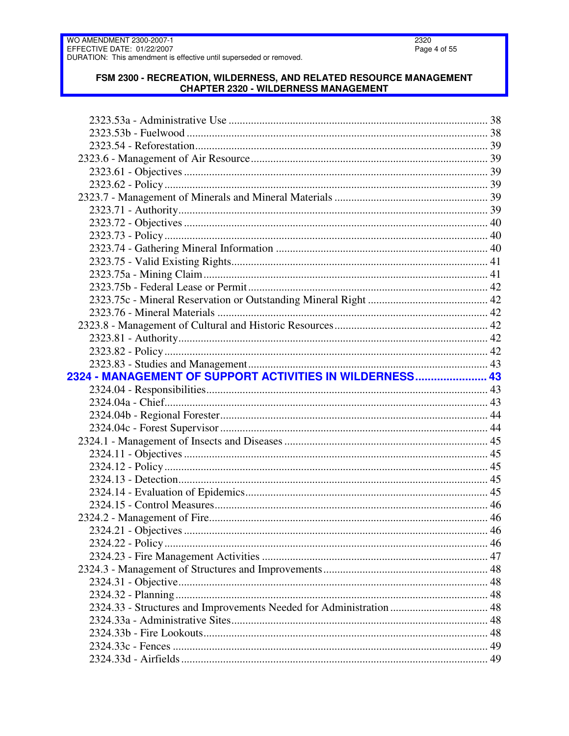2323.53a - Administrative Use ........................................................................................... 38
2323.53b - Fuelwood .......................................................................................................... 38
2323.54 - Reforestation....................................................................................................... 39
2323.6 - Management of Air Resource.................................................................................. 39
2323.61 - Objectives ........................................................................................................... 39
2323.62 - Policy.................................................................................................................. 39
2323.7 - Management of Minerals and Mineral Materials ..................................................... 39
2323.71 - Authority............................................................................................................. 39
2323.72 - Objectives ........................................................................................................... 40
2323.73 - Policy.................................................................................................................. 40
2323.74 - Gathering Mineral Information ........................................................................... 40
2323.75 - Valid Existing Rights.......................................................................................... 41
2323.75a - Mining Claim.................................................................................................... 41
2323.75b - Federal Lease or Permit.................................................................................... 42
2323.75c - Mineral Reservation or Outstanding Mineral Right .......................................... 42
2323.76 - Mineral Materials ............................................................................................... 42
2323.8 - Management of Cultural and Historic Resources..................................................... 42
2323.81 - Authority............................................................................................................. 42
2323.82 - Policy.................................................................................................................. 42
2323.83 - Studies and Management.................................................................................... 43

**2324 - MANAGEMENT OF SUPPORT ACTIVITIES IN WILDERNESS...................... 43**

2324.04 - Responsibilities................................................................................................... 43
2324.04a - Chief................................................................................................................. 43
2324.04b - Regional Forester.............................................................................................. 44
2324.04c - Forest Supervisor .............................................................................................. 44
2324.1 - Management of Insects and Diseases ....................................................................... 45
2324.11 - Objectives ........................................................................................................... 45
2324.12 - Policy.................................................................................................................. 45
2324.13 - Detection............................................................................................................. 45
2324.14 - Evaluation of Epidemics...................................................................................... 45
2324.15 - Control Measures................................................................................................ 46
2324.2 - Management of Fire.................................................................................................. 46
2324.21 - Objectives ........................................................................................................... 46
2324.22 - Policy.................................................................................................................. 46
2324.23 - Fire Management Activities ............................................................................... 47
2324.3 - Management of Structures and Improvements.......................................................... 48
2324.31 - Objective............................................................................................................. 48
2324.32 - Planning.............................................................................................................. 48
2324.33 - Structures and Improvements Needed for Administration.................................. 48
2324.33a - Administrative Sites.......................................................................................... 48
2324.33b - Fire Lookouts.................................................................................................... 48
2324.33c - Fences ............................................................................................................... 49
2324.33d - Airfields............................................................................................................ 49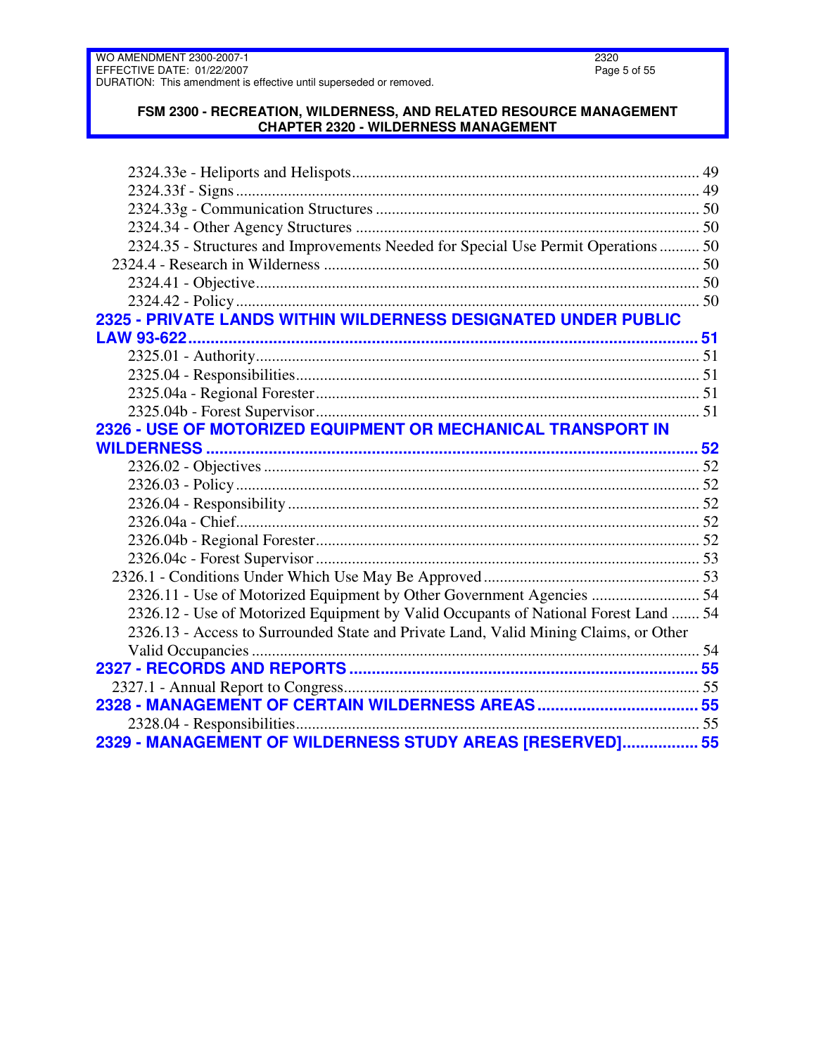2324.33e - Heliports and Helispots ..................................................................................... 49
2324.33f - Signs ................................................................................................................... 49
2324.33g - Communication Structures ................................................................................ 50
2324.34 - Other Agency Structures ..................................................................................... 50
2324.35 - Structures and Improvements Needed for Special Use Permit Operations .......... 50
2324.4 - Research in Wilderness ............................................................................................. 50
2324.41 - Objective............................................................................................................. 50
2324.42 - Policy .................................................................................................................. 50

**2325 - PRIVATE LANDS WITHIN WILDERNESS DESIGNATED UNDER PUBLIC LAW 93-622 ................................................................................................................ 51**

2325.01 - Authority............................................................................................................. 51
2325.04 - Responsibilities................................................................................................... 51
2325.04a - Regional Forester .............................................................................................. 51
2325.04b - Forest Supervisor .............................................................................................. 51

**2326 - USE OF MOTORIZED EQUIPMENT OR MECHANICAL TRANSPORT IN WILDERNESS ............................................................................................................ 52**

2326.02 - Objectives ........................................................................................................... 52
2326.03 - Policy .................................................................................................................. 52
2326.04 - Responsibility ..................................................................................................... 52
2326.04a - Chief.................................................................................................................. 52
2326.04b - Regional Forester .............................................................................................. 52
2326.04c - Forest Supervisor .............................................................................................. 53
2326.1 - Conditions Under Which Use May Be Approved ...................................................... 53
2326.11 - Use of Motorized Equipment by Other Government Agencies ........................... 54
2326.12 - Use of Motorized Equipment by Valid Occupants of National Forest Land ....... 54
2326.13 - Access to Surrounded State and Private Land, Valid Mining Claims, or Other Valid Occupancies ............................................................................................................... 54

**2327 - RECORDS AND REPORTS ............................................................................ 55**

2327.1 - Annual Report to Congress....................................................................................... 55

**2328 - MANAGEMENT OF CERTAIN WILDERNESS AREAS ................................... 55**

2328.04 - Responsibilities................................................................................................... 55

**2329 - MANAGEMENT OF WILDERNESS STUDY AREAS [RESERVED]................. 55**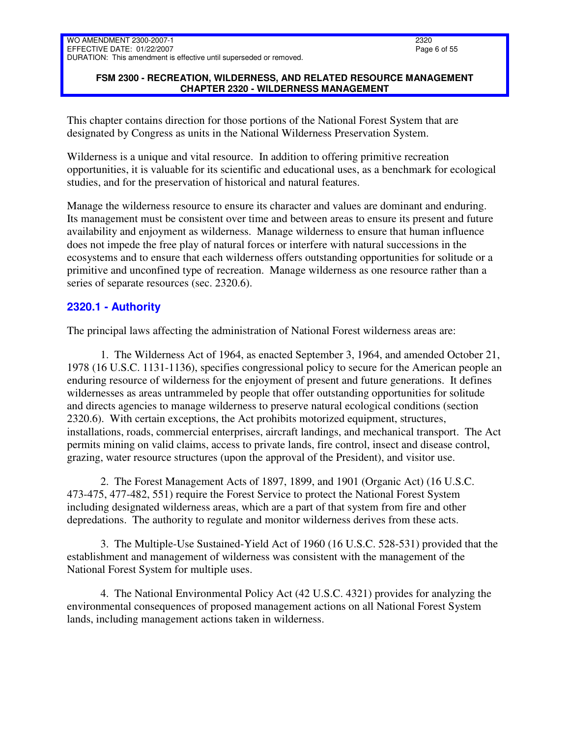This chapter contains direction for those portions of the National Forest System that are designated by Congress as units in the National Wilderness Preservation System.

Wilderness is a unique and vital resource. In addition to offering primitive recreation opportunities, it is valuable for its scientific and educational uses, as a benchmark for ecological studies, and for the preservation of historical and natural features.

Manage the wilderness resource to ensure its character and values are dominant and enduring. Its management must be consistent over time and between areas to ensure its present and future availability and enjoyment as wilderness. Manage wilderness to ensure that human influence does not impede the free play of natural forces or interfere with natural successions in the ecosystems and to ensure that each wilderness offers outstanding opportunities for solitude or a primitive and unconfined type of recreation. Manage wilderness as one resource rather than a series of separate resources (sec. 2320.6).

## 2320.1 - Authority

The principal laws affecting the administration of National Forest wilderness areas are:

1. The Wilderness Act of 1964, as enacted September 3, 1964, and amended October 21, 1978 (16 U.S.C. 1131-1136), specifies congressional policy to secure for the American people an enduring resource of wilderness for the enjoyment of present and future generations. It defines wildernesses as areas untrammeled by people that offer outstanding opportunities for solitude and directs agencies to manage wilderness to preserve natural ecological conditions (section 2320.6). With certain exceptions, the Act prohibits motorized equipment, structures, installations, roads, commercial enterprises, aircraft landings, and mechanical transport. The Act permits mining on valid claims, access to private lands, fire control, insect and disease control, grazing, water resource structures (upon the approval of the President), and visitor use.

2. The Forest Management Acts of 1897, 1899, and 1901 (Organic Act) (16 U.S.C. 473-475, 477-482, 551) require the Forest Service to protect the National Forest System including designated wilderness areas, which are a part of that system from fire and other depredations. The authority to regulate and monitor wilderness derives from these acts.

3. The Multiple-Use Sustained-Yield Act of 1960 (16 U.S.C. 528-531) provided that the establishment and management of wilderness was consistent with the management of the National Forest System for multiple uses.

4. The National Environmental Policy Act (42 U.S.C. 4321) provides for analyzing the environmental consequences of proposed management actions on all National Forest System lands, including management actions taken in wilderness.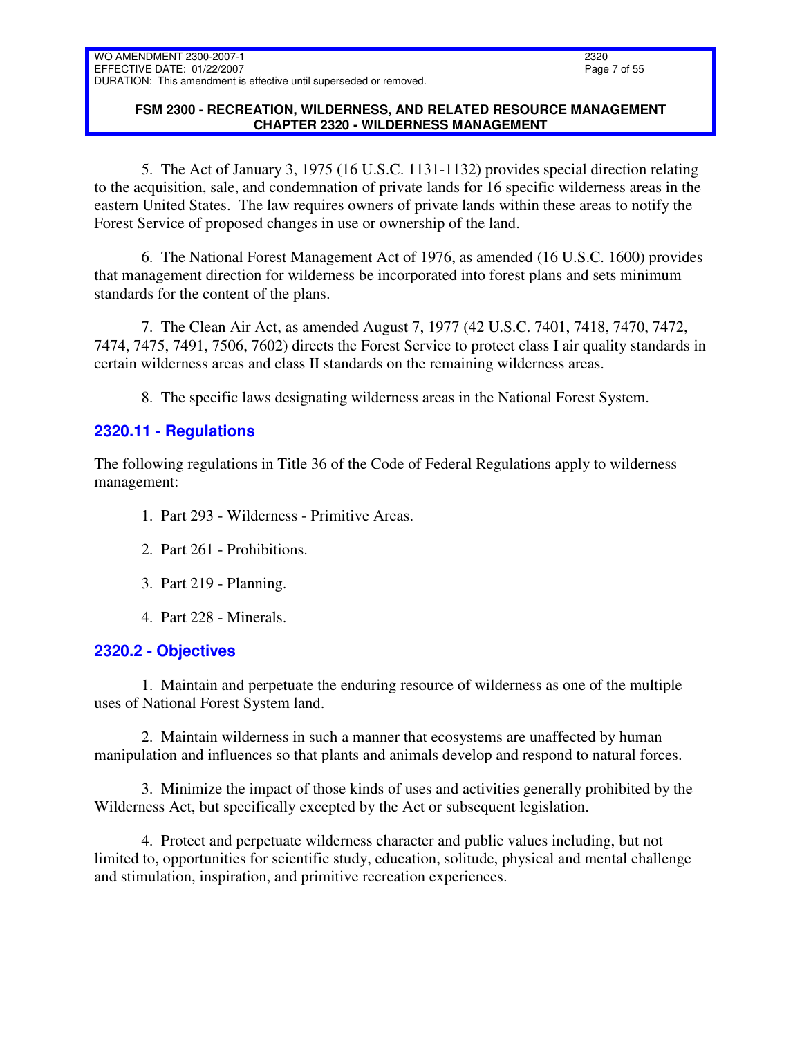5. The Act of January 3, 1975 (16 U.S.C. 1131-1132) provides special direction relating to the acquisition, sale, and condemnation of private lands for 16 specific wilderness areas in the eastern United States. The law requires owners of private lands within these areas to notify the Forest Service of proposed changes in use or ownership of the land.

6. The National Forest Management Act of 1976, as amended (16 U.S.C. 1600) provides that management direction for wilderness be incorporated into forest plans and sets minimum standards for the content of the plans.

7. The Clean Air Act, as amended August 7, 1977 (42 U.S.C. 7401, 7418, 7470, 7472, 7474, 7475, 7491, 7506, 7602) directs the Forest Service to protect class I air quality standards in certain wilderness areas and class II standards on the remaining wilderness areas.

8. The specific laws designating wilderness areas in the National Forest System.

## 2320.11 - Regulations

The following regulations in Title 36 of the Code of Federal Regulations apply to wilderness management:

1. Part 293 - Wilderness - Primitive Areas.

2. Part 261 - Prohibitions.

3. Part 219 - Planning.

4. Part 228 - Minerals.

## 2320.2 - Objectives

1. Maintain and perpetuate the enduring resource of wilderness as one of the multiple uses of National Forest System land.

2. Maintain wilderness in such a manner that ecosystems are unaffected by human manipulation and influences so that plants and animals develop and respond to natural forces.

3. Minimize the impact of those kinds of uses and activities generally prohibited by the Wilderness Act, but specifically excepted by the Act or subsequent legislation.

4. Protect and perpetuate wilderness character and public values including, but not limited to, opportunities for scientific study, education, solitude, physical and mental challenge and stimulation, inspiration, and primitive recreation experiences.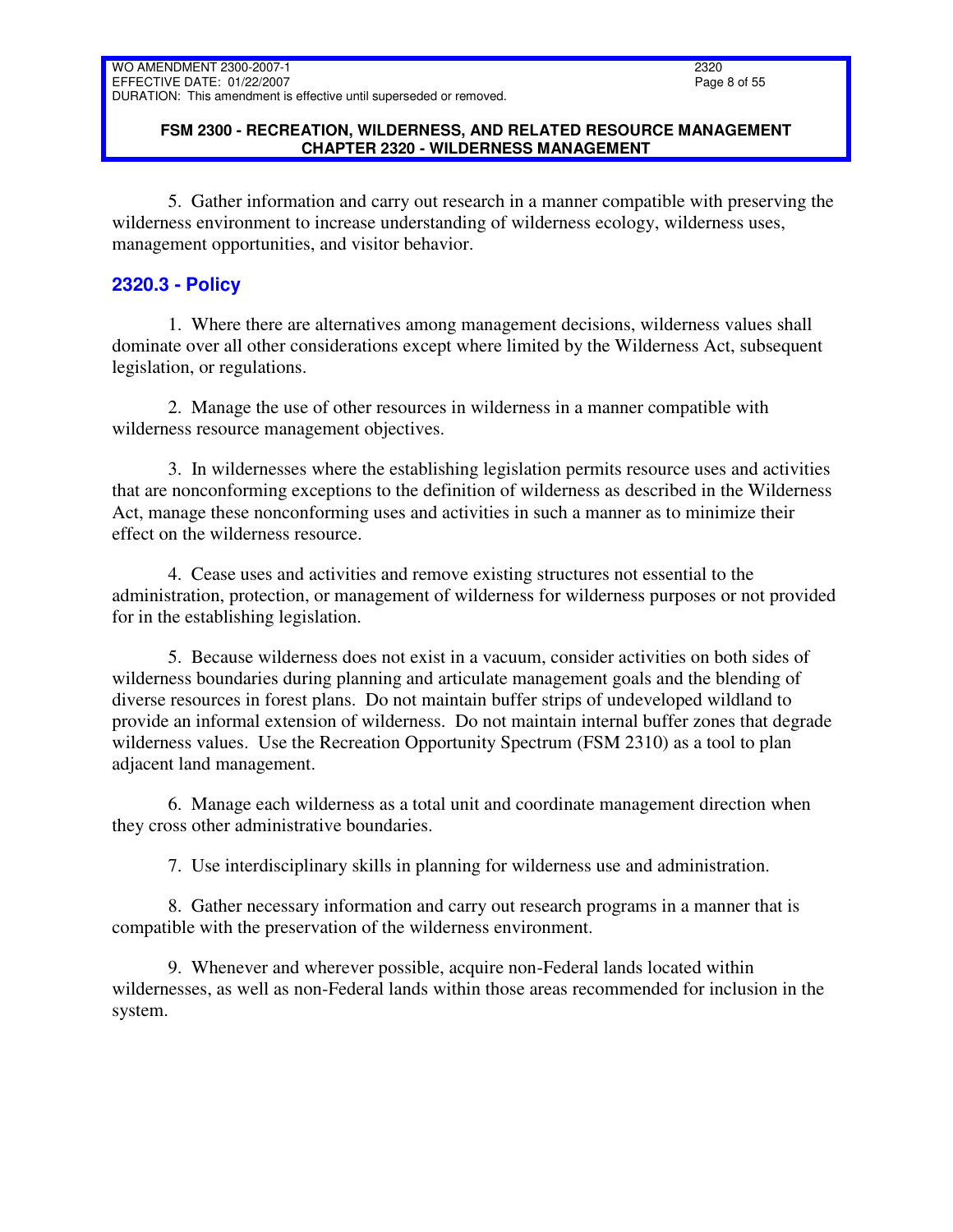5. Gather information and carry out research in a manner compatible with preserving the wilderness environment to increase understanding of wilderness ecology, wilderness uses, management opportunities, and visitor behavior.

## 2320.3 - Policy

1. Where there are alternatives among management decisions, wilderness values shall dominate over all other considerations except where limited by the Wilderness Act, subsequent legislation, or regulations.

2. Manage the use of other resources in wilderness in a manner compatible with wilderness resource management objectives.

3. In wildernesses where the establishing legislation permits resource uses and activities that are nonconforming exceptions to the definition of wilderness as described in the Wilderness Act, manage these nonconforming uses and activities in such a manner as to minimize their effect on the wilderness resource.

4. Cease uses and activities and remove existing structures not essential to the administration, protection, or management of wilderness for wilderness purposes or not provided for in the establishing legislation.

5. Because wilderness does not exist in a vacuum, consider activities on both sides of wilderness boundaries during planning and articulate management goals and the blending of diverse resources in forest plans. Do not maintain buffer strips of undeveloped wildland to provide an informal extension of wilderness. Do not maintain internal buffer zones that degrade wilderness values. Use the Recreation Opportunity Spectrum (FSM 2310) as a tool to plan adjacent land management.

6. Manage each wilderness as a total unit and coordinate management direction when they cross other administrative boundaries.

7. Use interdisciplinary skills in planning for wilderness use and administration.

8. Gather necessary information and carry out research programs in a manner that is compatible with the preservation of the wilderness environment.

9. Whenever and wherever possible, acquire non-Federal lands located within wildernesses, as well as non-Federal lands within those areas recommended for inclusion in the system.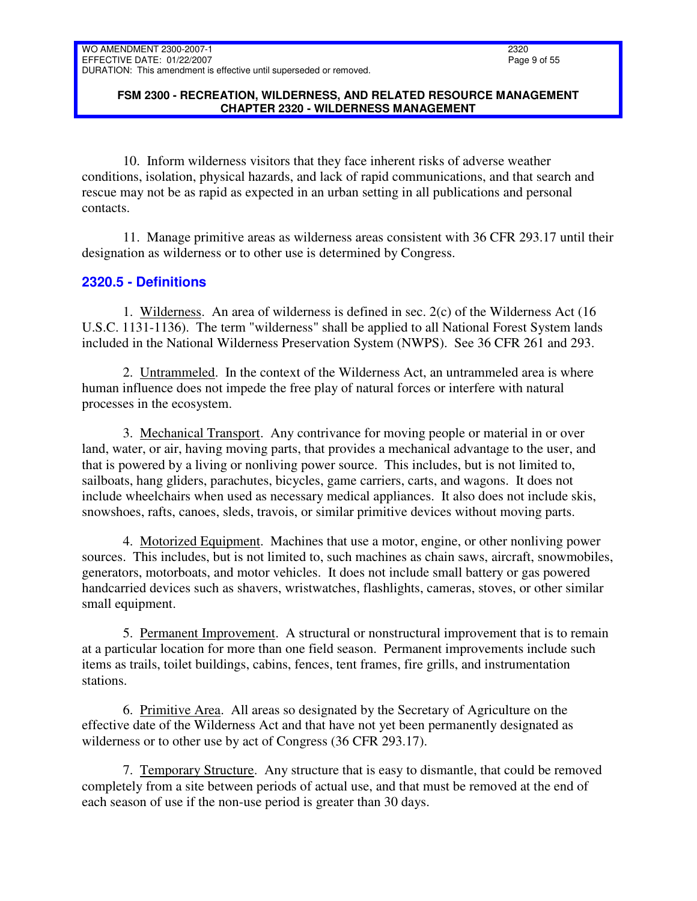10. Inform wilderness visitors that they face inherent risks of adverse weather conditions, isolation, physical hazards, and lack of rapid communications, and that search and rescue may not be as rapid as expected in an urban setting in all publications and personal contacts.

11. Manage primitive areas as wilderness areas consistent with 36 CFR 293.17 until their designation as wilderness or to other use is determined by Congress.

## 2320.5 - Definitions

1. Wilderness. An area of wilderness is defined in sec. 2(c) of the Wilderness Act (16 U.S.C. 1131-1136). The term "wilderness" shall be applied to all National Forest System lands included in the National Wilderness Preservation System (NWPS). See 36 CFR 261 and 293.

2. Untrammeled. In the context of the Wilderness Act, an untrammeled area is where human influence does not impede the free play of natural forces or interfere with natural processes in the ecosystem.

3. Mechanical Transport. Any contrivance for moving people or material in or over land, water, or air, having moving parts, that provides a mechanical advantage to the user, and that is powered by a living or nonliving power source. This includes, but is not limited to, sailboats, hang gliders, parachutes, bicycles, game carriers, carts, and wagons. It does not include wheelchairs when used as necessary medical appliances. It also does not include skis, snowshoes, rafts, canoes, sleds, travois, or similar primitive devices without moving parts.

4. Motorized Equipment. Machines that use a motor, engine, or other nonliving power sources. This includes, but is not limited to, such machines as chain saws, aircraft, snowmobiles, generators, motorboats, and motor vehicles. It does not include small battery or gas powered handcarried devices such as shavers, wristwatches, flashlights, cameras, stoves, or other similar small equipment.

5. Permanent Improvement. A structural or nonstructural improvement that is to remain at a particular location for more than one field season. Permanent improvements include such items as trails, toilet buildings, cabins, fences, tent frames, fire grills, and instrumentation stations.

6. Primitive Area. All areas so designated by the Secretary of Agriculture on the effective date of the Wilderness Act and that have not yet been permanently designated as wilderness or to other use by act of Congress (36 CFR 293.17).

7. Temporary Structure. Any structure that is easy to dismantle, that could be removed completely from a site between periods of actual use, and that must be removed at the end of each season of use if the non-use period is greater than 30 days.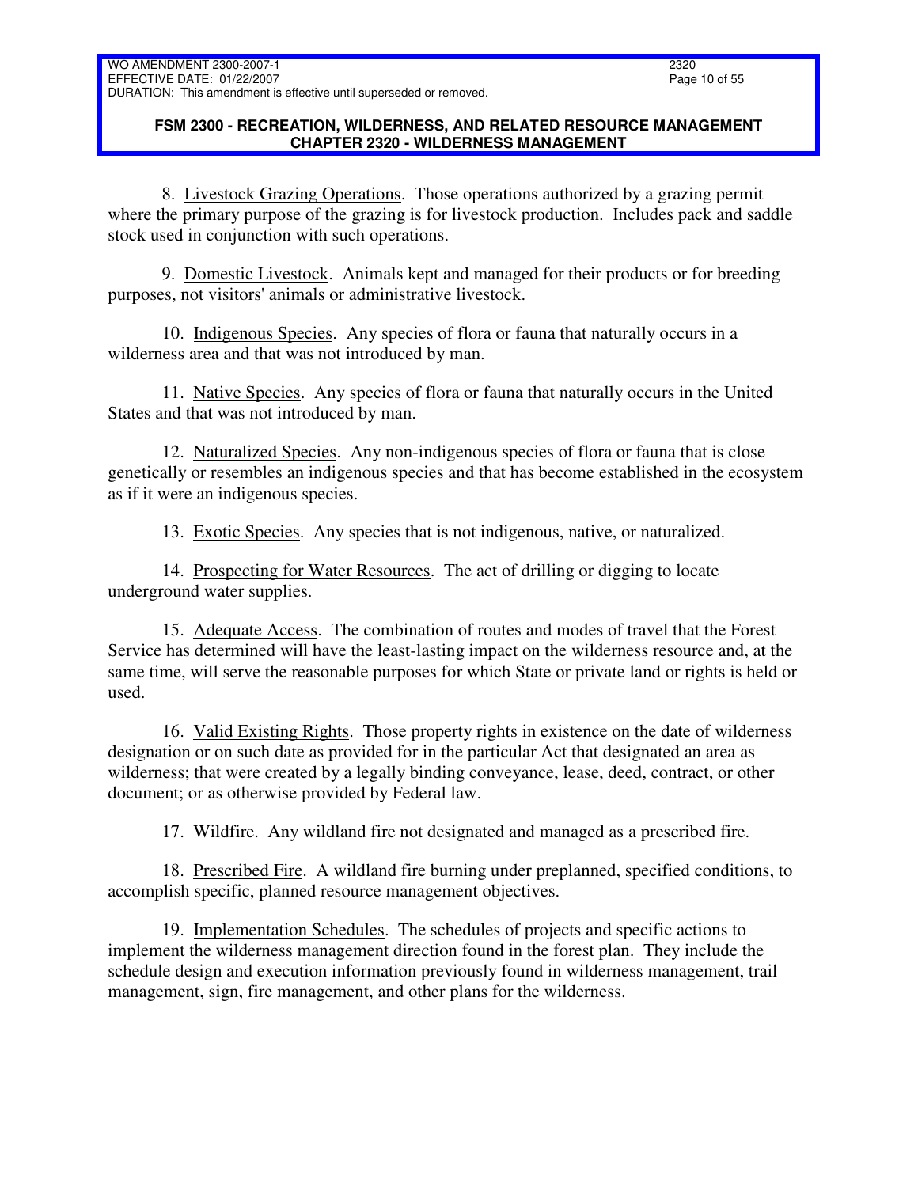8. Livestock Grazing Operations. Those operations authorized by a grazing permit where the primary purpose of the grazing is for livestock production. Includes pack and saddle stock used in conjunction with such operations.

9. Domestic Livestock. Animals kept and managed for their products or for breeding purposes, not visitors' animals or administrative livestock.

10. Indigenous Species. Any species of flora or fauna that naturally occurs in a wilderness area and that was not introduced by man.

11. Native Species. Any species of flora or fauna that naturally occurs in the United States and that was not introduced by man.

12. Naturalized Species. Any non-indigenous species of flora or fauna that is close genetically or resembles an indigenous species and that has become established in the ecosystem as if it were an indigenous species.

13. Exotic Species. Any species that is not indigenous, native, or naturalized.

14. Prospecting for Water Resources. The act of drilling or digging to locate underground water supplies.

15. Adequate Access. The combination of routes and modes of travel that the Forest Service has determined will have the least-lasting impact on the wilderness resource and, at the same time, will serve the reasonable purposes for which State or private land or rights is held or used.

16. Valid Existing Rights. Those property rights in existence on the date of wilderness designation or on such date as provided for in the particular Act that designated an area as wilderness; that were created by a legally binding conveyance, lease, deed, contract, or other document; or as otherwise provided by Federal law.

17. Wildfire. Any wildland fire not designated and managed as a prescribed fire.

18. Prescribed Fire. A wildland fire burning under preplanned, specified conditions, to accomplish specific, planned resource management objectives.

19. Implementation Schedules. The schedules of projects and specific actions to implement the wilderness management direction found in the forest plan. They include the schedule design and execution information previously found in wilderness management, trail management, sign, fire management, and other plans for the wilderness.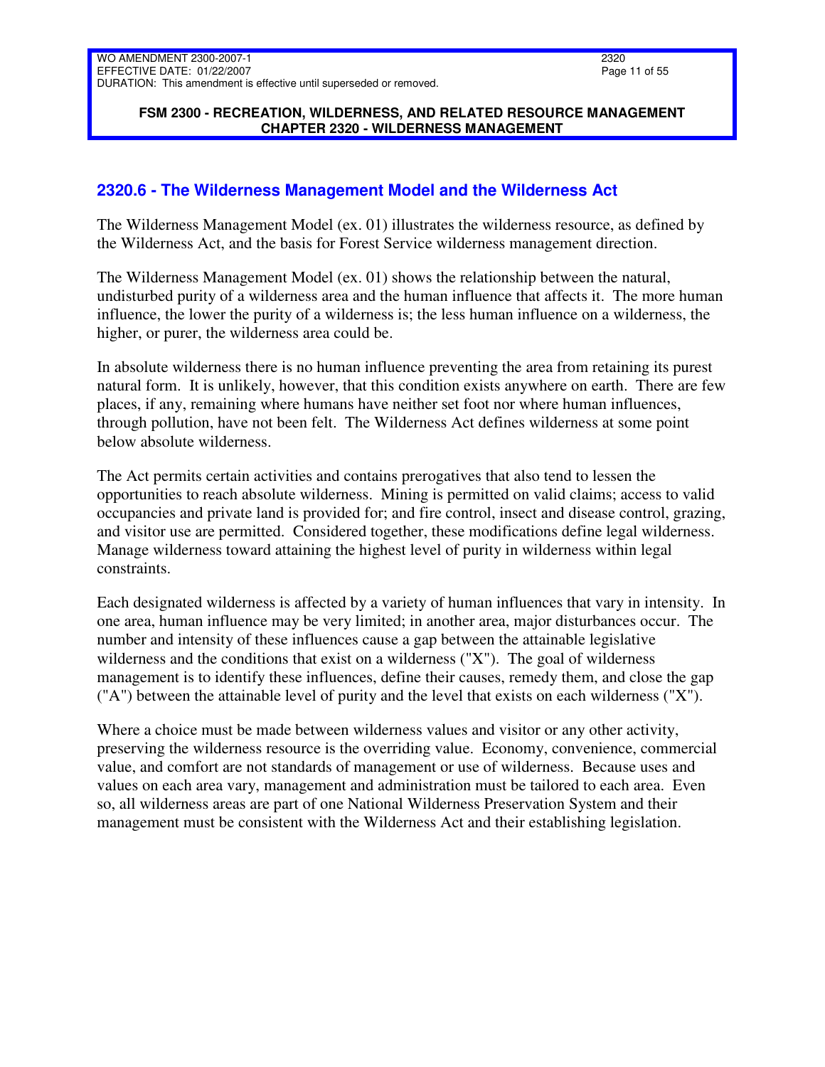## 2320.6 - The Wilderness Management Model and the Wilderness Act

The Wilderness Management Model (ex. 01) illustrates the wilderness resource, as defined by the Wilderness Act, and the basis for Forest Service wilderness management direction.

The Wilderness Management Model (ex. 01) shows the relationship between the natural, undisturbed purity of a wilderness area and the human influence that affects it. The more human influence, the lower the purity of a wilderness is; the less human influence on a wilderness, the higher, or purer, the wilderness area could be.

In absolute wilderness there is no human influence preventing the area from retaining its purest natural form. It is unlikely, however, that this condition exists anywhere on earth. There are few places, if any, remaining where humans have neither set foot nor where human influences, through pollution, have not been felt. The Wilderness Act defines wilderness at some point below absolute wilderness.

The Act permits certain activities and contains prerogatives that also tend to lessen the opportunities to reach absolute wilderness. Mining is permitted on valid claims; access to valid occupancies and private land is provided for; and fire control, insect and disease control, grazing, and visitor use are permitted. Considered together, these modifications define legal wilderness. Manage wilderness toward attaining the highest level of purity in wilderness within legal constraints.

Each designated wilderness is affected by a variety of human influences that vary in intensity. In one area, human influence may be very limited; in another area, major disturbances occur. The number and intensity of these influences cause a gap between the attainable legislative wilderness and the conditions that exist on a wilderness ("X"). The goal of wilderness management is to identify these influences, define their causes, remedy them, and close the gap ("A") between the attainable level of purity and the level that exists on each wilderness ("X").

Where a choice must be made between wilderness values and visitor or any other activity, preserving the wilderness resource is the overriding value. Economy, convenience, commercial value, and comfort are not standards of management or use of wilderness. Because uses and values on each area vary, management and administration must be tailored to each area. Even so, all wilderness areas are part of one National Wilderness Preservation System and their management must be consistent with the Wilderness Act and their establishing legislation.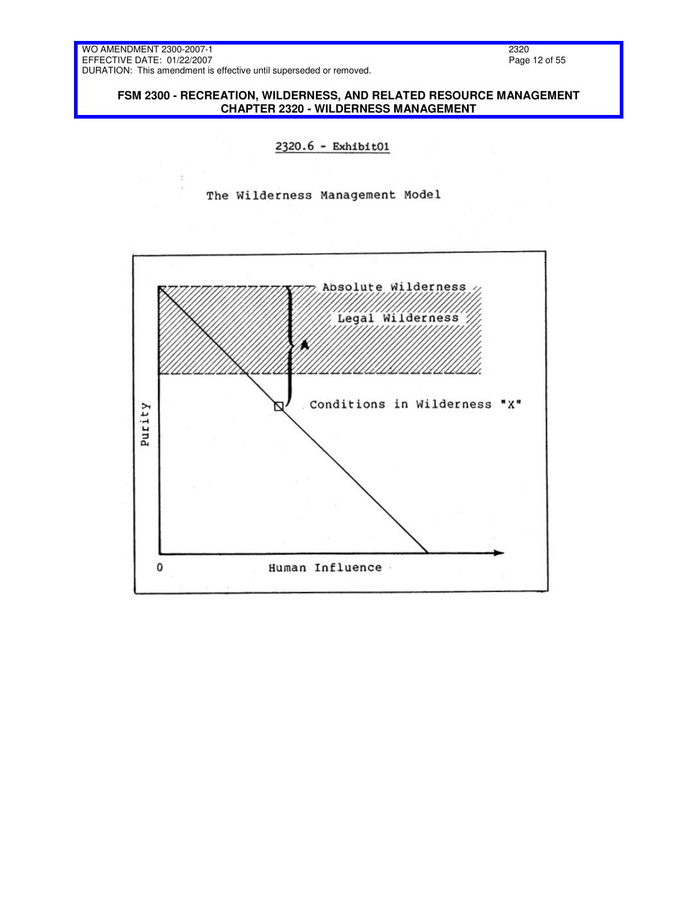## 2320.6 - Exhibit01

The Wilderness Management Model

Absolute Wilderness

Legal Wilderness

A

Conditions in Wilderness "X"

Purity

0

Human Influence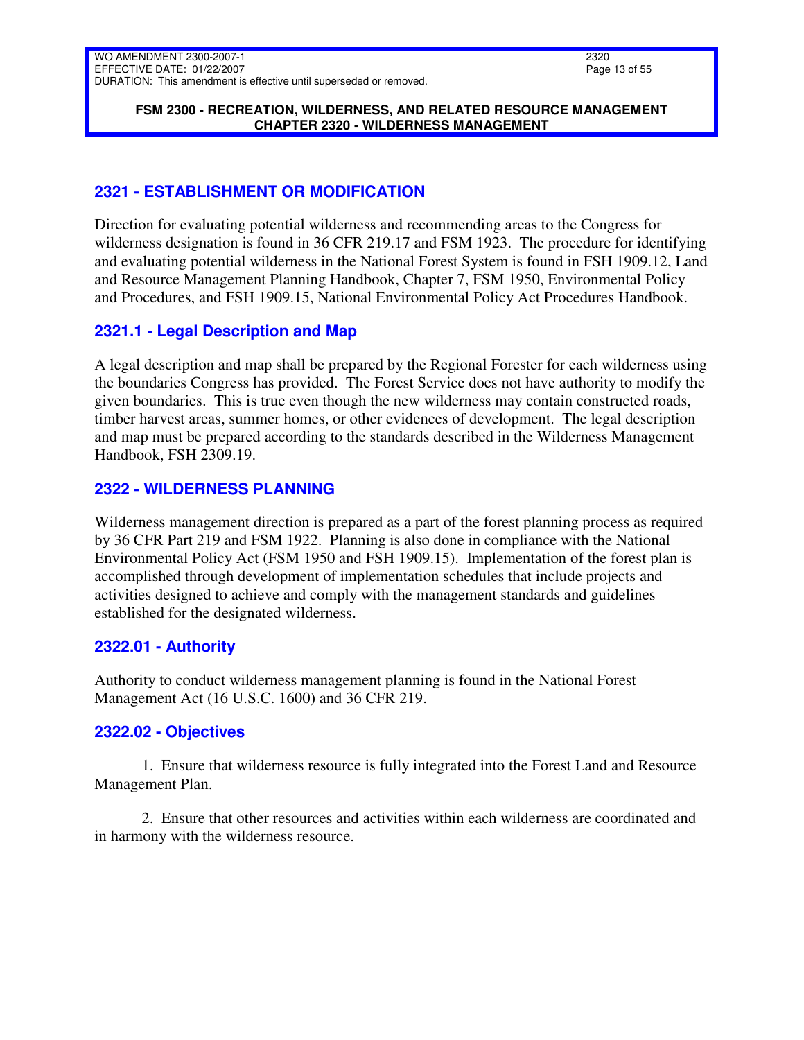## 2321 - ESTABLISHMENT OR MODIFICATION

Direction for evaluating potential wilderness and recommending areas to the Congress for wilderness designation is found in 36 CFR 219.17 and FSM 1923. The procedure for identifying and evaluating potential wilderness in the National Forest System is found in FSH 1909.12, Land and Resource Management Planning Handbook, Chapter 7, FSM 1950, Environmental Policy and Procedures, and FSH 1909.15, National Environmental Policy Act Procedures Handbook.

### 2321.1 - Legal Description and Map

A legal description and map shall be prepared by the Regional Forester for each wilderness using the boundaries Congress has provided. The Forest Service does not have authority to modify the given boundaries. This is true even though the new wilderness may contain constructed roads, timber harvest areas, summer homes, or other evidences of development. The legal description and map must be prepared according to the standards described in the Wilderness Management Handbook, FSH 2309.19.

## 2322 - WILDERNESS PLANNING

Wilderness management direction is prepared as a part of the forest planning process as required by 36 CFR Part 219 and FSM 1922. Planning is also done in compliance with the National Environmental Policy Act (FSM 1950 and FSH 1909.15). Implementation of the forest plan is accomplished through development of implementation schedules that include projects and activities designed to achieve and comply with the management standards and guidelines established for the designated wilderness.

### 2322.01 - Authority

Authority to conduct wilderness management planning is found in the National Forest Management Act (16 U.S.C. 1600) and 36 CFR 219.

### 2322.02 - Objectives

1. Ensure that wilderness resource is fully integrated into the Forest Land and Resource Management Plan.

2. Ensure that other resources and activities within each wilderness are coordinated and in harmony with the wilderness resource.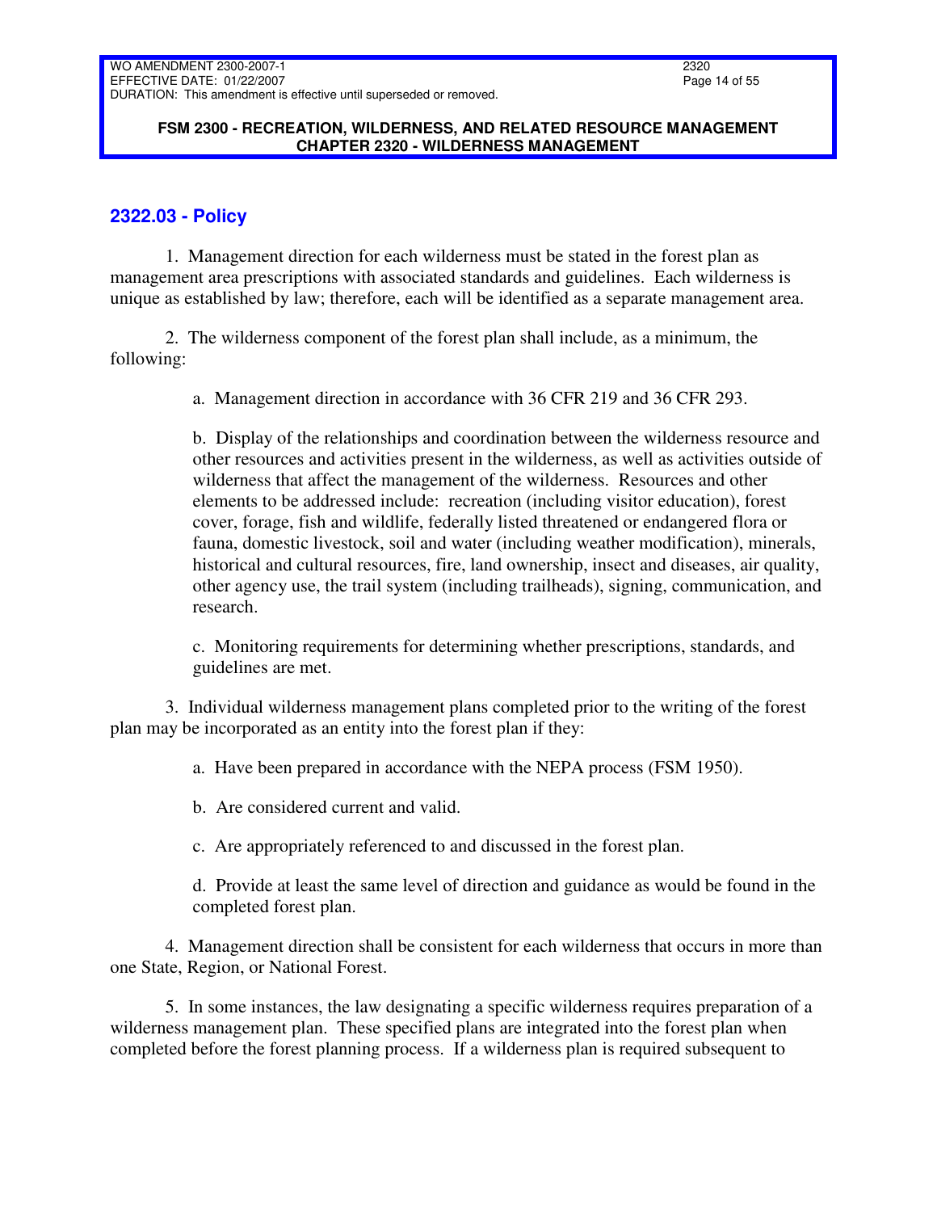## 2322.03 - Policy

1. Management direction for each wilderness must be stated in the forest plan as management area prescriptions with associated standards and guidelines. Each wilderness is unique as established by law; therefore, each will be identified as a separate management area.

2. The wilderness component of the forest plan shall include, as a minimum, the following:

   a. Management direction in accordance with 36 CFR 219 and 36 CFR 293.

   b. Display of the relationships and coordination between the wilderness resource and other resources and activities present in the wilderness, as well as activities outside of wilderness that affect the management of the wilderness. Resources and other elements to be addressed include: recreation (including visitor education), forest cover, forage, fish and wildlife, federally listed threatened or endangered flora or fauna, domestic livestock, soil and water (including weather modification), minerals, historical and cultural resources, fire, land ownership, insect and diseases, air quality, other agency use, the trail system (including trailheads), signing, communication, and research.

   c. Monitoring requirements for determining whether prescriptions, standards, and guidelines are met.

3. Individual wilderness management plans completed prior to the writing of the forest plan may be incorporated as an entity into the forest plan if they:

   a. Have been prepared in accordance with the NEPA process (FSM 1950).

   b. Are considered current and valid.

   c. Are appropriately referenced to and discussed in the forest plan.

   d. Provide at least the same level of direction and guidance as would be found in the completed forest plan.

4. Management direction shall be consistent for each wilderness that occurs in more than one State, Region, or National Forest.

5. In some instances, the law designating a specific wilderness requires preparation of a wilderness management plan. These specified plans are integrated into the forest plan when completed before the forest planning process. If a wilderness plan is required subsequent to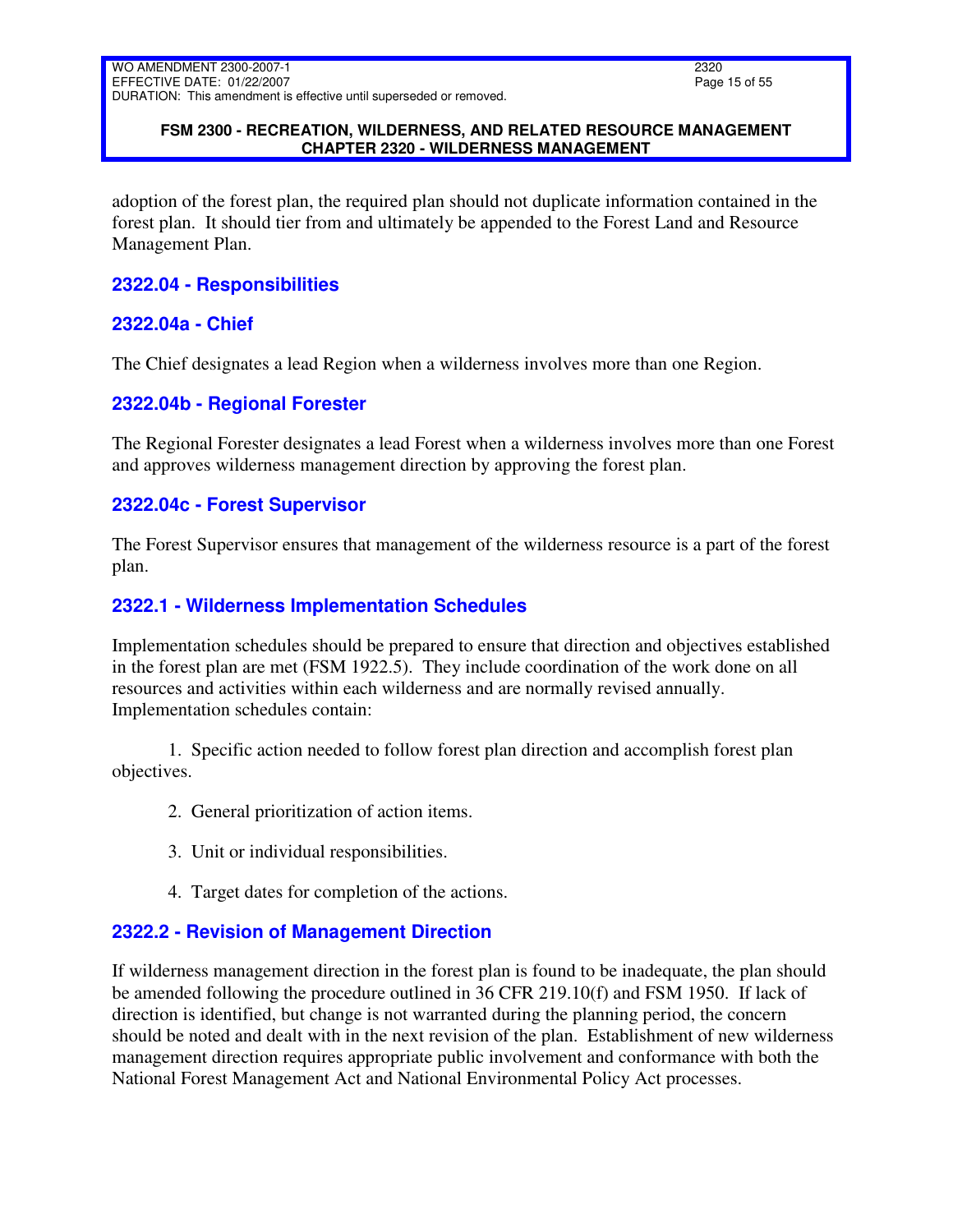adoption of the forest plan, the required plan should not duplicate information contained in the forest plan. It should tier from and ultimately be appended to the Forest Land and Resource Management Plan.

## 2322.04 - Responsibilities

### 2322.04a - Chief

The Chief designates a lead Region when a wilderness involves more than one Region.

### 2322.04b - Regional Forester

The Regional Forester designates a lead Forest when a wilderness involves more than one Forest and approves wilderness management direction by approving the forest plan.

### 2322.04c - Forest Supervisor

The Forest Supervisor ensures that management of the wilderness resource is a part of the forest plan.

## 2322.1 - Wilderness Implementation Schedules

Implementation schedules should be prepared to ensure that direction and objectives established in the forest plan are met (FSM 1922.5). They include coordination of the work done on all resources and activities within each wilderness and are normally revised annually. Implementation schedules contain:

1. Specific action needed to follow forest plan direction and accomplish forest plan objectives.

2. General prioritization of action items.

3. Unit or individual responsibilities.

4. Target dates for completion of the actions.

## 2322.2 - Revision of Management Direction

If wilderness management direction in the forest plan is found to be inadequate, the plan should be amended following the procedure outlined in 36 CFR 219.10(f) and FSM 1950. If lack of direction is identified, but change is not warranted during the planning period, the concern should be noted and dealt with in the next revision of the plan. Establishment of new wilderness management direction requires appropriate public involvement and conformance with both the National Forest Management Act and National Environmental Policy Act processes.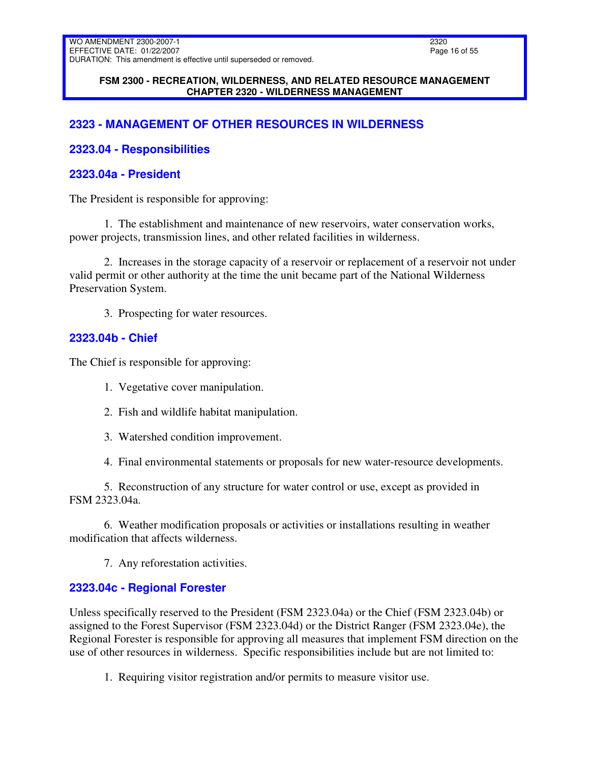## 2323 - MANAGEMENT OF OTHER RESOURCES IN WILDERNESS

### 2323.04 - Responsibilities

### 2323.04a - President

The President is responsible for approving:

1. The establishment and maintenance of new reservoirs, water conservation works, power projects, transmission lines, and other related facilities in wilderness.

2. Increases in the storage capacity of a reservoir or replacement of a reservoir not under valid permit or other authority at the time the unit became part of the National Wilderness Preservation System.

3. Prospecting for water resources.

### 2323.04b - Chief

The Chief is responsible for approving:

1. Vegetative cover manipulation.

2. Fish and wildlife habitat manipulation.

3. Watershed condition improvement.

4. Final environmental statements or proposals for new water-resource developments.

5. Reconstruction of any structure for water control or use, except as provided in FSM 2323.04a.

6. Weather modification proposals or activities or installations resulting in weather modification that affects wilderness.

7. Any reforestation activities.

### 2323.04c - Regional Forester

Unless specifically reserved to the President (FSM 2323.04a) or the Chief (FSM 2323.04b) or assigned to the Forest Supervisor (FSM 2323.04d) or the District Ranger (FSM 2323.04e), the Regional Forester is responsible for approving all measures that implement FSM direction on the use of other resources in wilderness. Specific responsibilities include but are not limited to:

1. Requiring visitor registration and/or permits to measure visitor use.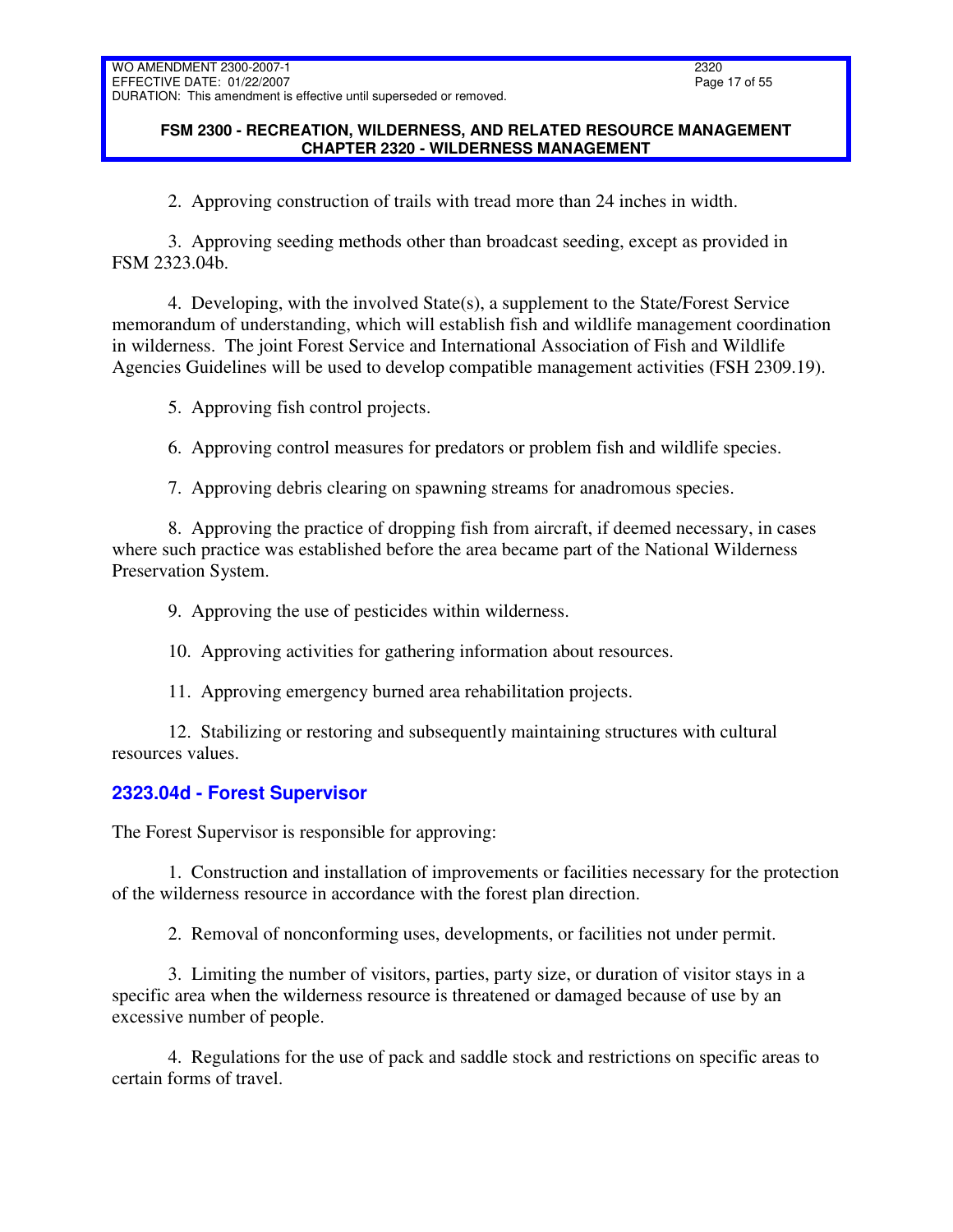2. Approving construction of trails with tread more than 24 inches in width.

3. Approving seeding methods other than broadcast seeding, except as provided in FSM 2323.04b.

4. Developing, with the involved State(s), a supplement to the State/Forest Service memorandum of understanding, which will establish fish and wildlife management coordination in wilderness. The joint Forest Service and International Association of Fish and Wildlife Agencies Guidelines will be used to develop compatible management activities (FSH 2309.19).

5. Approving fish control projects.

6. Approving control measures for predators or problem fish and wildlife species.

7. Approving debris clearing on spawning streams for anadromous species.

8. Approving the practice of dropping fish from aircraft, if deemed necessary, in cases where such practice was established before the area became part of the National Wilderness Preservation System.

9. Approving the use of pesticides within wilderness.

10. Approving activities for gathering information about resources.

11. Approving emergency burned area rehabilitation projects.

12. Stabilizing or restoring and subsequently maintaining structures with cultural resources values.

### 2323.04d - Forest Supervisor

The Forest Supervisor is responsible for approving:

1. Construction and installation of improvements or facilities necessary for the protection of the wilderness resource in accordance with the forest plan direction.

2. Removal of nonconforming uses, developments, or facilities not under permit.

3. Limiting the number of visitors, parties, party size, or duration of visitor stays in a specific area when the wilderness resource is threatened or damaged because of use by an excessive number of people.

4. Regulations for the use of pack and saddle stock and restrictions on specific areas to certain forms of travel.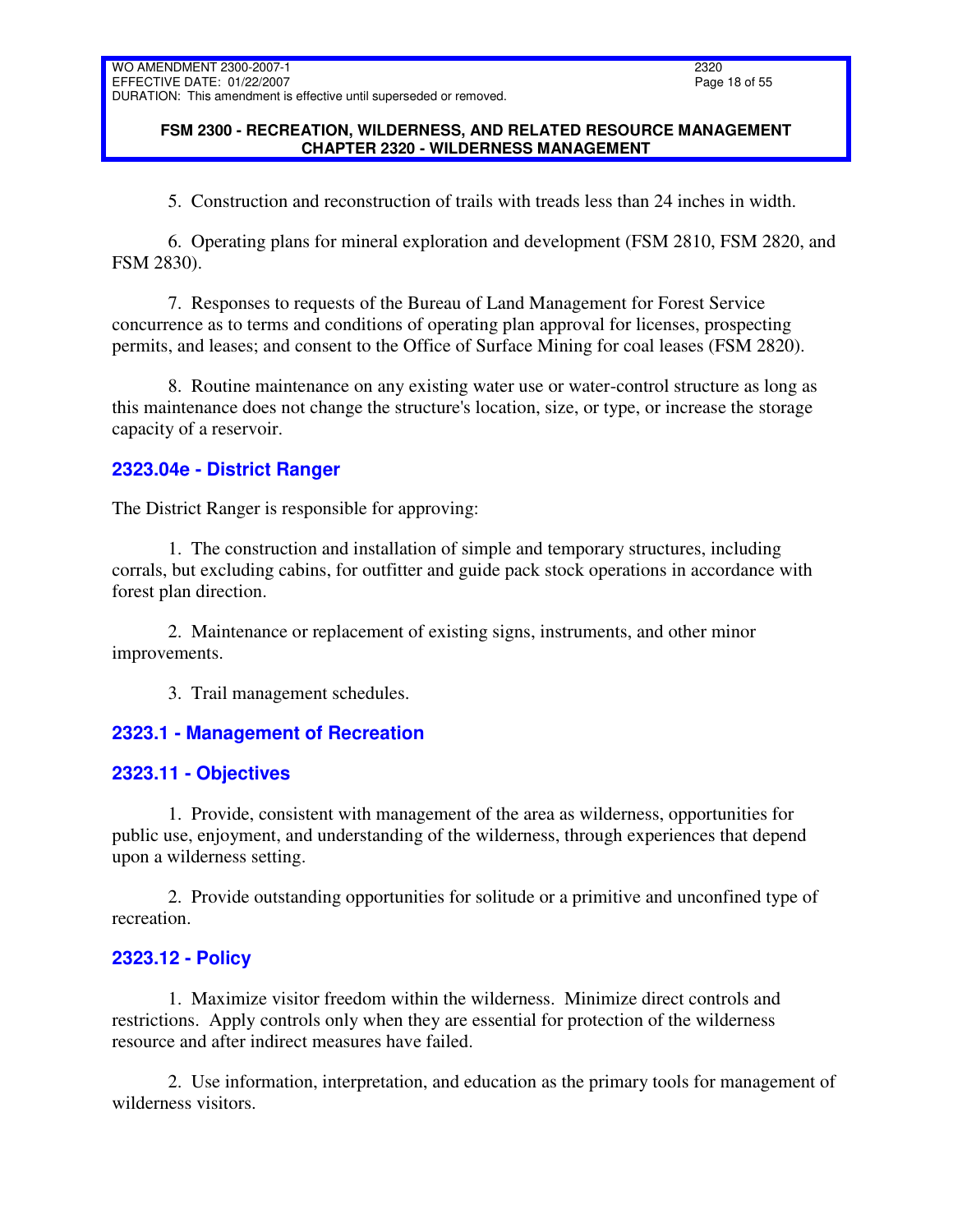5. Construction and reconstruction of trails with treads less than 24 inches in width.

6. Operating plans for mineral exploration and development (FSM 2810, FSM 2820, and FSM 2830).

7. Responses to requests of the Bureau of Land Management for Forest Service concurrence as to terms and conditions of operating plan approval for licenses, prospecting permits, and leases; and consent to the Office of Surface Mining for coal leases (FSM 2820).

8. Routine maintenance on any existing water use or water-control structure as long as this maintenance does not change the structure's location, size, or type, or increase the storage capacity of a reservoir.

## 2323.04e - District Ranger

The District Ranger is responsible for approving:

1. The construction and installation of simple and temporary structures, including corrals, but excluding cabins, for outfitter and guide pack stock operations in accordance with forest plan direction.

2. Maintenance or replacement of existing signs, instruments, and other minor improvements.

3. Trail management schedules.

## 2323.1 - Management of Recreation

## 2323.11 - Objectives

1. Provide, consistent with management of the area as wilderness, opportunities for public use, enjoyment, and understanding of the wilderness, through experiences that depend upon a wilderness setting.

2. Provide outstanding opportunities for solitude or a primitive and unconfined type of recreation.

## 2323.12 - Policy

1. Maximize visitor freedom within the wilderness. Minimize direct controls and restrictions. Apply controls only when they are essential for protection of the wilderness resource and after indirect measures have failed.

2. Use information, interpretation, and education as the primary tools for management of wilderness visitors.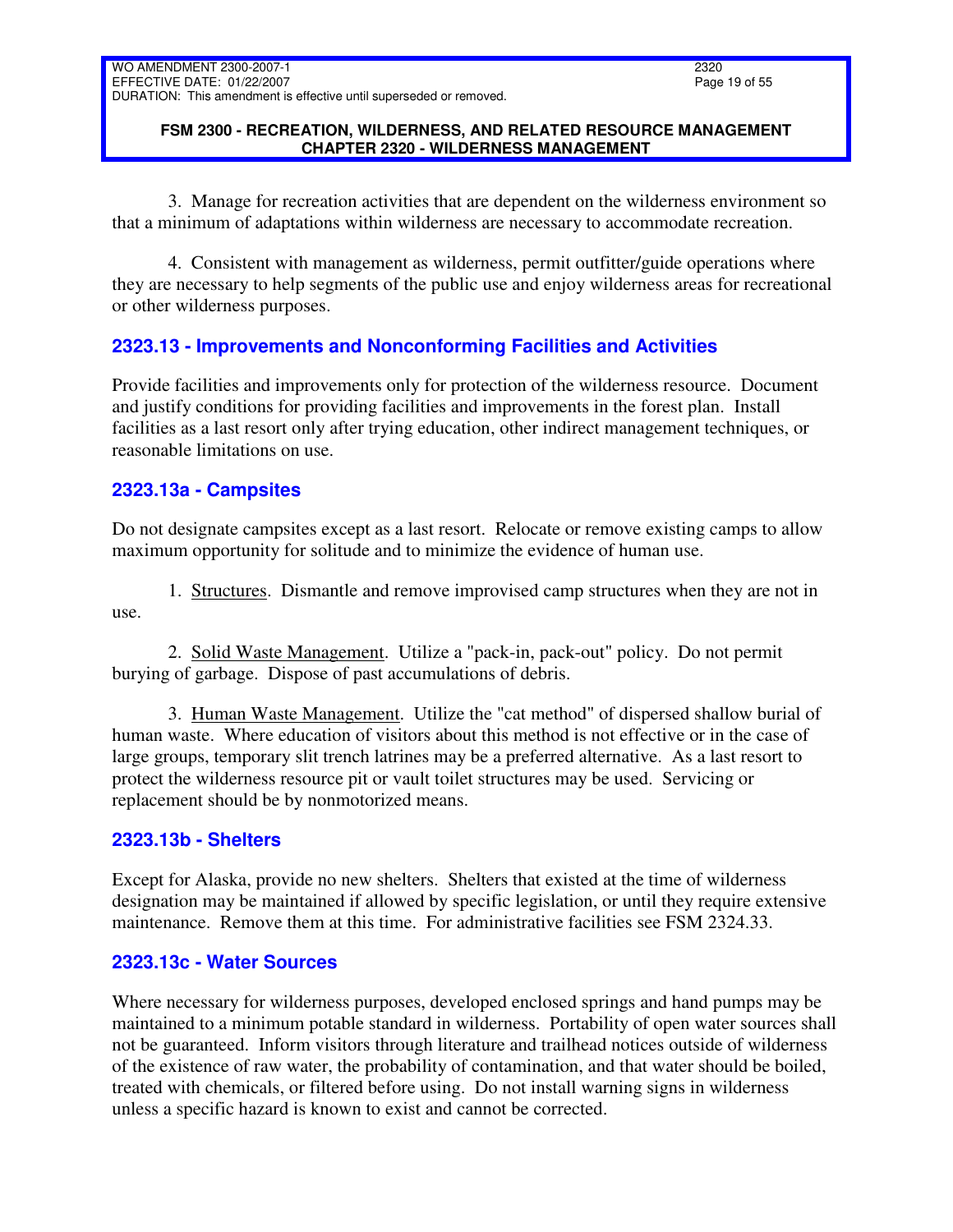3. Manage for recreation activities that are dependent on the wilderness environment so that a minimum of adaptations within wilderness are necessary to accommodate recreation.

4. Consistent with management as wilderness, permit outfitter/guide operations where they are necessary to help segments of the public use and enjoy wilderness areas for recreational or other wilderness purposes.

## 2323.13 - Improvements and Nonconforming Facilities and Activities

Provide facilities and improvements only for protection of the wilderness resource. Document and justify conditions for providing facilities and improvements in the forest plan. Install facilities as a last resort only after trying education, other indirect management techniques, or reasonable limitations on use.

## 2323.13a - Campsites

Do not designate campsites except as a last resort. Relocate or remove existing camps to allow maximum opportunity for solitude and to minimize the evidence of human use.

1. Structures. Dismantle and remove improvised camp structures when they are not in use.

2. Solid Waste Management. Utilize a "pack-in, pack-out" policy. Do not permit burying of garbage. Dispose of past accumulations of debris.

3. Human Waste Management. Utilize the "cat method" of dispersed shallow burial of human waste. Where education of visitors about this method is not effective or in the case of large groups, temporary slit trench latrines may be a preferred alternative. As a last resort to protect the wilderness resource pit or vault toilet structures may be used. Servicing or replacement should be by nonmotorized means.

## 2323.13b - Shelters

Except for Alaska, provide no new shelters. Shelters that existed at the time of wilderness designation may be maintained if allowed by specific legislation, or until they require extensive maintenance. Remove them at this time. For administrative facilities see FSM 2324.33.

## 2323.13c - Water Sources

Where necessary for wilderness purposes, developed enclosed springs and hand pumps may be maintained to a minimum potable standard in wilderness. Portability of open water sources shall not be guaranteed. Inform visitors through literature and trailhead notices outside of wilderness of the existence of raw water, the probability of contamination, and that water should be boiled, treated with chemicals, or filtered before using. Do not install warning signs in wilderness unless a specific hazard is known to exist and cannot be corrected.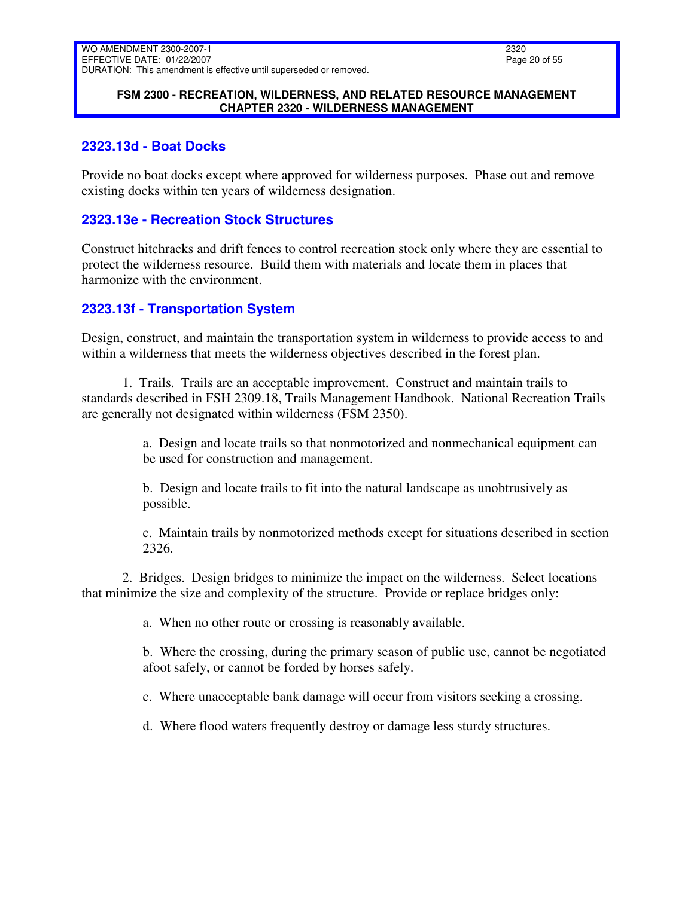## 2323.13d - Boat Docks

Provide no boat docks except where approved for wilderness purposes. Phase out and remove existing docks within ten years of wilderness designation.

## 2323.13e - Recreation Stock Structures

Construct hitchracks and drift fences to control recreation stock only where they are essential to protect the wilderness resource. Build them with materials and locate them in places that harmonize with the environment.

## 2323.13f - Transportation System

Design, construct, and maintain the transportation system in wilderness to provide access to and within a wilderness that meets the wilderness objectives described in the forest plan.

1. Trails. Trails are an acceptable improvement. Construct and maintain trails to standards described in FSH 2309.18, Trails Management Handbook. National Recreation Trails are generally not designated within wilderness (FSM 2350).

    a. Design and locate trails so that nonmotorized and nonmechanical equipment can be used for construction and management.

    b. Design and locate trails to fit into the natural landscape as unobtrusively as possible.

    c. Maintain trails by nonmotorized methods except for situations described in section 2326.

2. Bridges. Design bridges to minimize the impact on the wilderness. Select locations that minimize the size and complexity of the structure. Provide or replace bridges only:

    a. When no other route or crossing is reasonably available.

    b. Where the crossing, during the primary season of public use, cannot be negotiated afoot safely, or cannot be forded by horses safely.

    c. Where unacceptable bank damage will occur from visitors seeking a crossing.

    d. Where flood waters frequently destroy or damage less sturdy structures.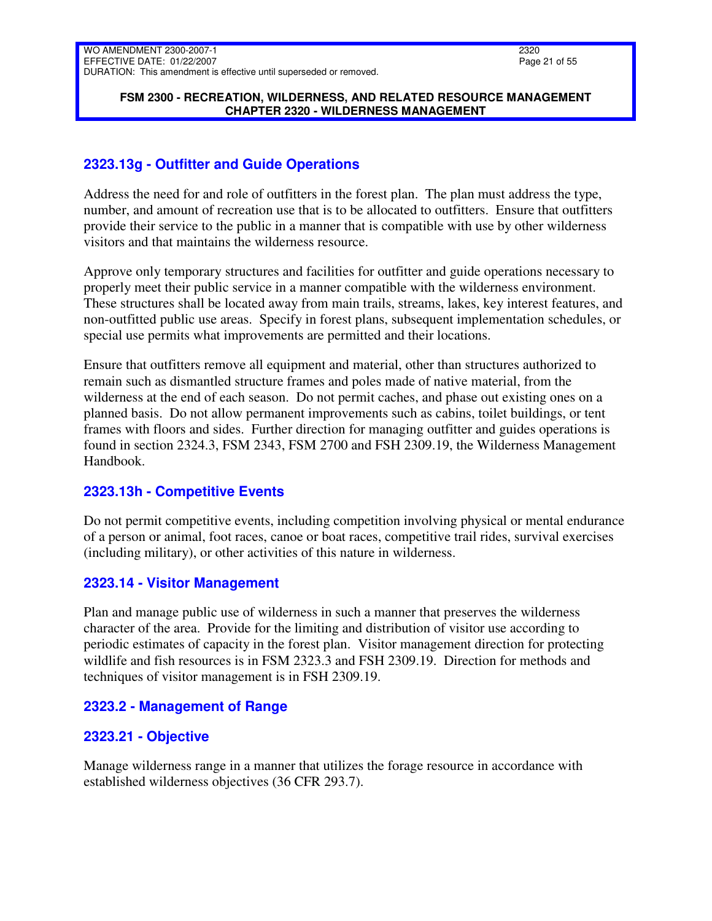## 2323.13g - Outfitter and Guide Operations

Address the need for and role of outfitters in the forest plan. The plan must address the type, number, and amount of recreation use that is to be allocated to outfitters. Ensure that outfitters provide their service to the public in a manner that is compatible with use by other wilderness visitors and that maintains the wilderness resource.

Approve only temporary structures and facilities for outfitter and guide operations necessary to properly meet their public service in a manner compatible with the wilderness environment. These structures shall be located away from main trails, streams, lakes, key interest features, and non-outfitted public use areas. Specify in forest plans, subsequent implementation schedules, or special use permits what improvements are permitted and their locations.

Ensure that outfitters remove all equipment and material, other than structures authorized to remain such as dismantled structure frames and poles made of native material, from the wilderness at the end of each season. Do not permit caches, and phase out existing ones on a planned basis. Do not allow permanent improvements such as cabins, toilet buildings, or tent frames with floors and sides. Further direction for managing outfitter and guides operations is found in section 2324.3, FSM 2343, FSM 2700 and FSH 2309.19, the Wilderness Management Handbook.

## 2323.13h - Competitive Events

Do not permit competitive events, including competition involving physical or mental endurance of a person or animal, foot races, canoe or boat races, competitive trail rides, survival exercises (including military), or other activities of this nature in wilderness.

## 2323.14 - Visitor Management

Plan and manage public use of wilderness in such a manner that preserves the wilderness character of the area. Provide for the limiting and distribution of visitor use according to periodic estimates of capacity in the forest plan. Visitor management direction for protecting wildlife and fish resources is in FSM 2323.3 and FSH 2309.19. Direction for methods and techniques of visitor management is in FSH 2309.19.

## 2323.2 - Management of Range

## 2323.21 - Objective

Manage wilderness range in a manner that utilizes the forage resource in accordance with established wilderness objectives (36 CFR 293.7).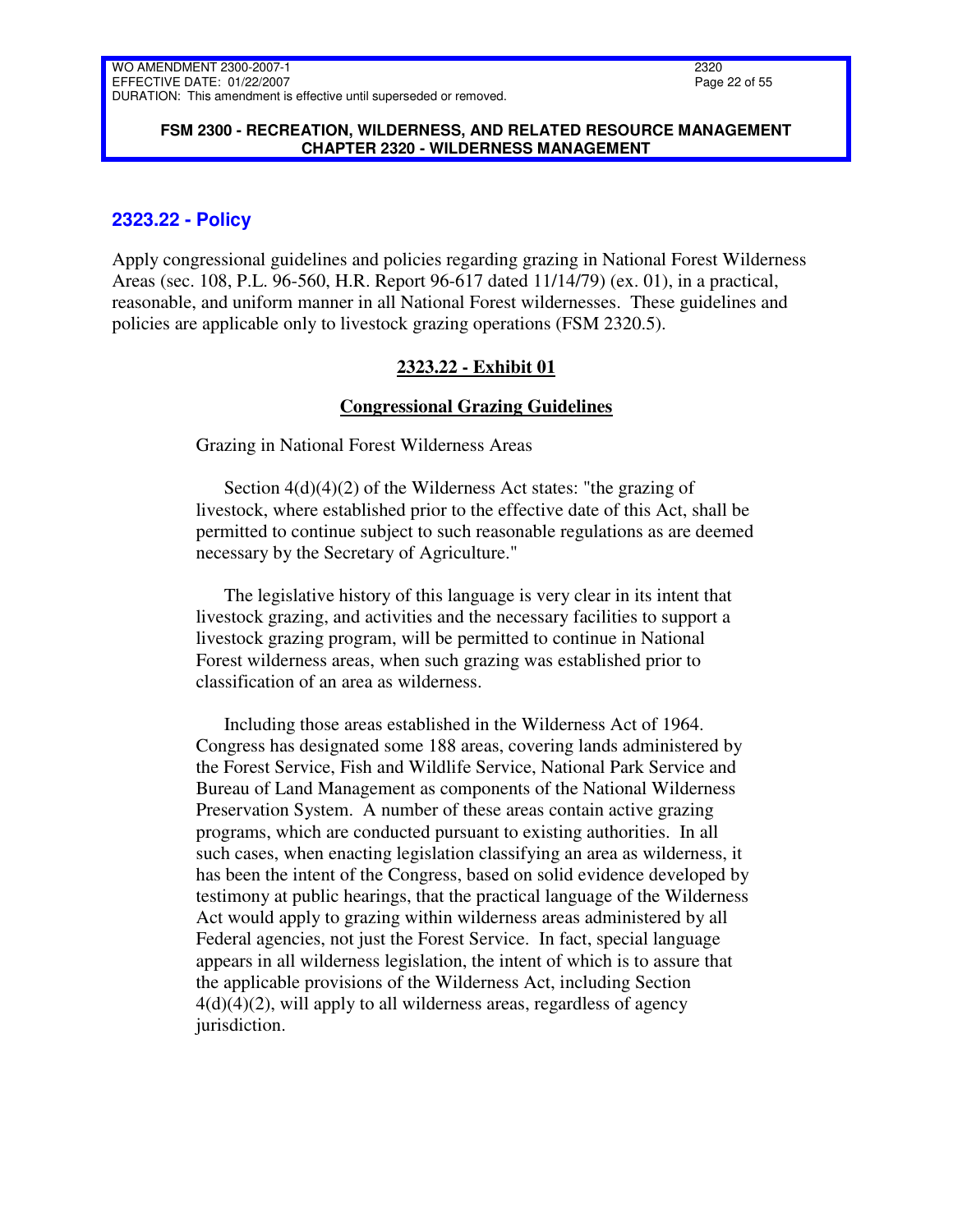## 2323.22 - Policy

Apply congressional guidelines and policies regarding grazing in National Forest Wilderness Areas (sec. 108, P.L. 96-560, H.R. Report 96-617 dated 11/14/79) (ex. 01), in a practical, reasonable, and uniform manner in all National Forest wildernesses. These guidelines and policies are applicable only to livestock grazing operations (FSM 2320.5).

**2323.22 - Exhibit 01**

**Congressional Grazing Guidelines**

Grazing in National Forest Wilderness Areas

Section 4(d)(4)(2) of the Wilderness Act states: "the grazing of livestock, where established prior to the effective date of this Act, shall be permitted to continue subject to such reasonable regulations as are deemed necessary by the Secretary of Agriculture."

The legislative history of this language is very clear in its intent that livestock grazing, and activities and the necessary facilities to support a livestock grazing program, will be permitted to continue in National Forest wilderness areas, when such grazing was established prior to classification of an area as wilderness.

Including those areas established in the Wilderness Act of 1964. Congress has designated some 188 areas, covering lands administered by the Forest Service, Fish and Wildlife Service, National Park Service and Bureau of Land Management as components of the National Wilderness Preservation System. A number of these areas contain active grazing programs, which are conducted pursuant to existing authorities. In all such cases, when enacting legislation classifying an area as wilderness, it has been the intent of the Congress, based on solid evidence developed by testimony at public hearings, that the practical language of the Wilderness Act would apply to grazing within wilderness areas administered by all Federal agencies, not just the Forest Service. In fact, special language appears in all wilderness legislation, the intent of which is to assure that the applicable provisions of the Wilderness Act, including Section 4(d)(4)(2), will apply to all wilderness areas, regardless of agency jurisdiction.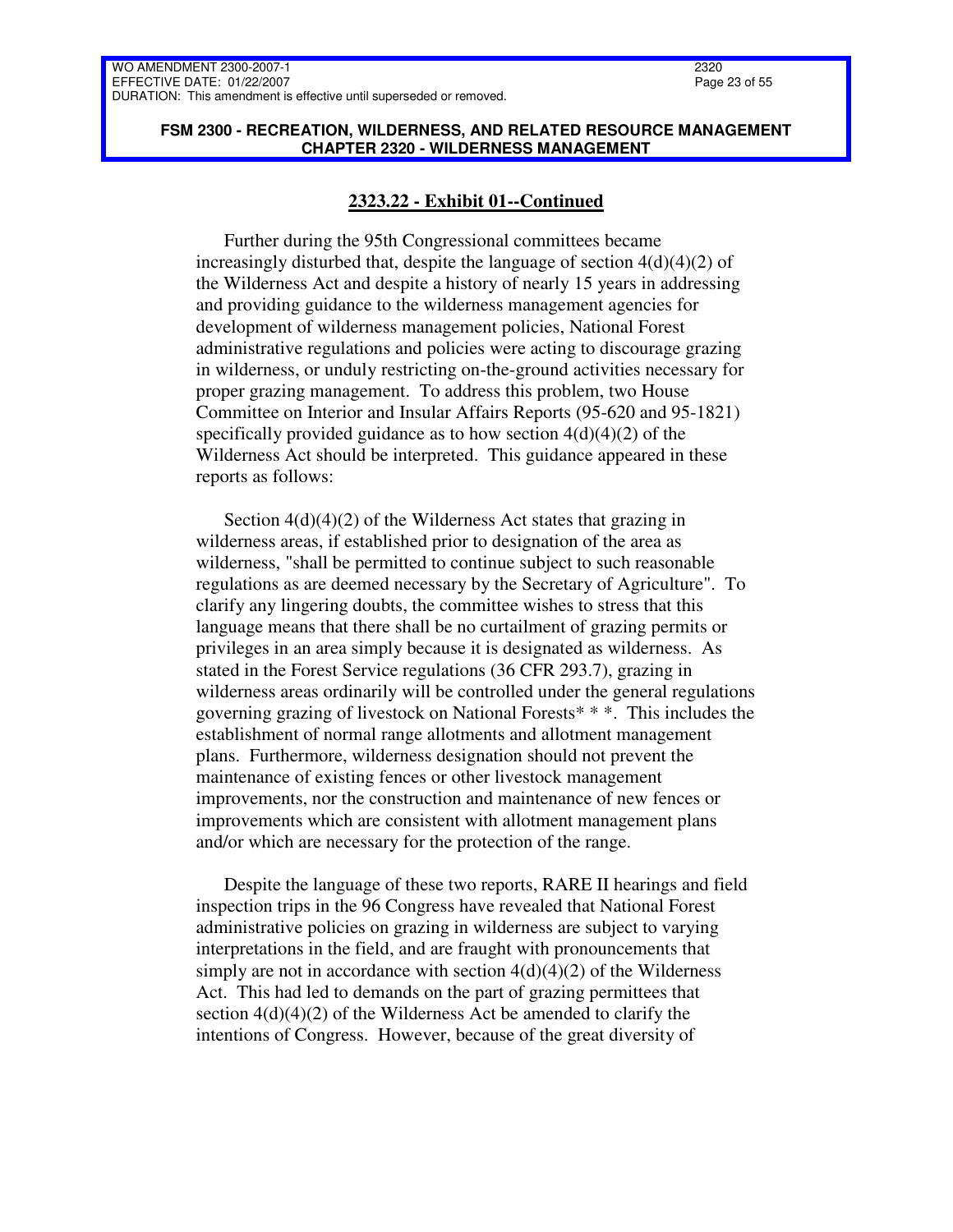## 2323.22 - Exhibit 01--Continued

Further during the 95th Congressional committees became increasingly disturbed that, despite the language of section 4(d)(4)(2) of the Wilderness Act and despite a history of nearly 15 years in addressing and providing guidance to the wilderness management agencies for development of wilderness management policies, National Forest administrative regulations and policies were acting to discourage grazing in wilderness, or unduly restricting on-the-ground activities necessary for proper grazing management. To address this problem, two House Committee on Interior and Insular Affairs Reports (95-620 and 95-1821) specifically provided guidance as to how section 4(d)(4)(2) of the Wilderness Act should be interpreted. This guidance appeared in these reports as follows:

Section 4(d)(4)(2) of the Wilderness Act states that grazing in wilderness areas, if established prior to designation of the area as wilderness, "shall be permitted to continue subject to such reasonable regulations as are deemed necessary by the Secretary of Agriculture". To clarify any lingering doubts, the committee wishes to stress that this language means that there shall be no curtailment of grazing permits or privileges in an area simply because it is designated as wilderness. As stated in the Forest Service regulations (36 CFR 293.7), grazing in wilderness areas ordinarily will be controlled under the general regulations governing grazing of livestock on National Forests* * *. This includes the establishment of normal range allotments and allotment management plans. Furthermore, wilderness designation should not prevent the maintenance of existing fences or other livestock management improvements, nor the construction and maintenance of new fences or improvements which are consistent with allotment management plans and/or which are necessary for the protection of the range.

Despite the language of these two reports, RARE II hearings and field inspection trips in the 96 Congress have revealed that National Forest administrative policies on grazing in wilderness are subject to varying interpretations in the field, and are fraught with pronouncements that simply are not in accordance with section 4(d)(4)(2) of the Wilderness Act. This had led to demands on the part of grazing permittees that section 4(d)(4)(2) of the Wilderness Act be amended to clarify the intentions of Congress. However, because of the great diversity of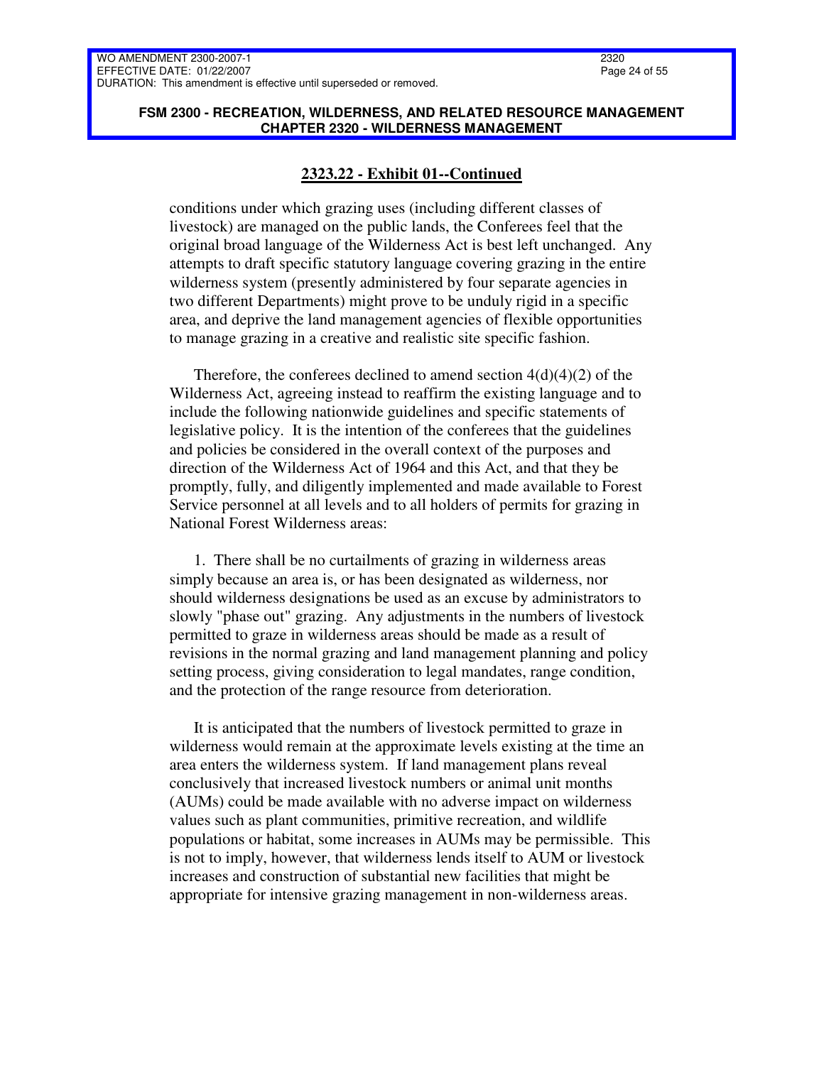## 2323.22 - Exhibit 01--Continued

conditions under which grazing uses (including different classes of livestock) are managed on the public lands, the Conferees feel that the original broad language of the Wilderness Act is best left unchanged. Any attempts to draft specific statutory language covering grazing in the entire wilderness system (presently administered by four separate agencies in two different Departments) might prove to be unduly rigid in a specific area, and deprive the land management agencies of flexible opportunities to manage grazing in a creative and realistic site specific fashion.

Therefore, the conferees declined to amend section 4(d)(4)(2) of the Wilderness Act, agreeing instead to reaffirm the existing language and to include the following nationwide guidelines and specific statements of legislative policy. It is the intention of the conferees that the guidelines and policies be considered in the overall context of the purposes and direction of the Wilderness Act of 1964 and this Act, and that they be promptly, fully, and diligently implemented and made available to Forest Service personnel at all levels and to all holders of permits for grazing in National Forest Wilderness areas:

1. There shall be no curtailments of grazing in wilderness areas simply because an area is, or has been designated as wilderness, nor should wilderness designations be used as an excuse by administrators to slowly "phase out" grazing. Any adjustments in the numbers of livestock permitted to graze in wilderness areas should be made as a result of revisions in the normal grazing and land management planning and policy setting process, giving consideration to legal mandates, range condition, and the protection of the range resource from deterioration.

It is anticipated that the numbers of livestock permitted to graze in wilderness would remain at the approximate levels existing at the time an area enters the wilderness system. If land management plans reveal conclusively that increased livestock numbers or animal unit months (AUMs) could be made available with no adverse impact on wilderness values such as plant communities, primitive recreation, and wildlife populations or habitat, some increases in AUMs may be permissible. This is not to imply, however, that wilderness lends itself to AUM or livestock increases and construction of substantial new facilities that might be appropriate for intensive grazing management in non-wilderness areas.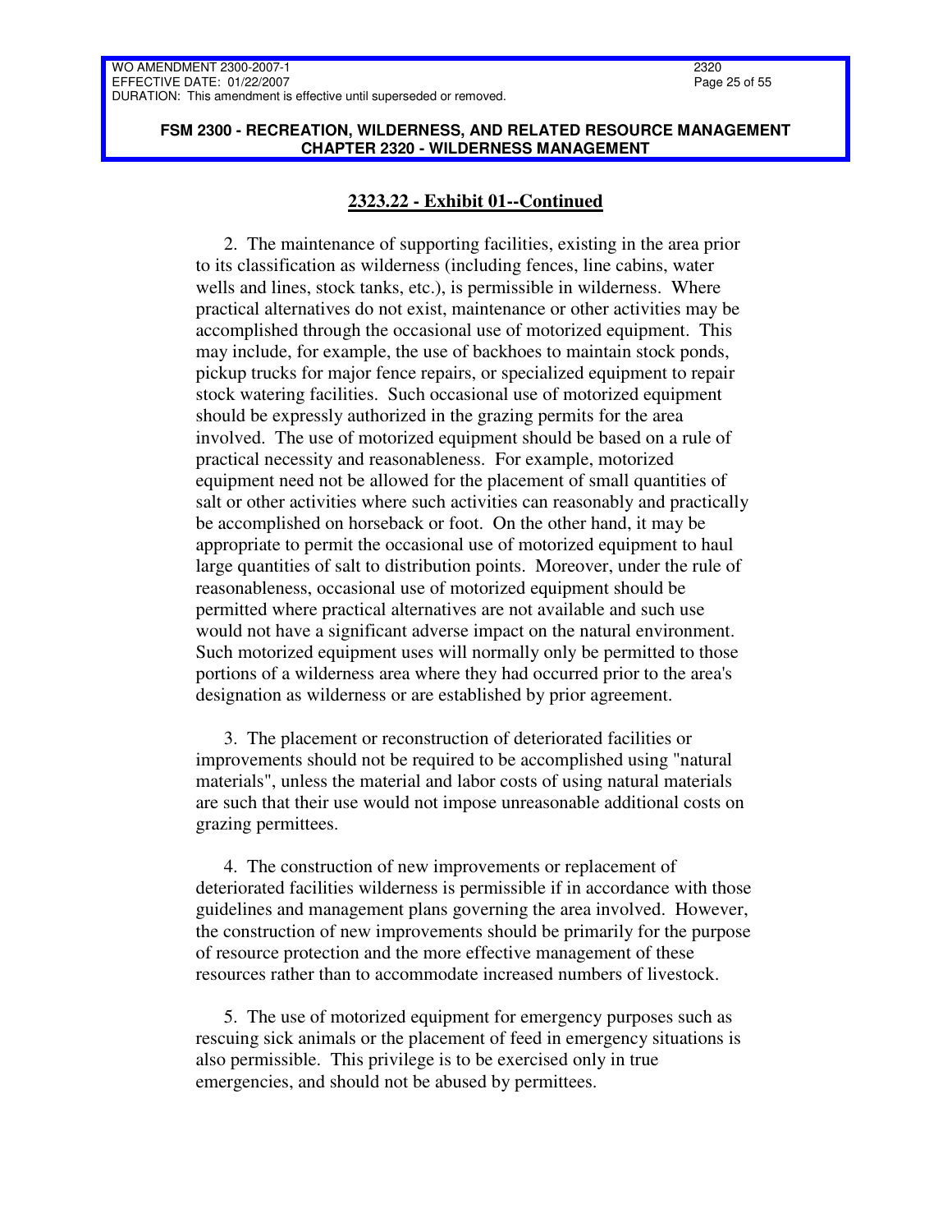## 2323.22 - Exhibit 01--Continued

2. The maintenance of supporting facilities, existing in the area prior to its classification as wilderness (including fences, line cabins, water wells and lines, stock tanks, etc.), is permissible in wilderness. Where practical alternatives do not exist, maintenance or other activities may be accomplished through the occasional use of motorized equipment. This may include, for example, the use of backhoes to maintain stock ponds, pickup trucks for major fence repairs, or specialized equipment to repair stock watering facilities. Such occasional use of motorized equipment should be expressly authorized in the grazing permits for the area involved. The use of motorized equipment should be based on a rule of practical necessity and reasonableness. For example, motorized equipment need not be allowed for the placement of small quantities of salt or other activities where such activities can reasonably and practically be accomplished on horseback or foot. On the other hand, it may be appropriate to permit the occasional use of motorized equipment to haul large quantities of salt to distribution points. Moreover, under the rule of reasonableness, occasional use of motorized equipment should be permitted where practical alternatives are not available and such use would not have a significant adverse impact on the natural environment. Such motorized equipment uses will normally only be permitted to those portions of a wilderness area where they had occurred prior to the area's designation as wilderness or are established by prior agreement.

3. The placement or reconstruction of deteriorated facilities or improvements should not be required to be accomplished using "natural materials", unless the material and labor costs of using natural materials are such that their use would not impose unreasonable additional costs on grazing permittees.

4. The construction of new improvements or replacement of deteriorated facilities wilderness is permissible if in accordance with those guidelines and management plans governing the area involved. However, the construction of new improvements should be primarily for the purpose of resource protection and the more effective management of these resources rather than to accommodate increased numbers of livestock.

5. The use of motorized equipment for emergency purposes such as rescuing sick animals or the placement of feed in emergency situations is also permissible. This privilege is to be exercised only in true emergencies, and should not be abused by permittees.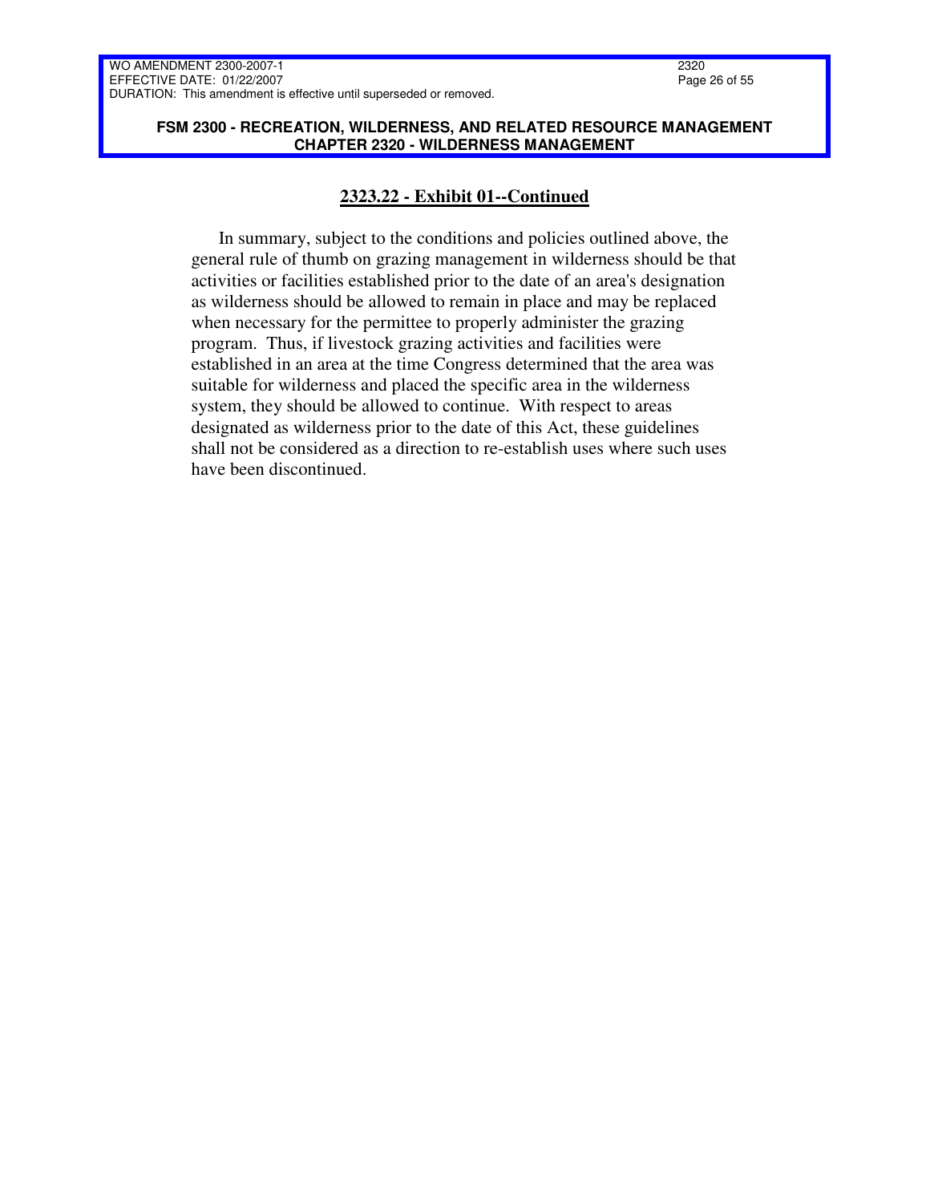## 2323.22 - Exhibit 01--Continued

In summary, subject to the conditions and policies outlined above, the general rule of thumb on grazing management in wilderness should be that activities or facilities established prior to the date of an area's designation as wilderness should be allowed to remain in place and may be replaced when necessary for the permittee to properly administer the grazing program. Thus, if livestock grazing activities and facilities were established in an area at the time Congress determined that the area was suitable for wilderness and placed the specific area in the wilderness system, they should be allowed to continue. With respect to areas designated as wilderness prior to the date of this Act, these guidelines shall not be considered as a direction to re-establish uses where such uses have been discontinued.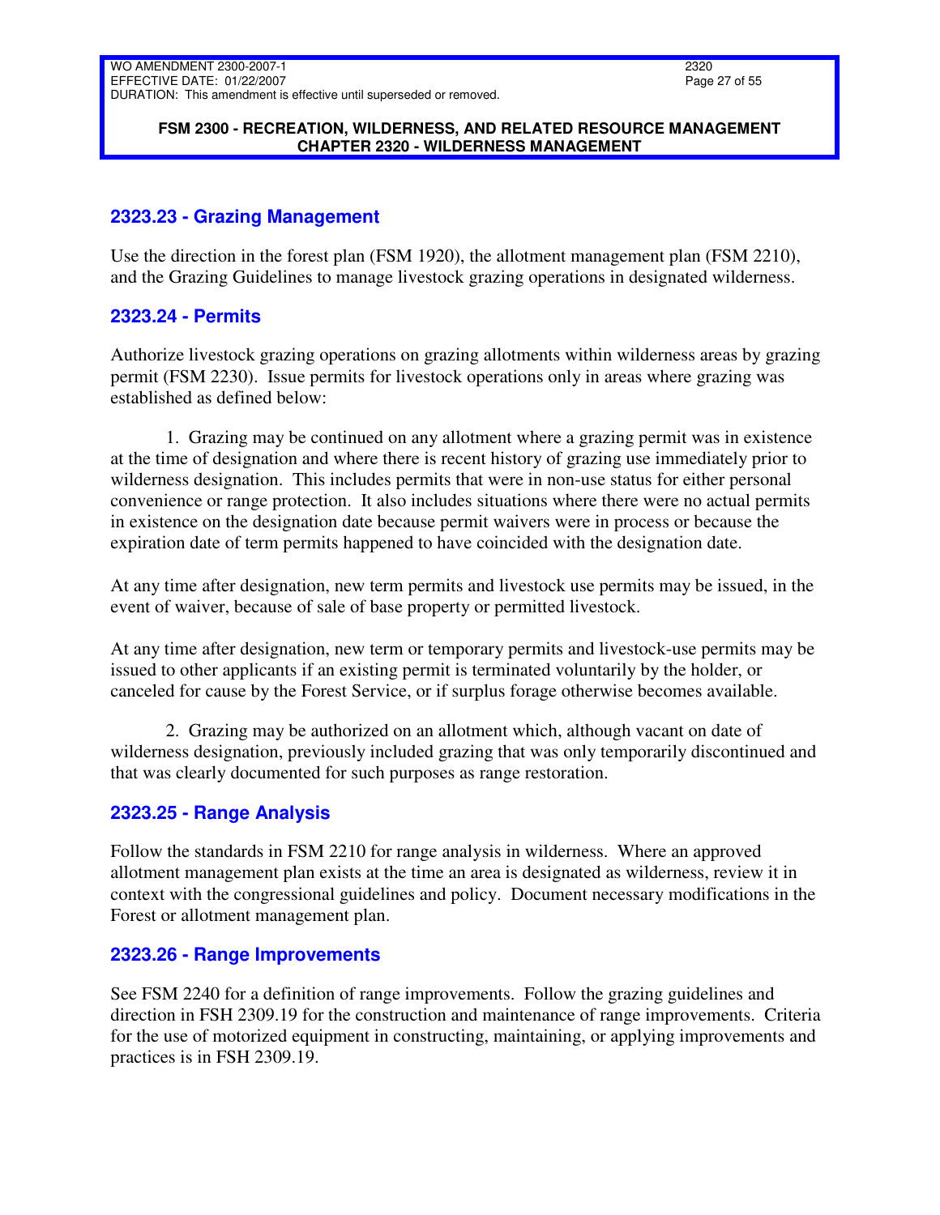### 2323.23 - Grazing Management

Use the direction in the forest plan (FSM 1920), the allotment management plan (FSM 2210), and the Grazing Guidelines to manage livestock grazing operations in designated wilderness.

### 2323.24 - Permits

Authorize livestock grazing operations on grazing allotments within wilderness areas by grazing permit (FSM 2230). Issue permits for livestock operations only in areas where grazing was established as defined below:

1. Grazing may be continued on any allotment where a grazing permit was in existence at the time of designation and where there is recent history of grazing use immediately prior to wilderness designation. This includes permits that were in non-use status for either personal convenience or range protection. It also includes situations where there were no actual permits in existence on the designation date because permit waivers were in process or because the expiration date of term permits happened to have coincided with the designation date.

At any time after designation, new term permits and livestock use permits may be issued, in the event of waiver, because of sale of base property or permitted livestock.

At any time after designation, new term or temporary permits and livestock-use permits may be issued to other applicants if an existing permit is terminated voluntarily by the holder, or canceled for cause by the Forest Service, or if surplus forage otherwise becomes available.

2. Grazing may be authorized on an allotment which, although vacant on date of wilderness designation, previously included grazing that was only temporarily discontinued and that was clearly documented for such purposes as range restoration.

### 2323.25 - Range Analysis

Follow the standards in FSM 2210 for range analysis in wilderness. Where an approved allotment management plan exists at the time an area is designated as wilderness, review it in context with the congressional guidelines and policy. Document necessary modifications in the Forest or allotment management plan.

### 2323.26 - Range Improvements

See FSM 2240 for a definition of range improvements. Follow the grazing guidelines and direction in FSH 2309.19 for the construction and maintenance of range improvements. Criteria for the use of motorized equipment in constructing, maintaining, or applying improvements and practices is in FSH 2309.19.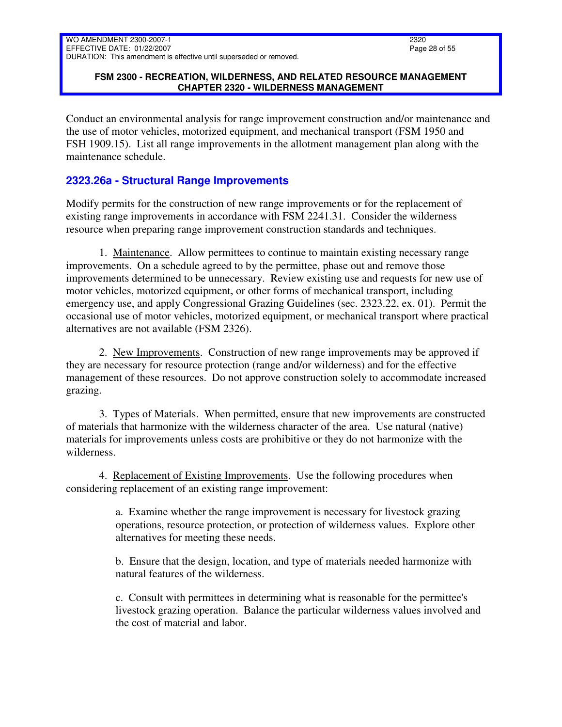Conduct an environmental analysis for range improvement construction and/or maintenance and the use of motor vehicles, motorized equipment, and mechanical transport (FSM 1950 and FSH 1909.15). List all range improvements in the allotment management plan along with the maintenance schedule.

### 2323.26a - Structural Range Improvements

Modify permits for the construction of new range improvements or for the replacement of existing range improvements in accordance with FSM 2241.31. Consider the wilderness resource when preparing range improvement construction standards and techniques.

1. Maintenance. Allow permittees to continue to maintain existing necessary range improvements. On a schedule agreed to by the permittee, phase out and remove those improvements determined to be unnecessary. Review existing use and requests for new use of motor vehicles, motorized equipment, or other forms of mechanical transport, including emergency use, and apply Congressional Grazing Guidelines (sec. 2323.22, ex. 01). Permit the occasional use of motor vehicles, motorized equipment, or mechanical transport where practical alternatives are not available (FSM 2326).

2. New Improvements. Construction of new range improvements may be approved if they are necessary for resource protection (range and/or wilderness) and for the effective management of these resources. Do not approve construction solely to accommodate increased grazing.

3. Types of Materials. When permitted, ensure that new improvements are constructed of materials that harmonize with the wilderness character of the area. Use natural (native) materials for improvements unless costs are prohibitive or they do not harmonize with the wilderness.

4. Replacement of Existing Improvements. Use the following procedures when considering replacement of an existing range improvement:

   a. Examine whether the range improvement is necessary for livestock grazing operations, resource protection, or protection of wilderness values. Explore other alternatives for meeting these needs.

   b. Ensure that the design, location, and type of materials needed harmonize with natural features of the wilderness.

   c. Consult with permittees in determining what is reasonable for the permittee's livestock grazing operation. Balance the particular wilderness values involved and the cost of material and labor.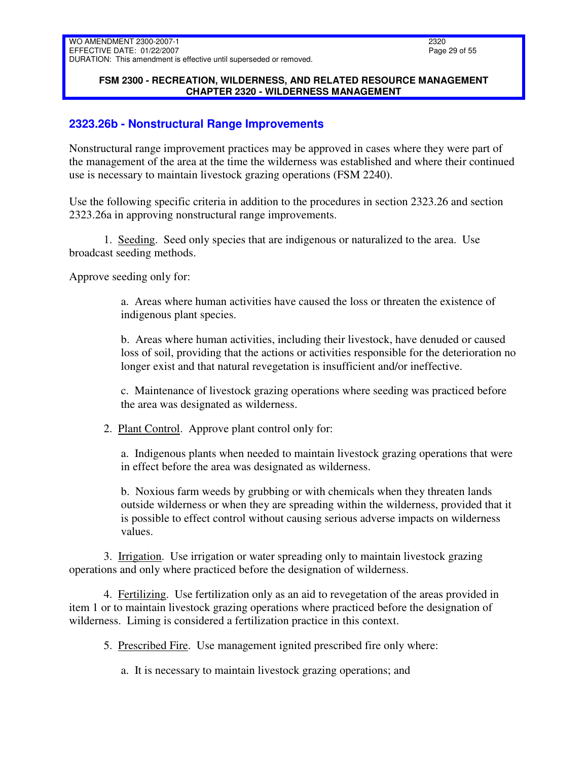## 2323.26b - Nonstructural Range Improvements

Nonstructural range improvement practices may be approved in cases where they were part of the management of the area at the time the wilderness was established and where their continued use is necessary to maintain livestock grazing operations (FSM 2240).

Use the following specific criteria in addition to the procedures in section 2323.26 and section 2323.26a in approving nonstructural range improvements.

1. Seeding. Seed only species that are indigenous or naturalized to the area. Use broadcast seeding methods.

Approve seeding only for:

a. Areas where human activities have caused the loss or threaten the existence of indigenous plant species.

b. Areas where human activities, including their livestock, have denuded or caused loss of soil, providing that the actions or activities responsible for the deterioration no longer exist and that natural revegetation is insufficient and/or ineffective.

c. Maintenance of livestock grazing operations where seeding was practiced before the area was designated as wilderness.

2. Plant Control. Approve plant control only for:

a. Indigenous plants when needed to maintain livestock grazing operations that were in effect before the area was designated as wilderness.

b. Noxious farm weeds by grubbing or with chemicals when they threaten lands outside wilderness or when they are spreading within the wilderness, provided that it is possible to effect control without causing serious adverse impacts on wilderness values.

3. Irrigation. Use irrigation or water spreading only to maintain livestock grazing operations and only where practiced before the designation of wilderness.

4. Fertilizing. Use fertilization only as an aid to revegetation of the areas provided in item 1 or to maintain livestock grazing operations where practiced before the designation of wilderness. Liming is considered a fertilization practice in this context.

5. Prescribed Fire. Use management ignited prescribed fire only where:

a. It is necessary to maintain livestock grazing operations; and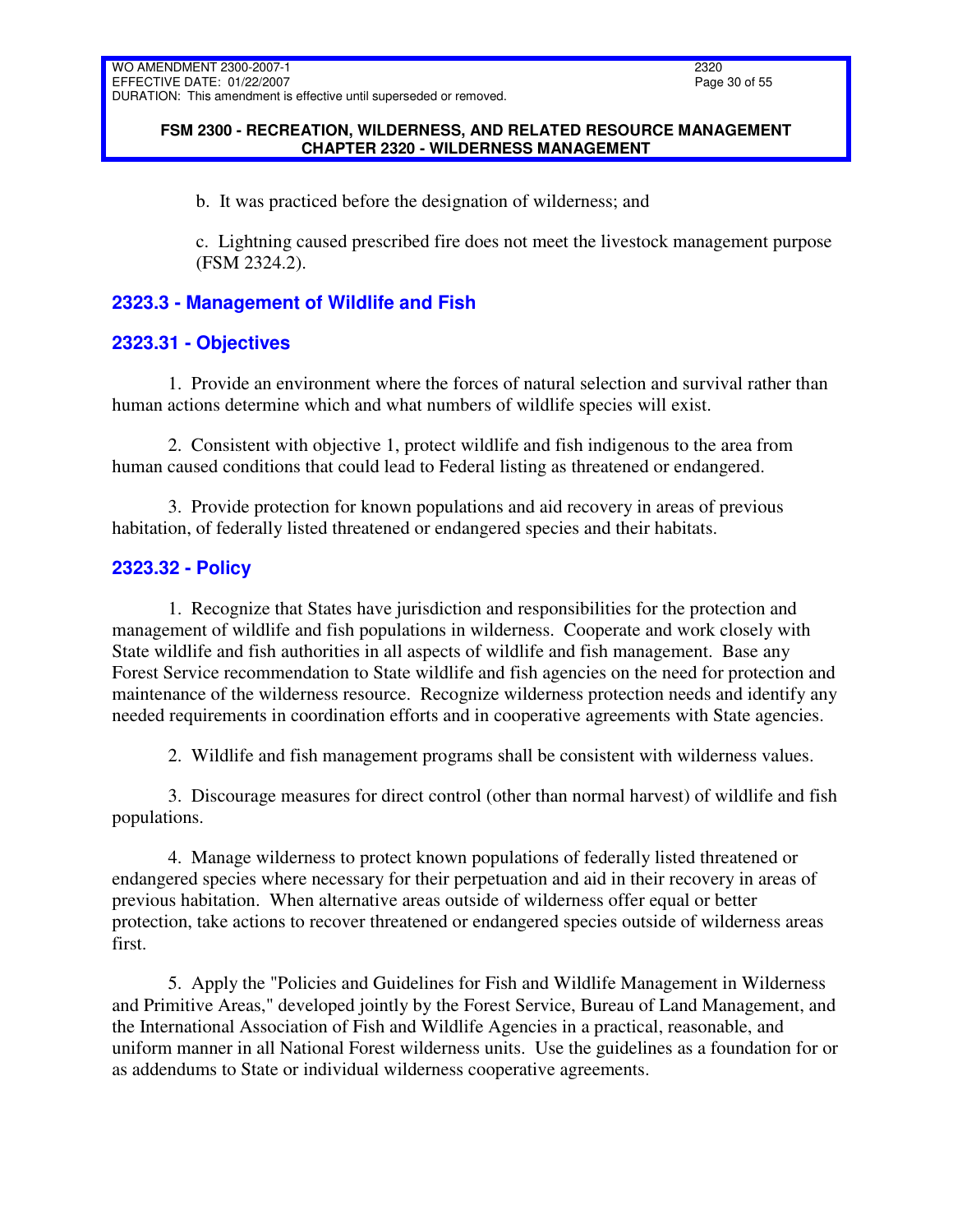b. It was practiced before the designation of wilderness; and

c. Lightning caused prescribed fire does not meet the livestock management purpose (FSM 2324.2).

## 2323.3 - Management of Wildlife and Fish

### 2323.31 - Objectives

1. Provide an environment where the forces of natural selection and survival rather than human actions determine which and what numbers of wildlife species will exist.

2. Consistent with objective 1, protect wildlife and fish indigenous to the area from human caused conditions that could lead to Federal listing as threatened or endangered.

3. Provide protection for known populations and aid recovery in areas of previous habitation, of federally listed threatened or endangered species and their habitats.

### 2323.32 - Policy

1. Recognize that States have jurisdiction and responsibilities for the protection and management of wildlife and fish populations in wilderness. Cooperate and work closely with State wildlife and fish authorities in all aspects of wildlife and fish management. Base any Forest Service recommendation to State wildlife and fish agencies on the need for protection and maintenance of the wilderness resource. Recognize wilderness protection needs and identify any needed requirements in coordination efforts and in cooperative agreements with State agencies.

2. Wildlife and fish management programs shall be consistent with wilderness values.

3. Discourage measures for direct control (other than normal harvest) of wildlife and fish populations.

4. Manage wilderness to protect known populations of federally listed threatened or endangered species where necessary for their perpetuation and aid in their recovery in areas of previous habitation. When alternative areas outside of wilderness offer equal or better protection, take actions to recover threatened or endangered species outside of wilderness areas first.

5. Apply the "Policies and Guidelines for Fish and Wildlife Management in Wilderness and Primitive Areas," developed jointly by the Forest Service, Bureau of Land Management, and the International Association of Fish and Wildlife Agencies in a practical, reasonable, and uniform manner in all National Forest wilderness units. Use the guidelines as a foundation for or as addendums to State or individual wilderness cooperative agreements.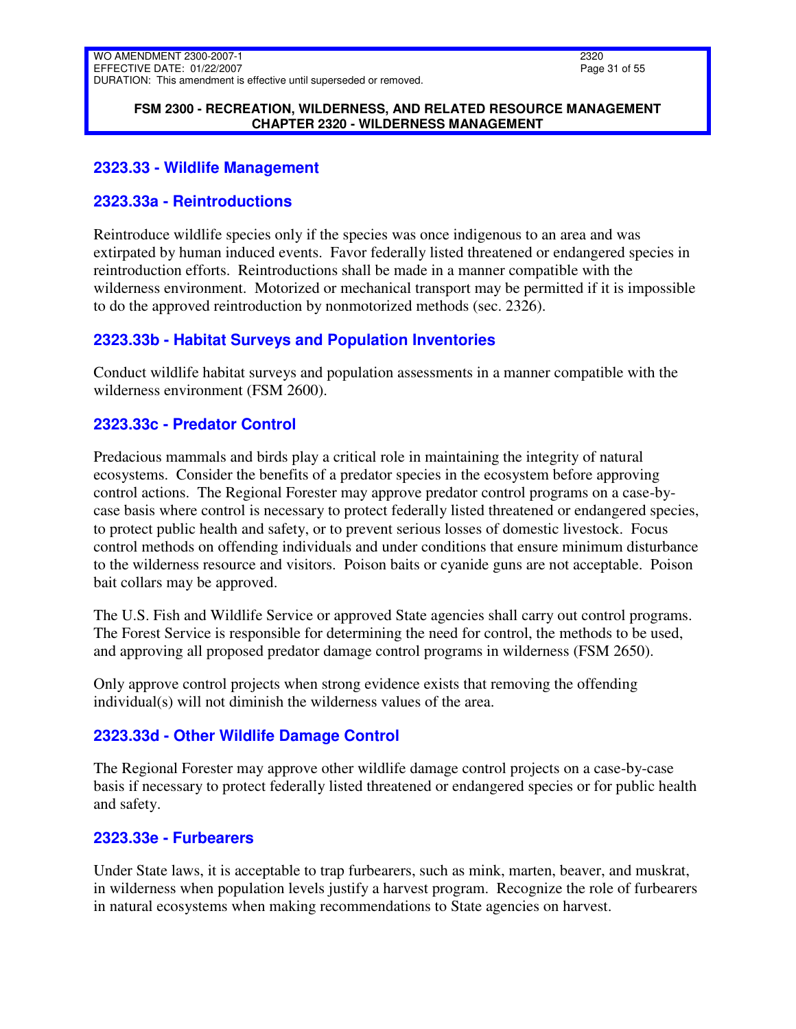## 2323.33 - Wildlife Management

### 2323.33a - Reintroductions

Reintroduce wildlife species only if the species was once indigenous to an area and was extirpated by human induced events. Favor federally listed threatened or endangered species in reintroduction efforts. Reintroductions shall be made in a manner compatible with the wilderness environment. Motorized or mechanical transport may be permitted if it is impossible to do the approved reintroduction by nonmotorized methods (sec. 2326).

### 2323.33b - Habitat Surveys and Population Inventories

Conduct wildlife habitat surveys and population assessments in a manner compatible with the wilderness environment (FSM 2600).

### 2323.33c - Predator Control

Predacious mammals and birds play a critical role in maintaining the integrity of natural ecosystems. Consider the benefits of a predator species in the ecosystem before approving control actions. The Regional Forester may approve predator control programs on a case-by-case basis where control is necessary to protect federally listed threatened or endangered species, to protect public health and safety, or to prevent serious losses of domestic livestock. Focus control methods on offending individuals and under conditions that ensure minimum disturbance to the wilderness resource and visitors. Poison baits or cyanide guns are not acceptable. Poison bait collars may be approved.

The U.S. Fish and Wildlife Service or approved State agencies shall carry out control programs. The Forest Service is responsible for determining the need for control, the methods to be used, and approving all proposed predator damage control programs in wilderness (FSM 2650).

Only approve control projects when strong evidence exists that removing the offending individual(s) will not diminish the wilderness values of the area.

### 2323.33d - Other Wildlife Damage Control

The Regional Forester may approve other wildlife damage control projects on a case-by-case basis if necessary to protect federally listed threatened or endangered species or for public health and safety.

### 2323.33e - Furbearers

Under State laws, it is acceptable to trap furbearers, such as mink, marten, beaver, and muskrat, in wilderness when population levels justify a harvest program. Recognize the role of furbearers in natural ecosystems when making recommendations to State agencies on harvest.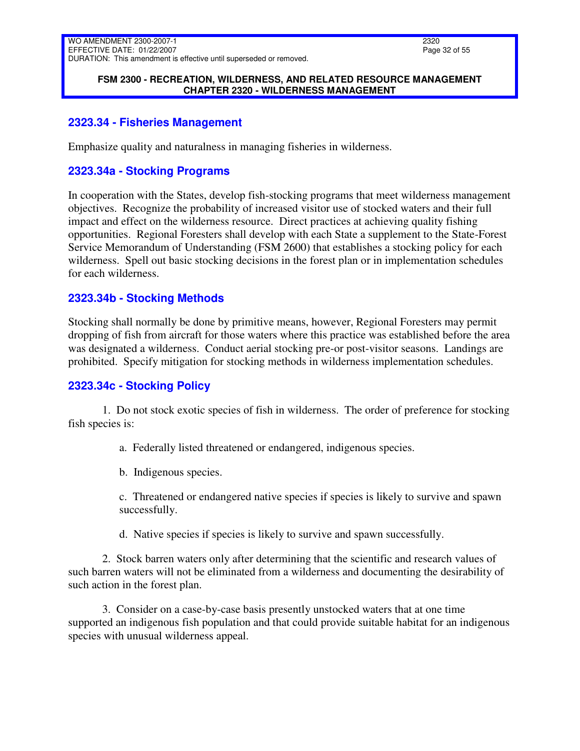## 2323.34 - Fisheries Management

Emphasize quality and naturalness in managing fisheries in wilderness.

### 2323.34a - Stocking Programs

In cooperation with the States, develop fish-stocking programs that meet wilderness management objectives. Recognize the probability of increased visitor use of stocked waters and their full impact and effect on the wilderness resource. Direct practices at achieving quality fishing opportunities. Regional Foresters shall develop with each State a supplement to the State-Forest Service Memorandum of Understanding (FSM 2600) that establishes a stocking policy for each wilderness. Spell out basic stocking decisions in the forest plan or in implementation schedules for each wilderness.

### 2323.34b - Stocking Methods

Stocking shall normally be done by primitive means, however, Regional Foresters may permit dropping of fish from aircraft for those waters where this practice was established before the area was designated a wilderness. Conduct aerial stocking pre-or post-visitor seasons. Landings are prohibited. Specify mitigation for stocking methods in wilderness implementation schedules.

### 2323.34c - Stocking Policy

1. Do not stock exotic species of fish in wilderness. The order of preference for stocking fish species is:

    a. Federally listed threatened or endangered, indigenous species.

    b. Indigenous species.

    c. Threatened or endangered native species if species is likely to survive and spawn successfully.

    d. Native species if species is likely to survive and spawn successfully.

2. Stock barren waters only after determining that the scientific and research values of such barren waters will not be eliminated from a wilderness and documenting the desirability of such action in the forest plan.

3. Consider on a case-by-case basis presently unstocked waters that at one time supported an indigenous fish population and that could provide suitable habitat for an indigenous species with unusual wilderness appeal.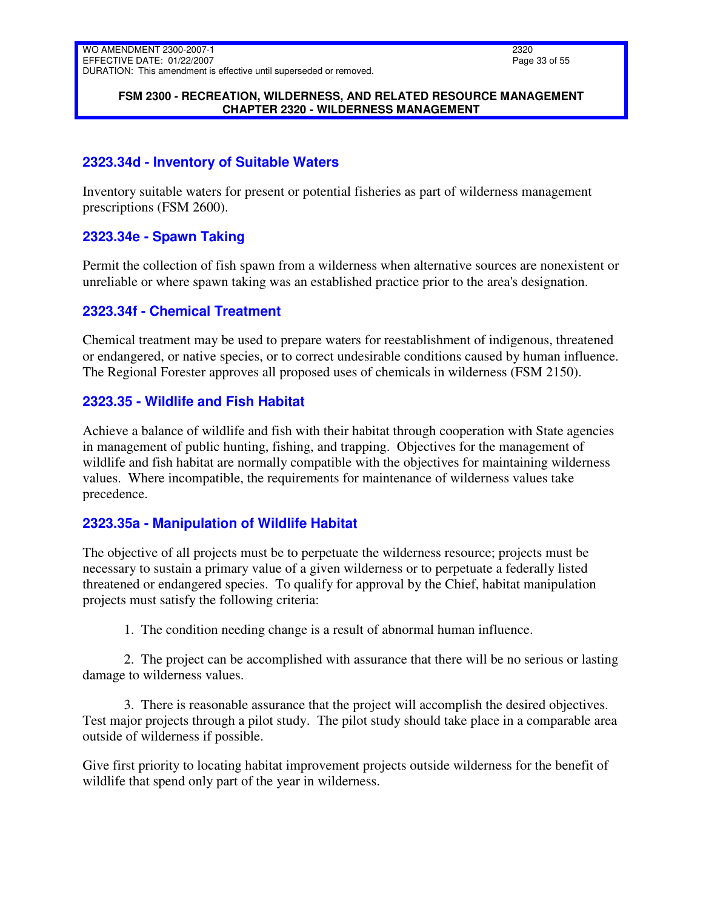## 2323.34d - Inventory of Suitable Waters

Inventory suitable waters for present or potential fisheries as part of wilderness management prescriptions (FSM 2600).

## 2323.34e - Spawn Taking

Permit the collection of fish spawn from a wilderness when alternative sources are nonexistent or unreliable or where spawn taking was an established practice prior to the area's designation.

## 2323.34f - Chemical Treatment

Chemical treatment may be used to prepare waters for reestablishment of indigenous, threatened or endangered, or native species, or to correct undesirable conditions caused by human influence. The Regional Forester approves all proposed uses of chemicals in wilderness (FSM 2150).

## 2323.35 - Wildlife and Fish Habitat

Achieve a balance of wildlife and fish with their habitat through cooperation with State agencies in management of public hunting, fishing, and trapping. Objectives for the management of wildlife and fish habitat are normally compatible with the objectives for maintaining wilderness values. Where incompatible, the requirements for maintenance of wilderness values take precedence.

## 2323.35a - Manipulation of Wildlife Habitat

The objective of all projects must be to perpetuate the wilderness resource; projects must be necessary to sustain a primary value of a given wilderness or to perpetuate a federally listed threatened or endangered species. To qualify for approval by the Chief, habitat manipulation projects must satisfy the following criteria:

1. The condition needing change is a result of abnormal human influence.

2. The project can be accomplished with assurance that there will be no serious or lasting damage to wilderness values.

3. There is reasonable assurance that the project will accomplish the desired objectives. Test major projects through a pilot study. The pilot study should take place in a comparable area outside of wilderness if possible.

Give first priority to locating habitat improvement projects outside wilderness for the benefit of wildlife that spend only part of the year in wilderness.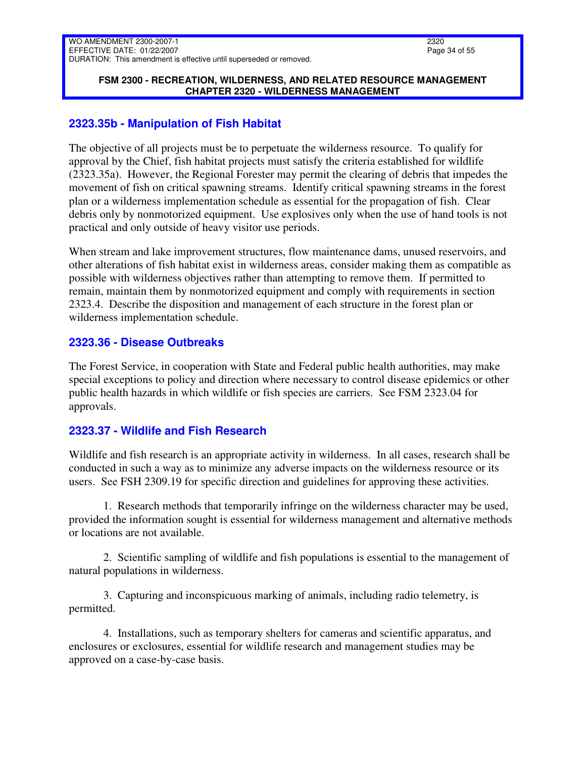### 2323.35b - Manipulation of Fish Habitat

The objective of all projects must be to perpetuate the wilderness resource. To qualify for approval by the Chief, fish habitat projects must satisfy the criteria established for wildlife (2323.35a). However, the Regional Forester may permit the clearing of debris that impedes the movement of fish on critical spawning streams. Identify critical spawning streams in the forest plan or a wilderness implementation schedule as essential for the propagation of fish. Clear debris only by nonmotorized equipment. Use explosives only when the use of hand tools is not practical and only outside of heavy visitor use periods.

When stream and lake improvement structures, flow maintenance dams, unused reservoirs, and other alterations of fish habitat exist in wilderness areas, consider making them as compatible as possible with wilderness objectives rather than attempting to remove them. If permitted to remain, maintain them by nonmotorized equipment and comply with requirements in section 2323.4. Describe the disposition and management of each structure in the forest plan or wilderness implementation schedule.

### 2323.36 - Disease Outbreaks

The Forest Service, in cooperation with State and Federal public health authorities, may make special exceptions to policy and direction where necessary to control disease epidemics or other public health hazards in which wildlife or fish species are carriers. See FSM 2323.04 for approvals.

### 2323.37 - Wildlife and Fish Research

Wildlife and fish research is an appropriate activity in wilderness. In all cases, research shall be conducted in such a way as to minimize any adverse impacts on the wilderness resource or its users. See FSH 2309.19 for specific direction and guidelines for approving these activities.

1. Research methods that temporarily infringe on the wilderness character may be used, provided the information sought is essential for wilderness management and alternative methods or locations are not available.

2. Scientific sampling of wildlife and fish populations is essential to the management of natural populations in wilderness.

3. Capturing and inconspicuous marking of animals, including radio telemetry, is permitted.

4. Installations, such as temporary shelters for cameras and scientific apparatus, and enclosures or exclosures, essential for wildlife research and management studies may be approved on a case-by-case basis.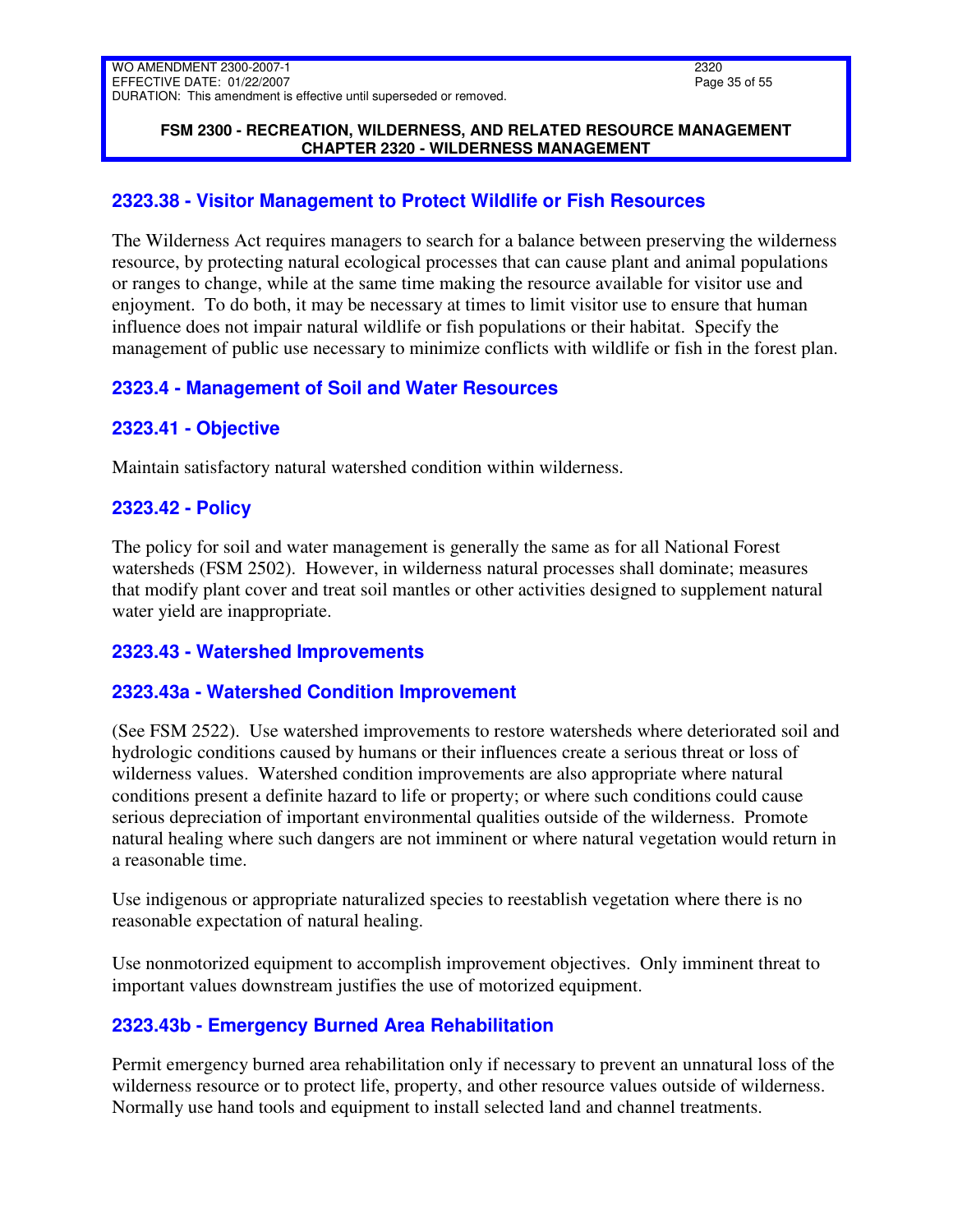## 2323.38 - Visitor Management to Protect Wildlife or Fish Resources

The Wilderness Act requires managers to search for a balance between preserving the wilderness resource, by protecting natural ecological processes that can cause plant and animal populations or ranges to change, while at the same time making the resource available for visitor use and enjoyment. To do both, it may be necessary at times to limit visitor use to ensure that human influence does not impair natural wildlife or fish populations or their habitat. Specify the management of public use necessary to minimize conflicts with wildlife or fish in the forest plan.

## 2323.4 - Management of Soil and Water Resources

## 2323.41 - Objective

Maintain satisfactory natural watershed condition within wilderness.

## 2323.42 - Policy

The policy for soil and water management is generally the same as for all National Forest watersheds (FSM 2502). However, in wilderness natural processes shall dominate; measures that modify plant cover and treat soil mantles or other activities designed to supplement natural water yield are inappropriate.

## 2323.43 - Watershed Improvements

## 2323.43a - Watershed Condition Improvement

(See FSM 2522). Use watershed improvements to restore watersheds where deteriorated soil and hydrologic conditions caused by humans or their influences create a serious threat or loss of wilderness values. Watershed condition improvements are also appropriate where natural conditions present a definite hazard to life or property; or where such conditions could cause serious depreciation of important environmental qualities outside of the wilderness. Promote natural healing where such dangers are not imminent or where natural vegetation would return in a reasonable time.

Use indigenous or appropriate naturalized species to reestablish vegetation where there is no reasonable expectation of natural healing.

Use nonmotorized equipment to accomplish improvement objectives. Only imminent threat to important values downstream justifies the use of motorized equipment.

## 2323.43b - Emergency Burned Area Rehabilitation

Permit emergency burned area rehabilitation only if necessary to prevent an unnatural loss of the wilderness resource or to protect life, property, and other resource values outside of wilderness. Normally use hand tools and equipment to install selected land and channel treatments.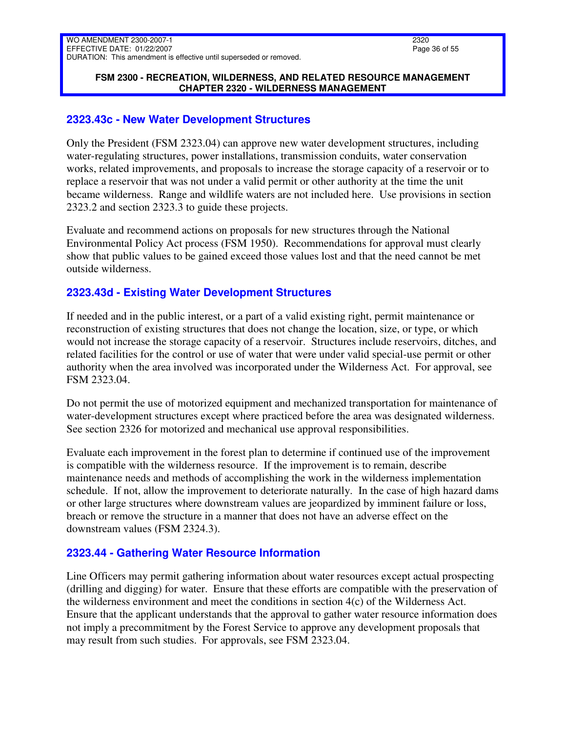### 2323.43c - New Water Development Structures

Only the President (FSM 2323.04) can approve new water development structures, including water-regulating structures, power installations, transmission conduits, water conservation works, related improvements, and proposals to increase the storage capacity of a reservoir or to replace a reservoir that was not under a valid permit or other authority at the time the unit became wilderness. Range and wildlife waters are not included here. Use provisions in section 2323.2 and section 2323.3 to guide these projects.

Evaluate and recommend actions on proposals for new structures through the National Environmental Policy Act process (FSM 1950). Recommendations for approval must clearly show that public values to be gained exceed those values lost and that the need cannot be met outside wilderness.

### 2323.43d - Existing Water Development Structures

If needed and in the public interest, or a part of a valid existing right, permit maintenance or reconstruction of existing structures that does not change the location, size, or type, or which would not increase the storage capacity of a reservoir. Structures include reservoirs, ditches, and related facilities for the control or use of water that were under valid special-use permit or other authority when the area involved was incorporated under the Wilderness Act. For approval, see FSM 2323.04.

Do not permit the use of motorized equipment and mechanized transportation for maintenance of water-development structures except where practiced before the area was designated wilderness. See section 2326 for motorized and mechanical use approval responsibilities.

Evaluate each improvement in the forest plan to determine if continued use of the improvement is compatible with the wilderness resource. If the improvement is to remain, describe maintenance needs and methods of accomplishing the work in the wilderness implementation schedule. If not, allow the improvement to deteriorate naturally. In the case of high hazard dams or other large structures where downstream values are jeopardized by imminent failure or loss, breach or remove the structure in a manner that does not have an adverse effect on the downstream values (FSM 2324.3).

### 2323.44 - Gathering Water Resource Information

Line Officers may permit gathering information about water resources except actual prospecting (drilling and digging) for water. Ensure that these efforts are compatible with the preservation of the wilderness environment and meet the conditions in section 4(c) of the Wilderness Act. Ensure that the applicant understands that the approval to gather water resource information does not imply a precommitment by the Forest Service to approve any development proposals that may result from such studies. For approvals, see FSM 2323.04.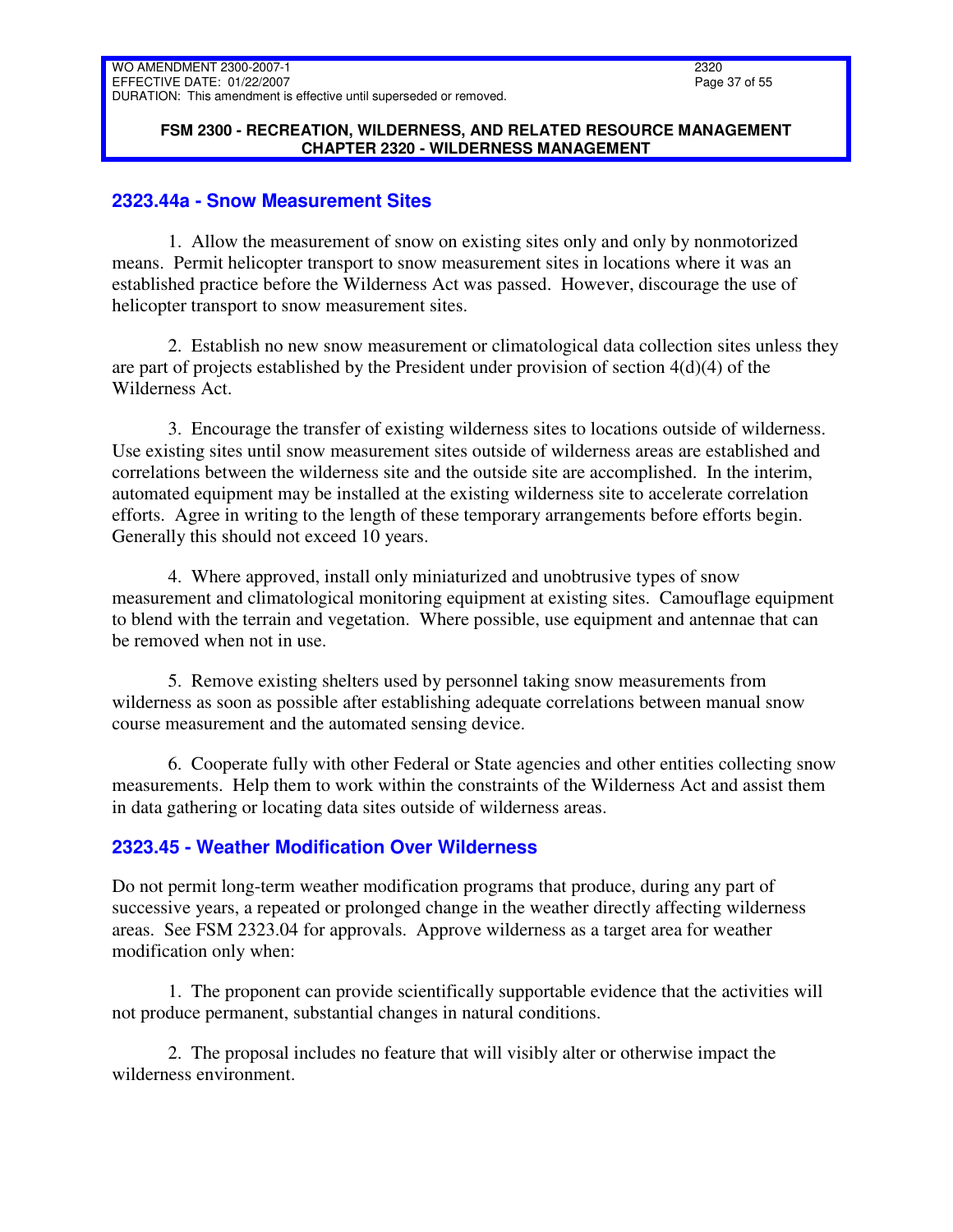## 2323.44a - Snow Measurement Sites

1. Allow the measurement of snow on existing sites only and only by nonmotorized means. Permit helicopter transport to snow measurement sites in locations where it was an established practice before the Wilderness Act was passed. However, discourage the use of helicopter transport to snow measurement sites.

2. Establish no new snow measurement or climatological data collection sites unless they are part of projects established by the President under provision of section 4(d)(4) of the Wilderness Act.

3. Encourage the transfer of existing wilderness sites to locations outside of wilderness. Use existing sites until snow measurement sites outside of wilderness areas are established and correlations between the wilderness site and the outside site are accomplished. In the interim, automated equipment may be installed at the existing wilderness site to accelerate correlation efforts. Agree in writing to the length of these temporary arrangements before efforts begin. Generally this should not exceed 10 years.

4. Where approved, install only miniaturized and unobtrusive types of snow measurement and climatological monitoring equipment at existing sites. Camouflage equipment to blend with the terrain and vegetation. Where possible, use equipment and antennae that can be removed when not in use.

5. Remove existing shelters used by personnel taking snow measurements from wilderness as soon as possible after establishing adequate correlations between manual snow course measurement and the automated sensing device.

6. Cooperate fully with other Federal or State agencies and other entities collecting snow measurements. Help them to work within the constraints of the Wilderness Act and assist them in data gathering or locating data sites outside of wilderness areas.

## 2323.45 - Weather Modification Over Wilderness

Do not permit long-term weather modification programs that produce, during any part of successive years, a repeated or prolonged change in the weather directly affecting wilderness areas. See FSM 2323.04 for approvals. Approve wilderness as a target area for weather modification only when:

1. The proponent can provide scientifically supportable evidence that the activities will not produce permanent, substantial changes in natural conditions.

2. The proposal includes no feature that will visibly alter or otherwise impact the wilderness environment.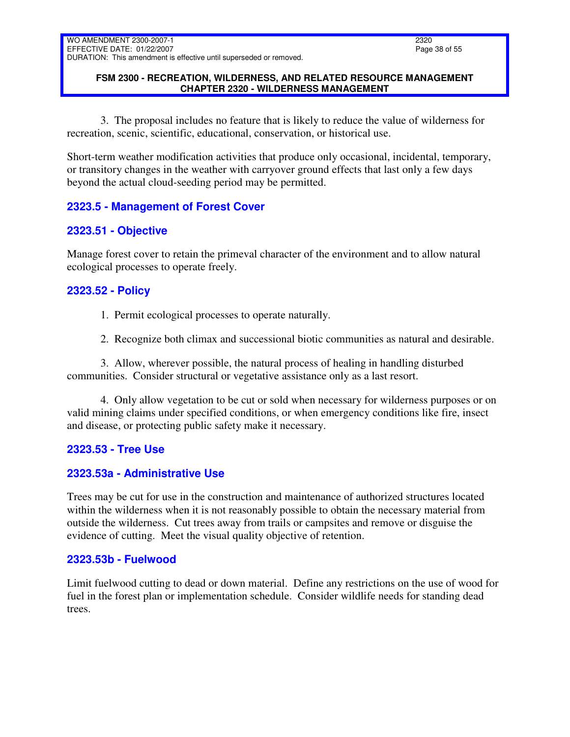3. The proposal includes no feature that is likely to reduce the value of wilderness for recreation, scenic, scientific, educational, conservation, or historical use.

Short-term weather modification activities that produce only occasional, incidental, temporary, or transitory changes in the weather with carryover ground effects that last only a few days beyond the actual cloud-seeding period may be permitted.

## 2323.5 - Management of Forest Cover

## 2323.51 - Objective

Manage forest cover to retain the primeval character of the environment and to allow natural ecological processes to operate freely.

## 2323.52 - Policy

1. Permit ecological processes to operate naturally.

2. Recognize both climax and successional biotic communities as natural and desirable.

3. Allow, wherever possible, the natural process of healing in handling disturbed communities. Consider structural or vegetative assistance only as a last resort.

4. Only allow vegetation to be cut or sold when necessary for wilderness purposes or on valid mining claims under specified conditions, or when emergency conditions like fire, insect and disease, or protecting public safety make it necessary.

## 2323.53 - Tree Use

## 2323.53a - Administrative Use

Trees may be cut for use in the construction and maintenance of authorized structures located within the wilderness when it is not reasonably possible to obtain the necessary material from outside the wilderness. Cut trees away from trails or campsites and remove or disguise the evidence of cutting. Meet the visual quality objective of retention.

## 2323.53b - Fuelwood

Limit fuelwood cutting to dead or down material. Define any restrictions on the use of wood for fuel in the forest plan or implementation schedule. Consider wildlife needs for standing dead trees.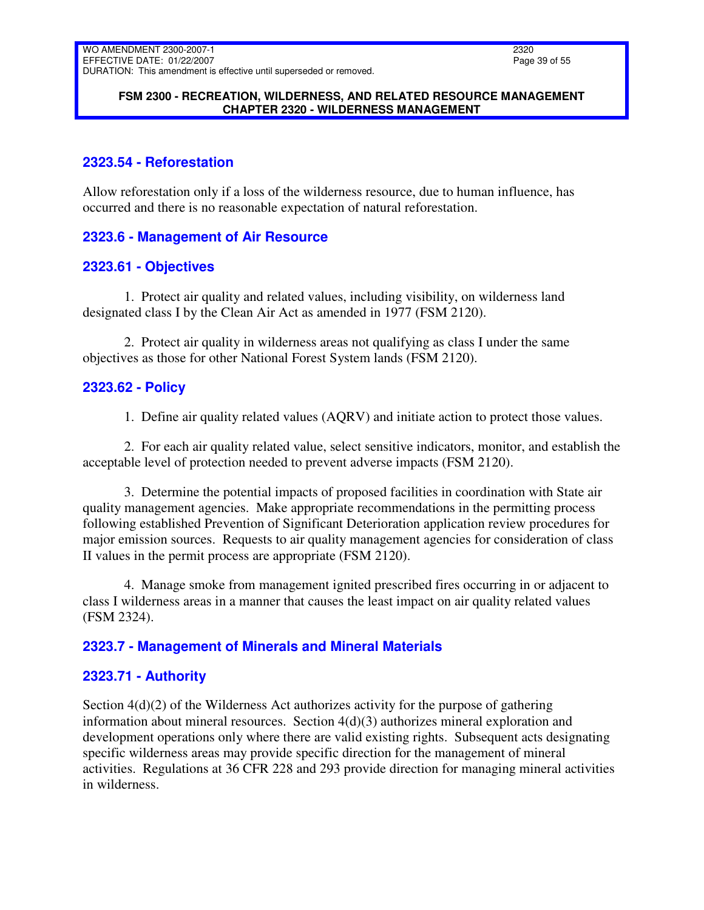## 2323.54 - Reforestation

Allow reforestation only if a loss of the wilderness resource, due to human influence, has occurred and there is no reasonable expectation of natural reforestation.

## 2323.6 - Management of Air Resource

## 2323.61 - Objectives

1. Protect air quality and related values, including visibility, on wilderness land designated class I by the Clean Air Act as amended in 1977 (FSM 2120).

2. Protect air quality in wilderness areas not qualifying as class I under the same objectives as those for other National Forest System lands (FSM 2120).

## 2323.62 - Policy

1. Define air quality related values (AQRV) and initiate action to protect those values.

2. For each air quality related value, select sensitive indicators, monitor, and establish the acceptable level of protection needed to prevent adverse impacts (FSM 2120).

3. Determine the potential impacts of proposed facilities in coordination with State air quality management agencies. Make appropriate recommendations in the permitting process following established Prevention of Significant Deterioration application review procedures for major emission sources. Requests to air quality management agencies for consideration of class II values in the permit process are appropriate (FSM 2120).

4. Manage smoke from management ignited prescribed fires occurring in or adjacent to class I wilderness areas in a manner that causes the least impact on air quality related values (FSM 2324).

## 2323.7 - Management of Minerals and Mineral Materials

## 2323.71 - Authority

Section 4(d)(2) of the Wilderness Act authorizes activity for the purpose of gathering information about mineral resources. Section 4(d)(3) authorizes mineral exploration and development operations only where there are valid existing rights. Subsequent acts designating specific wilderness areas may provide specific direction for the management of mineral activities. Regulations at 36 CFR 228 and 293 provide direction for managing mineral activities in wilderness.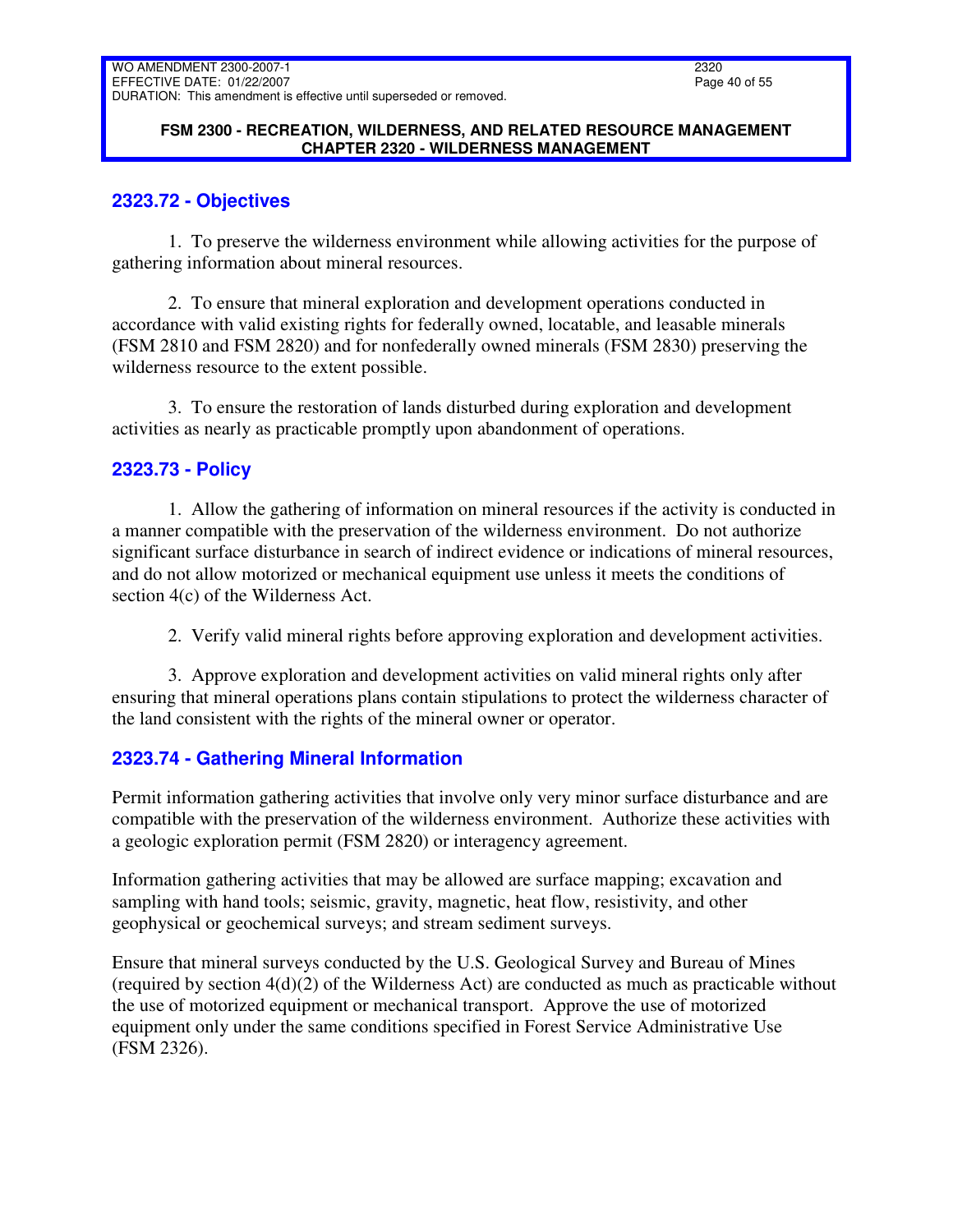## 2323.72 - Objectives

1. To preserve the wilderness environment while allowing activities for the purpose of gathering information about mineral resources.

2. To ensure that mineral exploration and development operations conducted in accordance with valid existing rights for federally owned, locatable, and leasable minerals (FSM 2810 and FSM 2820) and for nonfederally owned minerals (FSM 2830) preserving the wilderness resource to the extent possible.

3. To ensure the restoration of lands disturbed during exploration and development activities as nearly as practicable promptly upon abandonment of operations.

## 2323.73 - Policy

1. Allow the gathering of information on mineral resources if the activity is conducted in a manner compatible with the preservation of the wilderness environment. Do not authorize significant surface disturbance in search of indirect evidence or indications of mineral resources, and do not allow motorized or mechanical equipment use unless it meets the conditions of section 4(c) of the Wilderness Act.

2. Verify valid mineral rights before approving exploration and development activities.

3. Approve exploration and development activities on valid mineral rights only after ensuring that mineral operations plans contain stipulations to protect the wilderness character of the land consistent with the rights of the mineral owner or operator.

## 2323.74 - Gathering Mineral Information

Permit information gathering activities that involve only very minor surface disturbance and are compatible with the preservation of the wilderness environment. Authorize these activities with a geologic exploration permit (FSM 2820) or interagency agreement.

Information gathering activities that may be allowed are surface mapping; excavation and sampling with hand tools; seismic, gravity, magnetic, heat flow, resistivity, and other geophysical or geochemical surveys; and stream sediment surveys.

Ensure that mineral surveys conducted by the U.S. Geological Survey and Bureau of Mines (required by section 4(d)(2) of the Wilderness Act) are conducted as much as practicable without the use of motorized equipment or mechanical transport. Approve the use of motorized equipment only under the same conditions specified in Forest Service Administrative Use (FSM 2326).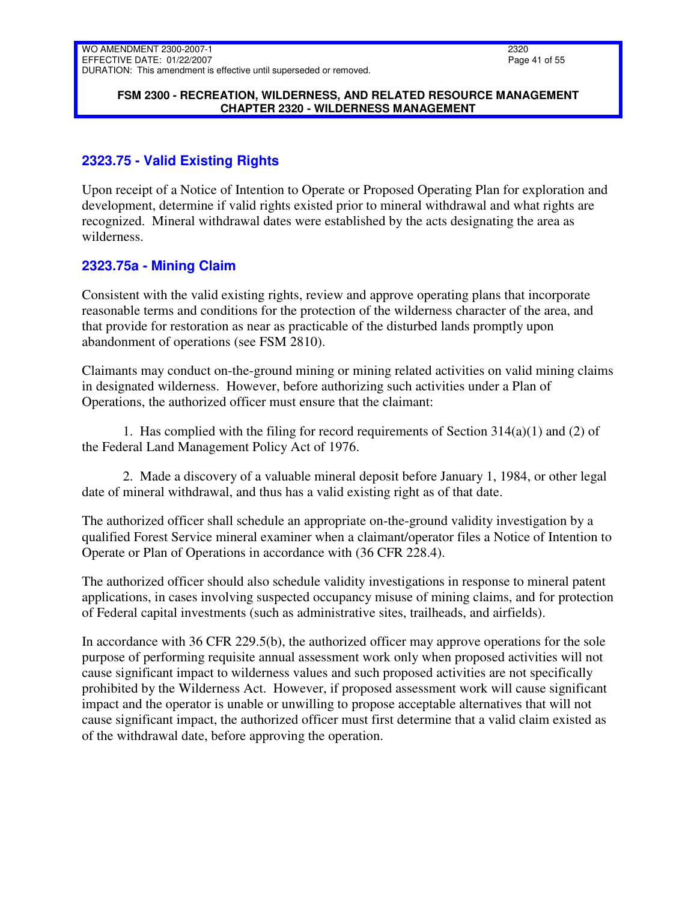## 2323.75 - Valid Existing Rights

Upon receipt of a Notice of Intention to Operate or Proposed Operating Plan for exploration and development, determine if valid rights existed prior to mineral withdrawal and what rights are recognized. Mineral withdrawal dates were established by the acts designating the area as wilderness.

## 2323.75a - Mining Claim

Consistent with the valid existing rights, review and approve operating plans that incorporate reasonable terms and conditions for the protection of the wilderness character of the area, and that provide for restoration as near as practicable of the disturbed lands promptly upon abandonment of operations (see FSM 2810).

Claimants may conduct on-the-ground mining or mining related activities on valid mining claims in designated wilderness. However, before authorizing such activities under a Plan of Operations, the authorized officer must ensure that the claimant:

1. Has complied with the filing for record requirements of Section 314(a)(1) and (2) of the Federal Land Management Policy Act of 1976.

2. Made a discovery of a valuable mineral deposit before January 1, 1984, or other legal date of mineral withdrawal, and thus has a valid existing right as of that date.

The authorized officer shall schedule an appropriate on-the-ground validity investigation by a qualified Forest Service mineral examiner when a claimant/operator files a Notice of Intention to Operate or Plan of Operations in accordance with (36 CFR 228.4).

The authorized officer should also schedule validity investigations in response to mineral patent applications, in cases involving suspected occupancy misuse of mining claims, and for protection of Federal capital investments (such as administrative sites, trailheads, and airfields).

In accordance with 36 CFR 229.5(b), the authorized officer may approve operations for the sole purpose of performing requisite annual assessment work only when proposed activities will not cause significant impact to wilderness values and such proposed activities are not specifically prohibited by the Wilderness Act. However, if proposed assessment work will cause significant impact and the operator is unable or unwilling to propose acceptable alternatives that will not cause significant impact, the authorized officer must first determine that a valid claim existed as of the withdrawal date, before approving the operation.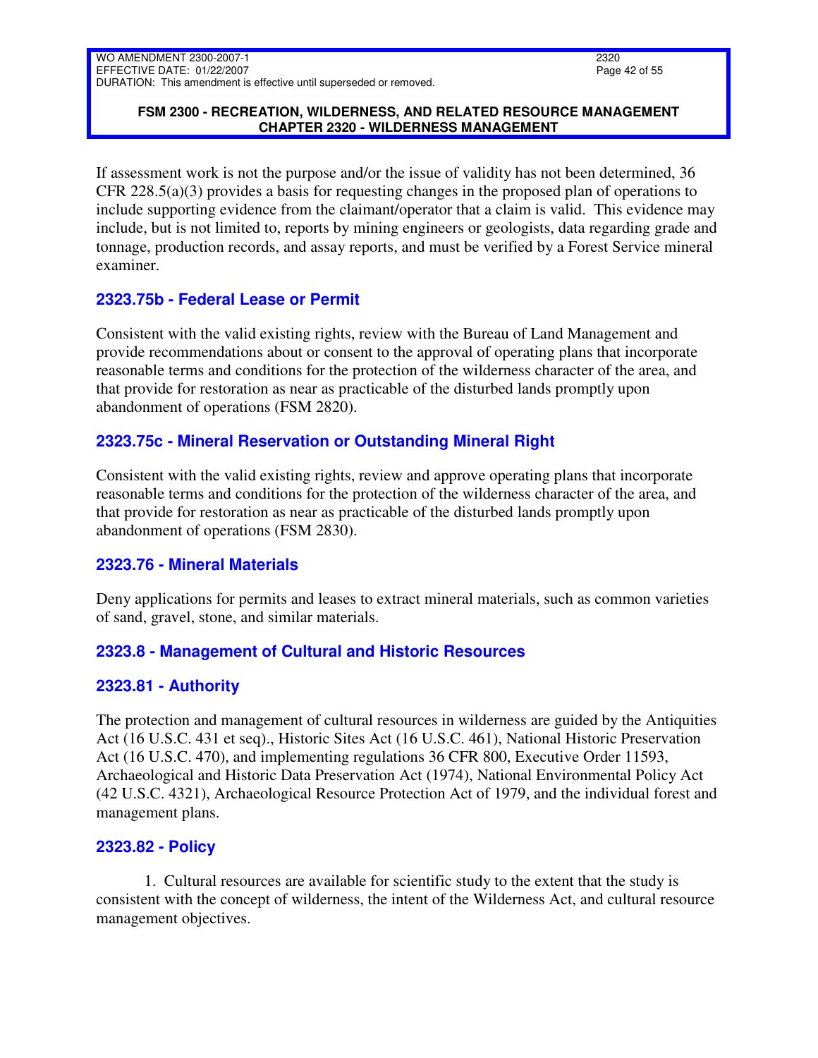If assessment work is not the purpose and/or the issue of validity has not been determined, 36 CFR 228.5(a)(3) provides a basis for requesting changes in the proposed plan of operations to include supporting evidence from the claimant/operator that a claim is valid. This evidence may include, but is not limited to, reports by mining engineers or geologists, data regarding grade and tonnage, production records, and assay reports, and must be verified by a Forest Service mineral examiner.

## 2323.75b - Federal Lease or Permit

Consistent with the valid existing rights, review with the Bureau of Land Management and provide recommendations about or consent to the approval of operating plans that incorporate reasonable terms and conditions for the protection of the wilderness character of the area, and that provide for restoration as near as practicable of the disturbed lands promptly upon abandonment of operations (FSM 2820).

## 2323.75c - Mineral Reservation or Outstanding Mineral Right

Consistent with the valid existing rights, review and approve operating plans that incorporate reasonable terms and conditions for the protection of the wilderness character of the area, and that provide for restoration as near as practicable of the disturbed lands promptly upon abandonment of operations (FSM 2830).

## 2323.76 - Mineral Materials

Deny applications for permits and leases to extract mineral materials, such as common varieties of sand, gravel, stone, and similar materials.

## 2323.8 - Management of Cultural and Historic Resources

## 2323.81 - Authority

The protection and management of cultural resources in wilderness are guided by the Antiquities Act (16 U.S.C. 431 et seq)., Historic Sites Act (16 U.S.C. 461), National Historic Preservation Act (16 U.S.C. 470), and implementing regulations 36 CFR 800, Executive Order 11593, Archaeological and Historic Data Preservation Act (1974), National Environmental Policy Act (42 U.S.C. 4321), Archaeological Resource Protection Act of 1979, and the individual forest and management plans.

## 2323.82 - Policy

1. Cultural resources are available for scientific study to the extent that the study is consistent with the concept of wilderness, the intent of the Wilderness Act, and cultural resource management objectives.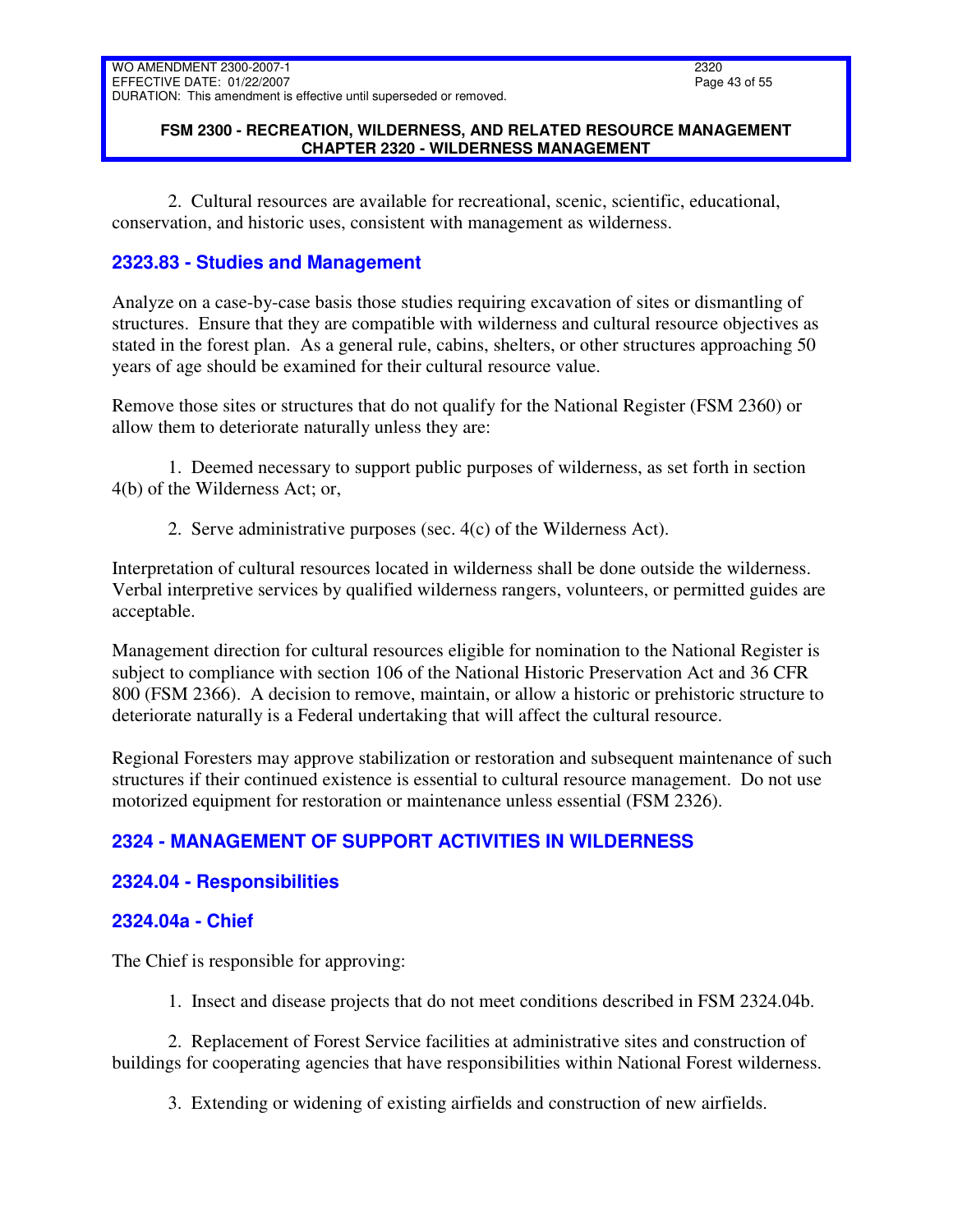2. Cultural resources are available for recreational, scenic, scientific, educational, conservation, and historic uses, consistent with management as wilderness.

## 2323.83 - Studies and Management

Analyze on a case-by-case basis those studies requiring excavation of sites or dismantling of structures. Ensure that they are compatible with wilderness and cultural resource objectives as stated in the forest plan. As a general rule, cabins, shelters, or other structures approaching 50 years of age should be examined for their cultural resource value.

Remove those sites or structures that do not qualify for the National Register (FSM 2360) or allow them to deteriorate naturally unless they are:

1. Deemed necessary to support public purposes of wilderness, as set forth in section 4(b) of the Wilderness Act; or,

2. Serve administrative purposes (sec. 4(c) of the Wilderness Act).

Interpretation of cultural resources located in wilderness shall be done outside the wilderness. Verbal interpretive services by qualified wilderness rangers, volunteers, or permitted guides are acceptable.

Management direction for cultural resources eligible for nomination to the National Register is subject to compliance with section 106 of the National Historic Preservation Act and 36 CFR 800 (FSM 2366). A decision to remove, maintain, or allow a historic or prehistoric structure to deteriorate naturally is a Federal undertaking that will affect the cultural resource.

Regional Foresters may approve stabilization or restoration and subsequent maintenance of such structures if their continued existence is essential to cultural resource management. Do not use motorized equipment for restoration or maintenance unless essential (FSM 2326).

## 2324 - MANAGEMENT OF SUPPORT ACTIVITIES IN WILDERNESS

## 2324.04 - Responsibilities

## 2324.04a - Chief

The Chief is responsible for approving:

1. Insect and disease projects that do not meet conditions described in FSM 2324.04b.

2. Replacement of Forest Service facilities at administrative sites and construction of buildings for cooperating agencies that have responsibilities within National Forest wilderness.

3. Extending or widening of existing airfields and construction of new airfields.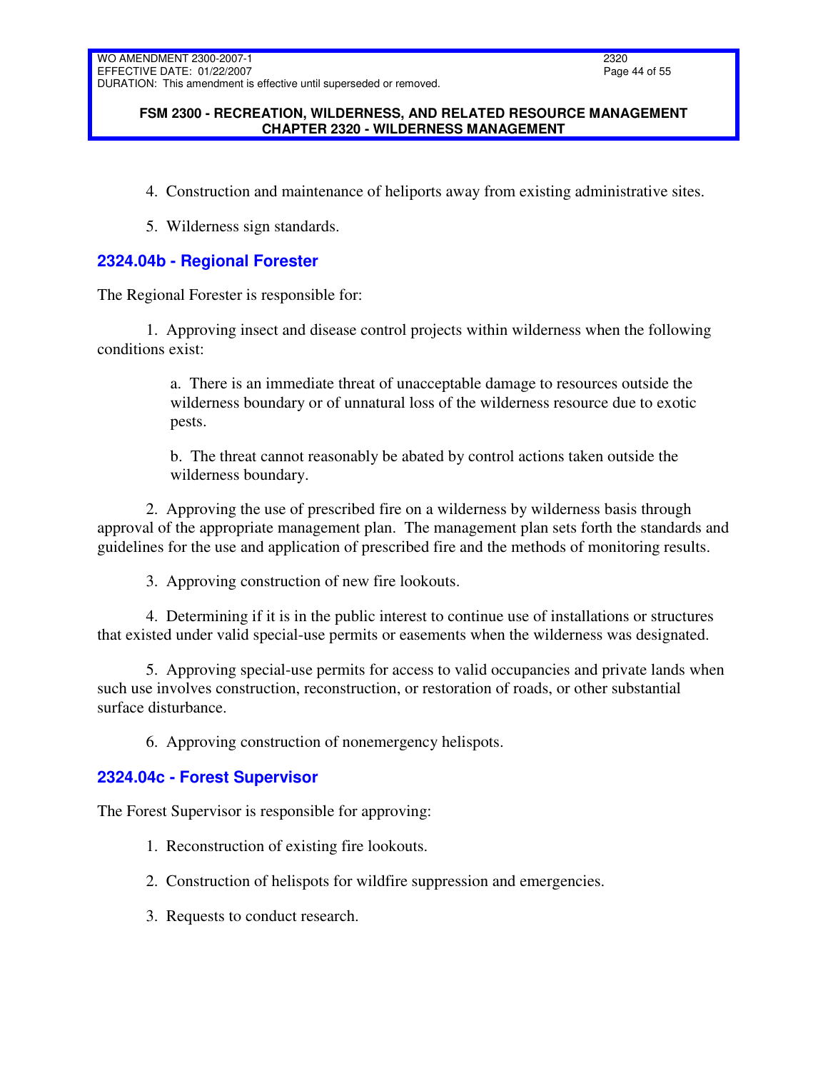4. Construction and maintenance of heliports away from existing administrative sites.

5. Wilderness sign standards.

## 2324.04b - Regional Forester

The Regional Forester is responsible for:

1. Approving insect and disease control projects within wilderness when the following conditions exist:

   a. There is an immediate threat of unacceptable damage to resources outside the wilderness boundary or of unnatural loss of the wilderness resource due to exotic pests.

   b. The threat cannot reasonably be abated by control actions taken outside the wilderness boundary.

2. Approving the use of prescribed fire on a wilderness by wilderness basis through approval of the appropriate management plan. The management plan sets forth the standards and guidelines for the use and application of prescribed fire and the methods of monitoring results.

3. Approving construction of new fire lookouts.

4. Determining if it is in the public interest to continue use of installations or structures that existed under valid special-use permits or easements when the wilderness was designated.

5. Approving special-use permits for access to valid occupancies and private lands when such use involves construction, reconstruction, or restoration of roads, or other substantial surface disturbance.

6. Approving construction of nonemergency helispots.

## 2324.04c - Forest Supervisor

The Forest Supervisor is responsible for approving:

1. Reconstruction of existing fire lookouts.

2. Construction of helispots for wildfire suppression and emergencies.

3. Requests to conduct research.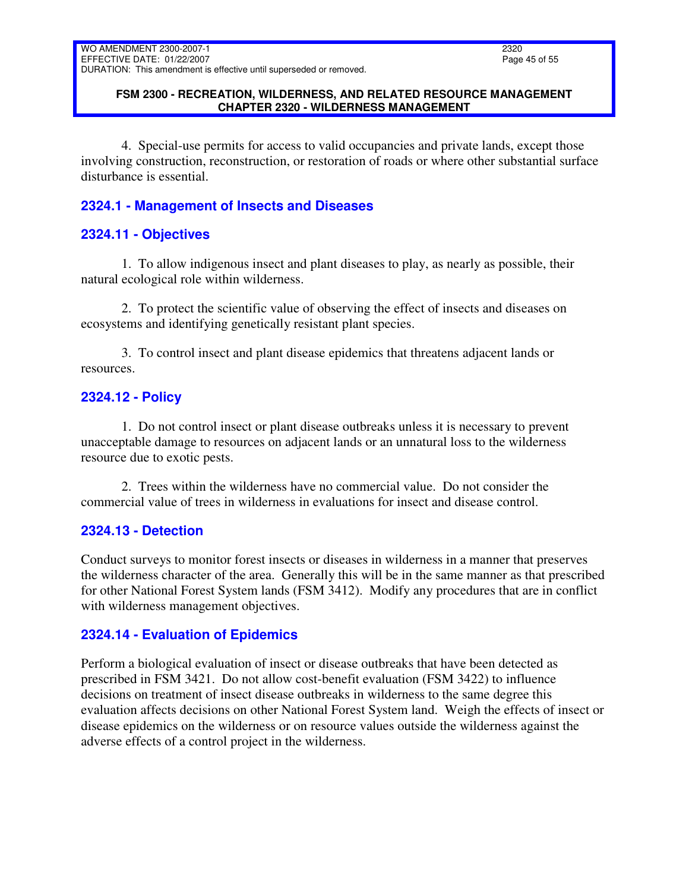4. Special-use permits for access to valid occupancies and private lands, except those involving construction, reconstruction, or restoration of roads or where other substantial surface disturbance is essential.

## 2324.1 - Management of Insects and Diseases

## 2324.11 - Objectives

1. To allow indigenous insect and plant diseases to play, as nearly as possible, their natural ecological role within wilderness.

2. To protect the scientific value of observing the effect of insects and diseases on ecosystems and identifying genetically resistant plant species.

3. To control insect and plant disease epidemics that threatens adjacent lands or resources.

## 2324.12 - Policy

1. Do not control insect or plant disease outbreaks unless it is necessary to prevent unacceptable damage to resources on adjacent lands or an unnatural loss to the wilderness resource due to exotic pests.

2. Trees within the wilderness have no commercial value. Do not consider the commercial value of trees in wilderness in evaluations for insect and disease control.

## 2324.13 - Detection

Conduct surveys to monitor forest insects or diseases in wilderness in a manner that preserves the wilderness character of the area. Generally this will be in the same manner as that prescribed for other National Forest System lands (FSM 3412). Modify any procedures that are in conflict with wilderness management objectives.

## 2324.14 - Evaluation of Epidemics

Perform a biological evaluation of insect or disease outbreaks that have been detected as prescribed in FSM 3421. Do not allow cost-benefit evaluation (FSM 3422) to influence decisions on treatment of insect disease outbreaks in wilderness to the same degree this evaluation affects decisions on other National Forest System land. Weigh the effects of insect or disease epidemics on the wilderness or on resource values outside the wilderness against the adverse effects of a control project in the wilderness.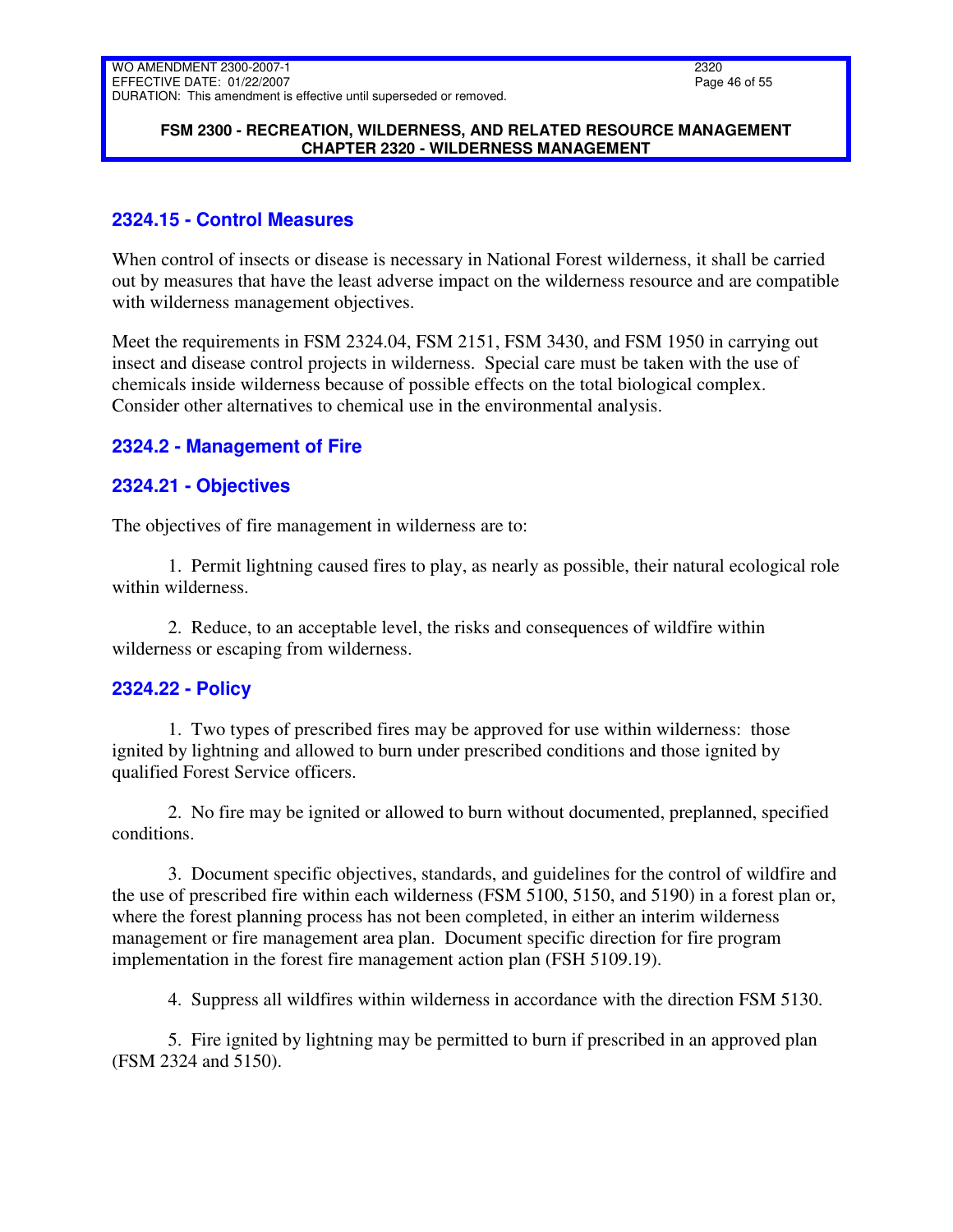## 2324.15 - Control Measures

When control of insects or disease is necessary in National Forest wilderness, it shall be carried out by measures that have the least adverse impact on the wilderness resource and are compatible with wilderness management objectives.

Meet the requirements in FSM 2324.04, FSM 2151, FSM 3430, and FSM 1950 in carrying out insect and disease control projects in wilderness. Special care must be taken with the use of chemicals inside wilderness because of possible effects on the total biological complex. Consider other alternatives to chemical use in the environmental analysis.

## 2324.2 - Management of Fire

## 2324.21 - Objectives

The objectives of fire management in wilderness are to:

1. Permit lightning caused fires to play, as nearly as possible, their natural ecological role within wilderness.

2. Reduce, to an acceptable level, the risks and consequences of wildfire within wilderness or escaping from wilderness.

## 2324.22 - Policy

1. Two types of prescribed fires may be approved for use within wilderness: those ignited by lightning and allowed to burn under prescribed conditions and those ignited by qualified Forest Service officers.

2. No fire may be ignited or allowed to burn without documented, preplanned, specified conditions.

3. Document specific objectives, standards, and guidelines for the control of wildfire and the use of prescribed fire within each wilderness (FSM 5100, 5150, and 5190) in a forest plan or, where the forest planning process has not been completed, in either an interim wilderness management or fire management area plan. Document specific direction for fire program implementation in the forest fire management action plan (FSH 5109.19).

4. Suppress all wildfires within wilderness in accordance with the direction FSM 5130.

5. Fire ignited by lightning may be permitted to burn if prescribed in an approved plan (FSM 2324 and 5150).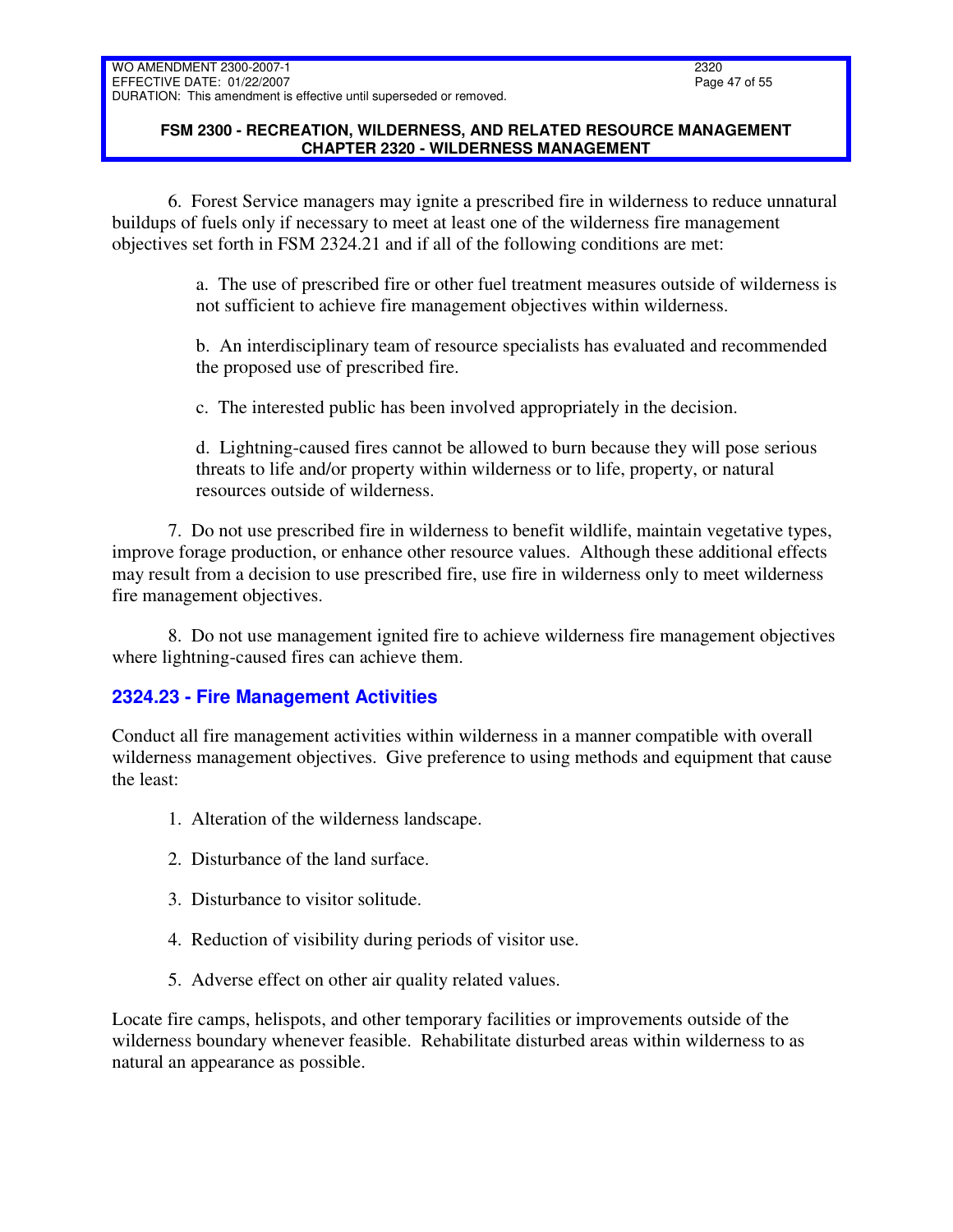6. Forest Service managers may ignite a prescribed fire in wilderness to reduce unnatural buildups of fuels only if necessary to meet at least one of the wilderness fire management objectives set forth in FSM 2324.21 and if all of the following conditions are met:

a. The use of prescribed fire or other fuel treatment measures outside of wilderness is not sufficient to achieve fire management objectives within wilderness.

b. An interdisciplinary team of resource specialists has evaluated and recommended the proposed use of prescribed fire.

c. The interested public has been involved appropriately in the decision.

d. Lightning-caused fires cannot be allowed to burn because they will pose serious threats to life and/or property within wilderness or to life, property, or natural resources outside of wilderness.

7. Do not use prescribed fire in wilderness to benefit wildlife, maintain vegetative types, improve forage production, or enhance other resource values. Although these additional effects may result from a decision to use prescribed fire, use fire in wilderness only to meet wilderness fire management objectives.

8. Do not use management ignited fire to achieve wilderness fire management objectives where lightning-caused fires can achieve them.

## 2324.23 - Fire Management Activities

Conduct all fire management activities within wilderness in a manner compatible with overall wilderness management objectives. Give preference to using methods and equipment that cause the least:

1. Alteration of the wilderness landscape.

2. Disturbance of the land surface.

3. Disturbance to visitor solitude.

4. Reduction of visibility during periods of visitor use.

5. Adverse effect on other air quality related values.

Locate fire camps, helispots, and other temporary facilities or improvements outside of the wilderness boundary whenever feasible. Rehabilitate disturbed areas within wilderness to as natural an appearance as possible.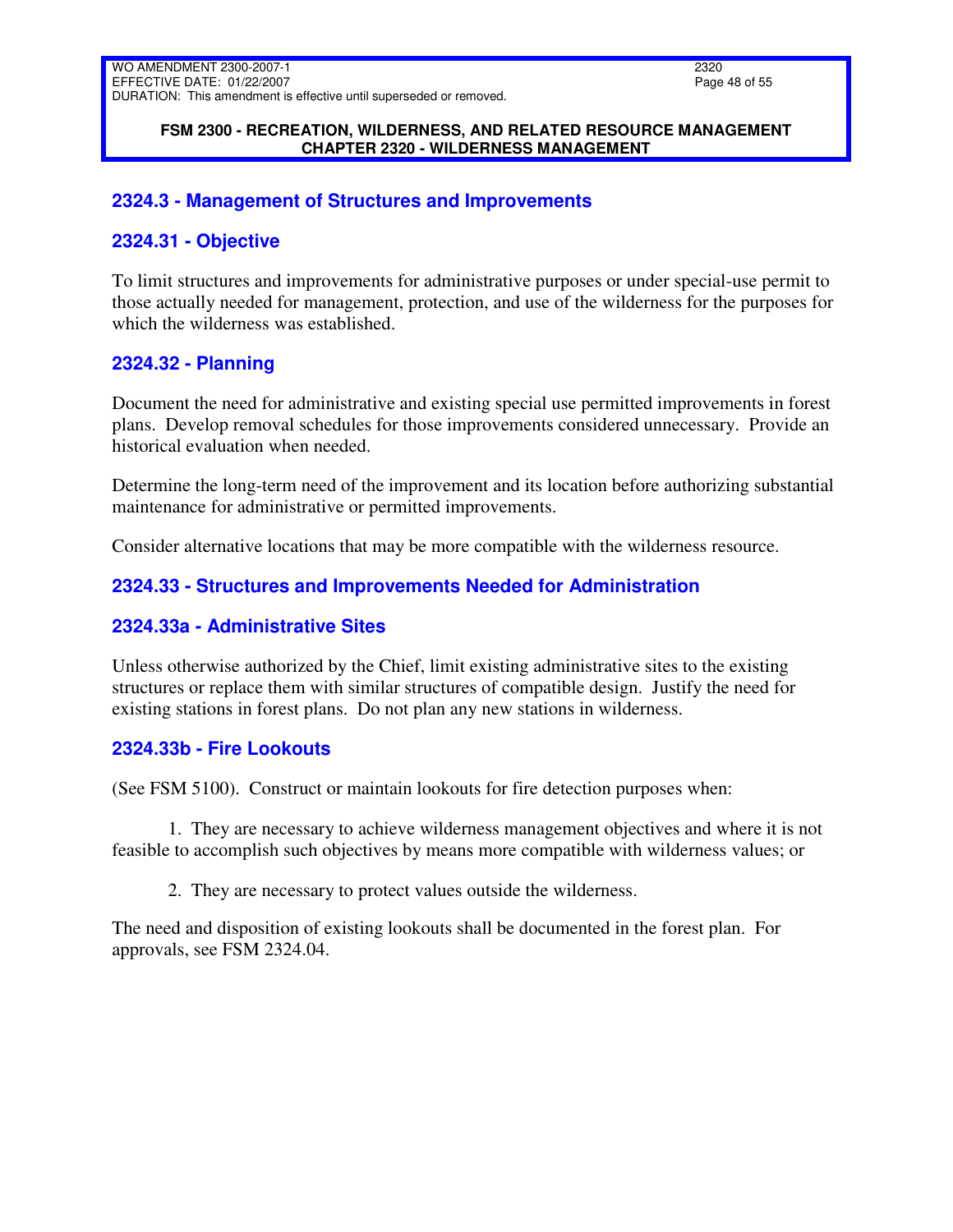## 2324.3 - Management of Structures and Improvements

### 2324.31 - Objective

To limit structures and improvements for administrative purposes or under special-use permit to those actually needed for management, protection, and use of the wilderness for the purposes for which the wilderness was established.

### 2324.32 - Planning

Document the need for administrative and existing special use permitted improvements in forest plans. Develop removal schedules for those improvements considered unnecessary. Provide an historical evaluation when needed.

Determine the long-term need of the improvement and its location before authorizing substantial maintenance for administrative or permitted improvements.

Consider alternative locations that may be more compatible with the wilderness resource.

### 2324.33 - Structures and Improvements Needed for Administration

#### 2324.33a - Administrative Sites

Unless otherwise authorized by the Chief, limit existing administrative sites to the existing structures or replace them with similar structures of compatible design. Justify the need for existing stations in forest plans. Do not plan any new stations in wilderness.

#### 2324.33b - Fire Lookouts

(See FSM 5100). Construct or maintain lookouts for fire detection purposes when:

1. They are necessary to achieve wilderness management objectives and where it is not feasible to accomplish such objectives by means more compatible with wilderness values; or

2. They are necessary to protect values outside the wilderness.

The need and disposition of existing lookouts shall be documented in the forest plan. For approvals, see FSM 2324.04.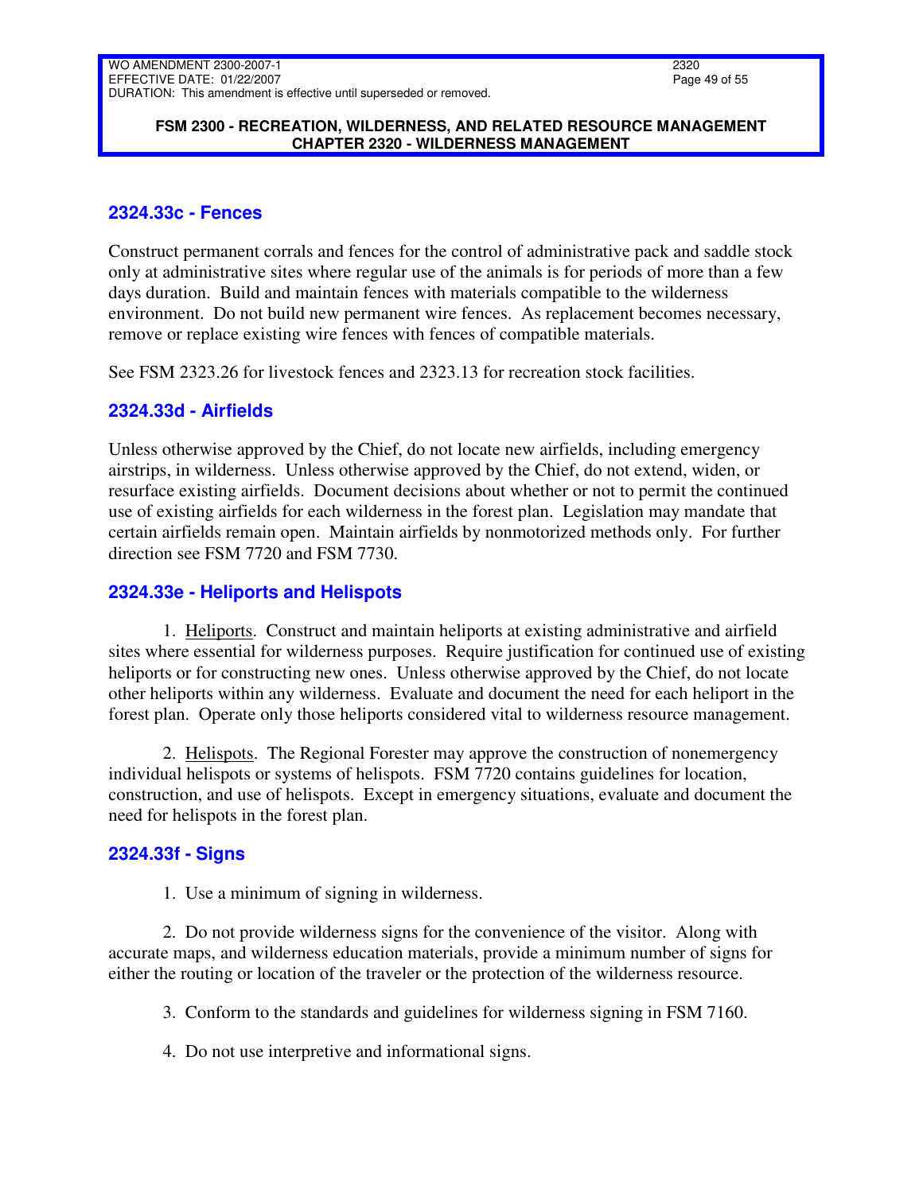## 2324.33c - Fences

Construct permanent corrals and fences for the control of administrative pack and saddle stock only at administrative sites where regular use of the animals is for periods of more than a few days duration. Build and maintain fences with materials compatible to the wilderness environment. Do not build new permanent wire fences. As replacement becomes necessary, remove or replace existing wire fences with fences of compatible materials.

See FSM 2323.26 for livestock fences and 2323.13 for recreation stock facilities.

## 2324.33d - Airfields

Unless otherwise approved by the Chief, do not locate new airfields, including emergency airstrips, in wilderness. Unless otherwise approved by the Chief, do not extend, widen, or resurface existing airfields. Document decisions about whether or not to permit the continued use of existing airfields for each wilderness in the forest plan. Legislation may mandate that certain airfields remain open. Maintain airfields by nonmotorized methods only. For further direction see FSM 7720 and FSM 7730.

## 2324.33e - Heliports and Helispots

1. Heliports. Construct and maintain heliports at existing administrative and airfield sites where essential for wilderness purposes. Require justification for continued use of existing heliports or for constructing new ones. Unless otherwise approved by the Chief, do not locate other heliports within any wilderness. Evaluate and document the need for each heliport in the forest plan. Operate only those heliports considered vital to wilderness resource management.

2. Helispots. The Regional Forester may approve the construction of nonemergency individual helispots or systems of helispots. FSM 7720 contains guidelines for location, construction, and use of helispots. Except in emergency situations, evaluate and document the need for helispots in the forest plan.

## 2324.33f - Signs

1. Use a minimum of signing in wilderness.

2. Do not provide wilderness signs for the convenience of the visitor. Along with accurate maps, and wilderness education materials, provide a minimum number of signs for either the routing or location of the traveler or the protection of the wilderness resource.

3. Conform to the standards and guidelines for wilderness signing in FSM 7160.

4. Do not use interpretive and informational signs.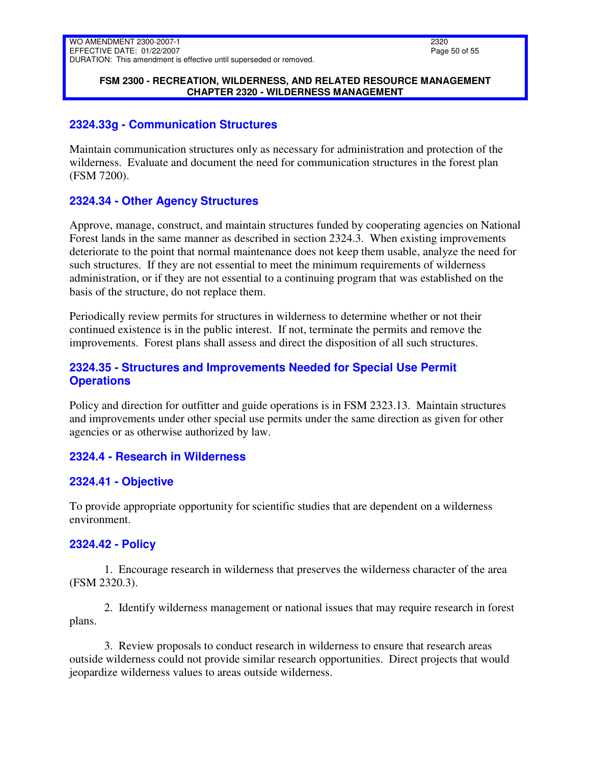## 2324.33g - Communication Structures

Maintain communication structures only as necessary for administration and protection of the wilderness. Evaluate and document the need for communication structures in the forest plan (FSM 7200).

## 2324.34 - Other Agency Structures

Approve, manage, construct, and maintain structures funded by cooperating agencies on National Forest lands in the same manner as described in section 2324.3. When existing improvements deteriorate to the point that normal maintenance does not keep them usable, analyze the need for such structures. If they are not essential to meet the minimum requirements of wilderness administration, or if they are not essential to a continuing program that was established on the basis of the structure, do not replace them.

Periodically review permits for structures in wilderness to determine whether or not their continued existence is in the public interest. If not, terminate the permits and remove the improvements. Forest plans shall assess and direct the disposition of all such structures.

## 2324.35 - Structures and Improvements Needed for Special Use Permit Operations

Policy and direction for outfitter and guide operations is in FSM 2323.13. Maintain structures and improvements under other special use permits under the same direction as given for other agencies or as otherwise authorized by law.

## 2324.4 - Research in Wilderness

## 2324.41 - Objective

To provide appropriate opportunity for scientific studies that are dependent on a wilderness environment.

## 2324.42 - Policy

1. Encourage research in wilderness that preserves the wilderness character of the area (FSM 2320.3).

2. Identify wilderness management or national issues that may require research in forest plans.

3. Review proposals to conduct research in wilderness to ensure that research areas outside wilderness could not provide similar research opportunities. Direct projects that would jeopardize wilderness values to areas outside wilderness.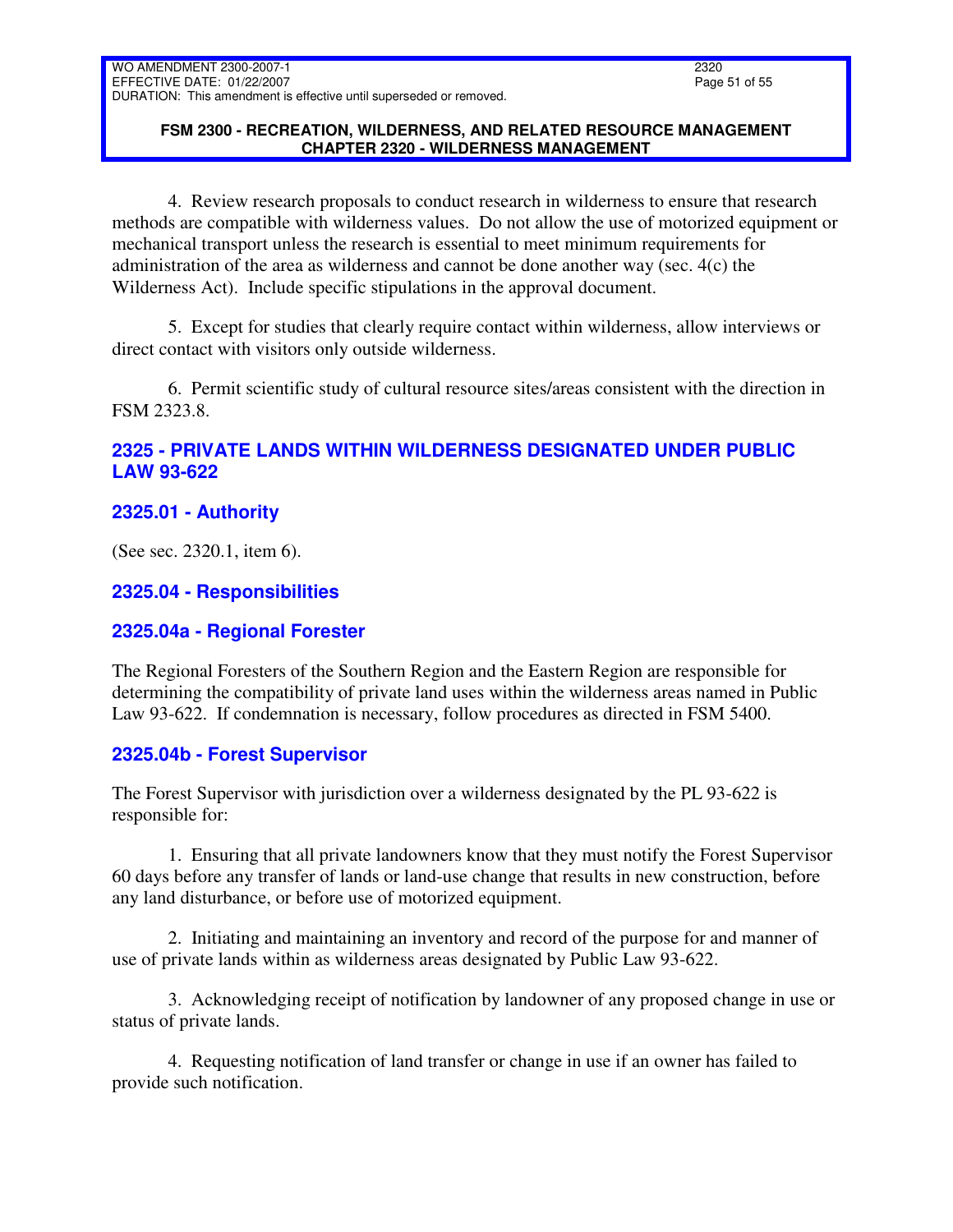4. Review research proposals to conduct research in wilderness to ensure that research methods are compatible with wilderness values. Do not allow the use of motorized equipment or mechanical transport unless the research is essential to meet minimum requirements for administration of the area as wilderness and cannot be done another way (sec. 4(c) the Wilderness Act). Include specific stipulations in the approval document.

5. Except for studies that clearly require contact within wilderness, allow interviews or direct contact with visitors only outside wilderness.

6. Permit scientific study of cultural resource sites/areas consistent with the direction in FSM 2323.8.

## 2325 - PRIVATE LANDS WITHIN WILDERNESS DESIGNATED UNDER PUBLIC LAW 93-622

### 2325.01 - Authority

(See sec. 2320.1, item 6).

### 2325.04 - Responsibilities

### 2325.04a - Regional Forester

The Regional Foresters of the Southern Region and the Eastern Region are responsible for determining the compatibility of private land uses within the wilderness areas named in Public Law 93-622. If condemnation is necessary, follow procedures as directed in FSM 5400.

### 2325.04b - Forest Supervisor

The Forest Supervisor with jurisdiction over a wilderness designated by the PL 93-622 is responsible for:

1. Ensuring that all private landowners know that they must notify the Forest Supervisor 60 days before any transfer of lands or land-use change that results in new construction, before any land disturbance, or before use of motorized equipment.

2. Initiating and maintaining an inventory and record of the purpose for and manner of use of private lands within as wilderness areas designated by Public Law 93-622.

3. Acknowledging receipt of notification by landowner of any proposed change in use or status of private lands.

4. Requesting notification of land transfer or change in use if an owner has failed to provide such notification.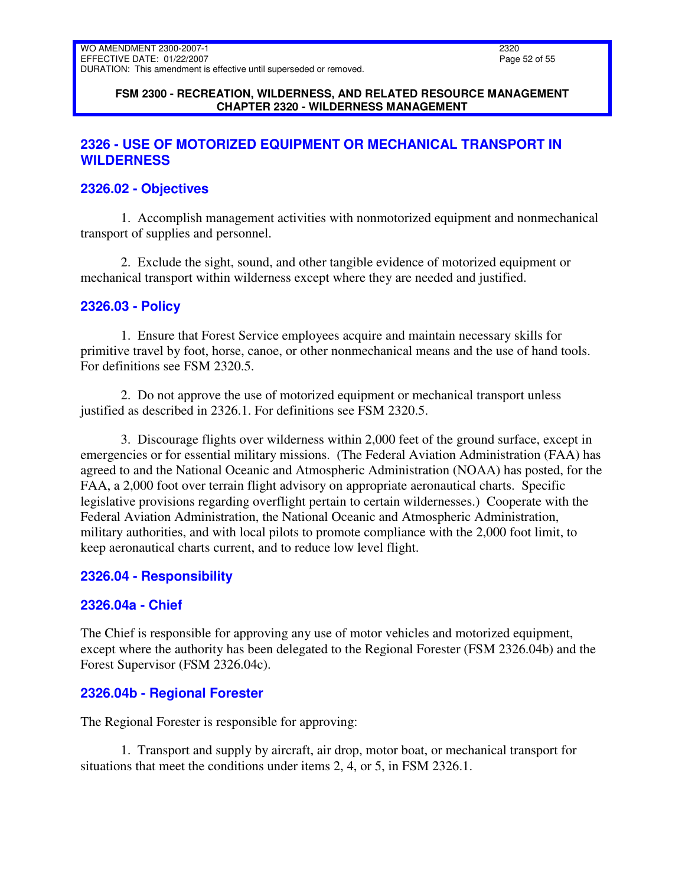## 2326 - USE OF MOTORIZED EQUIPMENT OR MECHANICAL TRANSPORT IN WILDERNESS

### 2326.02 - Objectives

1. Accomplish management activities with nonmotorized equipment and nonmechanical transport of supplies and personnel.

2. Exclude the sight, sound, and other tangible evidence of motorized equipment or mechanical transport within wilderness except where they are needed and justified.

### 2326.03 - Policy

1. Ensure that Forest Service employees acquire and maintain necessary skills for primitive travel by foot, horse, canoe, or other nonmechanical means and the use of hand tools. For definitions see FSM 2320.5.

2. Do not approve the use of motorized equipment or mechanical transport unless justified as described in 2326.1. For definitions see FSM 2320.5.

3. Discourage flights over wilderness within 2,000 feet of the ground surface, except in emergencies or for essential military missions. (The Federal Aviation Administration (FAA) has agreed to and the National Oceanic and Atmospheric Administration (NOAA) has posted, for the FAA, a 2,000 foot over terrain flight advisory on appropriate aeronautical charts. Specific legislative provisions regarding overflight pertain to certain wildernesses.) Cooperate with the Federal Aviation Administration, the National Oceanic and Atmospheric Administration, military authorities, and with local pilots to promote compliance with the 2,000 foot limit, to keep aeronautical charts current, and to reduce low level flight.

### 2326.04 - Responsibility

#### 2326.04a - Chief

The Chief is responsible for approving any use of motor vehicles and motorized equipment, except where the authority has been delegated to the Regional Forester (FSM 2326.04b) and the Forest Supervisor (FSM 2326.04c).

#### 2326.04b - Regional Forester

The Regional Forester is responsible for approving:

1. Transport and supply by aircraft, air drop, motor boat, or mechanical transport for situations that meet the conditions under items 2, 4, or 5, in FSM 2326.1.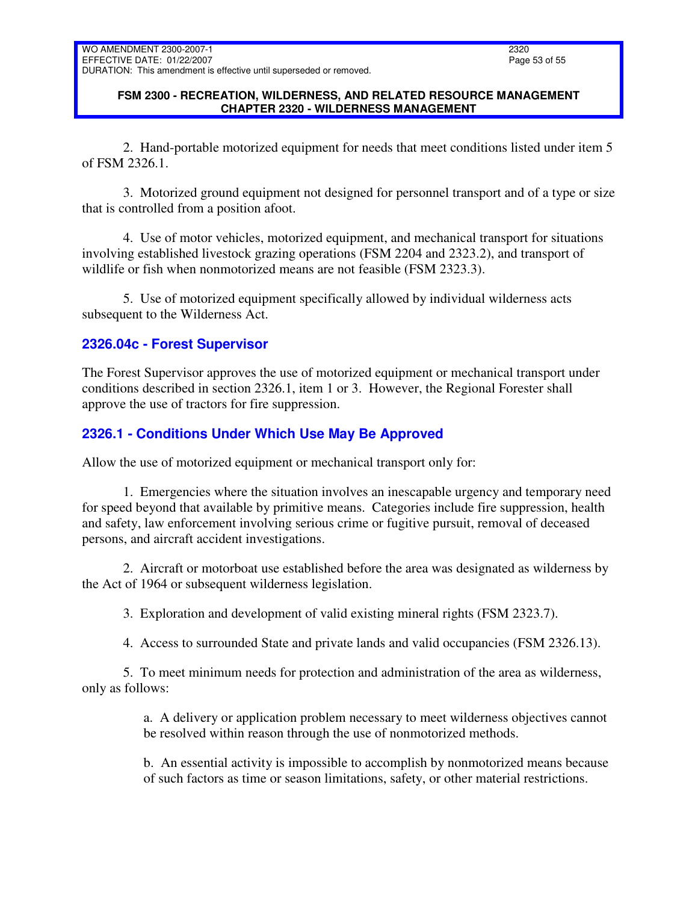2. Hand-portable motorized equipment for needs that meet conditions listed under item 5 of FSM 2326.1.

3. Motorized ground equipment not designed for personnel transport and of a type or size that is controlled from a position afoot.

4. Use of motor vehicles, motorized equipment, and mechanical transport for situations involving established livestock grazing operations (FSM 2204 and 2323.2), and transport of wildlife or fish when nonmotorized means are not feasible (FSM 2323.3).

5. Use of motorized equipment specifically allowed by individual wilderness acts subsequent to the Wilderness Act.

### 2326.04c - Forest Supervisor

The Forest Supervisor approves the use of motorized equipment or mechanical transport under conditions described in section 2326.1, item 1 or 3. However, the Regional Forester shall approve the use of tractors for fire suppression.

## 2326.1 - Conditions Under Which Use May Be Approved

Allow the use of motorized equipment or mechanical transport only for:

1. Emergencies where the situation involves an inescapable urgency and temporary need for speed beyond that available by primitive means. Categories include fire suppression, health and safety, law enforcement involving serious crime or fugitive pursuit, removal of deceased persons, and aircraft accident investigations.

2. Aircraft or motorboat use established before the area was designated as wilderness by the Act of 1964 or subsequent wilderness legislation.

3. Exploration and development of valid existing mineral rights (FSM 2323.7).

4. Access to surrounded State and private lands and valid occupancies (FSM 2326.13).

5. To meet minimum needs for protection and administration of the area as wilderness, only as follows:

   a. A delivery or application problem necessary to meet wilderness objectives cannot be resolved within reason through the use of nonmotorized methods.

   b. An essential activity is impossible to accomplish by nonmotorized means because of such factors as time or season limitations, safety, or other material restrictions.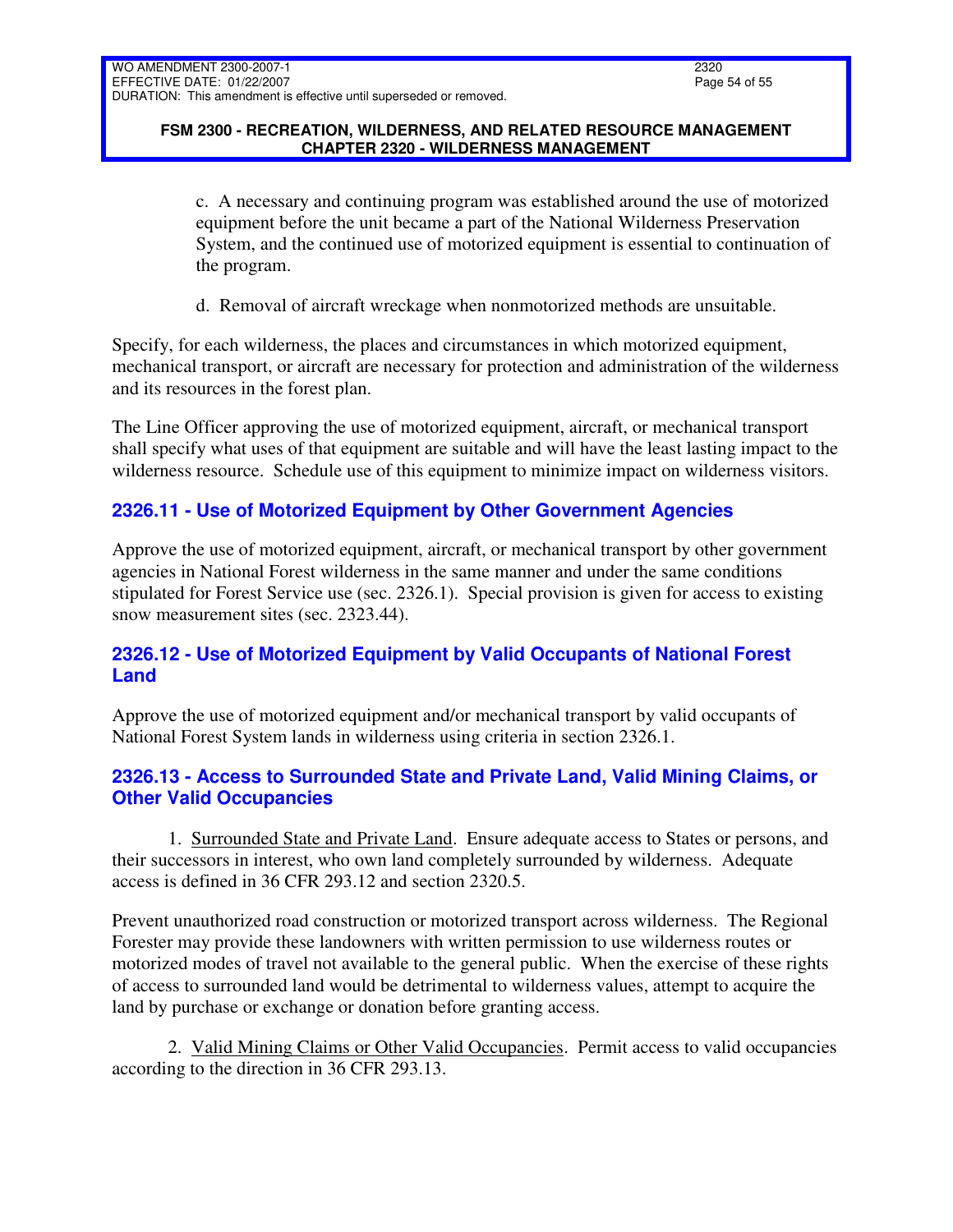c. A necessary and continuing program was established around the use of motorized equipment before the unit became a part of the National Wilderness Preservation System, and the continued use of motorized equipment is essential to continuation of the program.

d. Removal of aircraft wreckage when nonmotorized methods are unsuitable.

Specify, for each wilderness, the places and circumstances in which motorized equipment, mechanical transport, or aircraft are necessary for protection and administration of the wilderness and its resources in the forest plan.

The Line Officer approving the use of motorized equipment, aircraft, or mechanical transport shall specify what uses of that equipment are suitable and will have the least lasting impact to the wilderness resource. Schedule use of this equipment to minimize impact on wilderness visitors.

## 2326.11 - Use of Motorized Equipment by Other Government Agencies

Approve the use of motorized equipment, aircraft, or mechanical transport by other government agencies in National Forest wilderness in the same manner and under the same conditions stipulated for Forest Service use (sec. 2326.1). Special provision is given for access to existing snow measurement sites (sec. 2323.44).

## 2326.12 - Use of Motorized Equipment by Valid Occupants of National Forest Land

Approve the use of motorized equipment and/or mechanical transport by valid occupants of National Forest System lands in wilderness using criteria in section 2326.1.

## 2326.13 - Access to Surrounded State and Private Land, Valid Mining Claims, or Other Valid Occupancies

1. <u>Surrounded State and Private Land</u>. Ensure adequate access to States or persons, and their successors in interest, who own land completely surrounded by wilderness. Adequate access is defined in 36 CFR 293.12 and section 2320.5.

Prevent unauthorized road construction or motorized transport across wilderness. The Regional Forester may provide these landowners with written permission to use wilderness routes or motorized modes of travel not available to the general public. When the exercise of these rights of access to surrounded land would be detrimental to wilderness values, attempt to acquire the land by purchase or exchange or donation before granting access.

2. <u>Valid Mining Claims or Other Valid Occupancies</u>. Permit access to valid occupancies according to the direction in 36 CFR 293.13.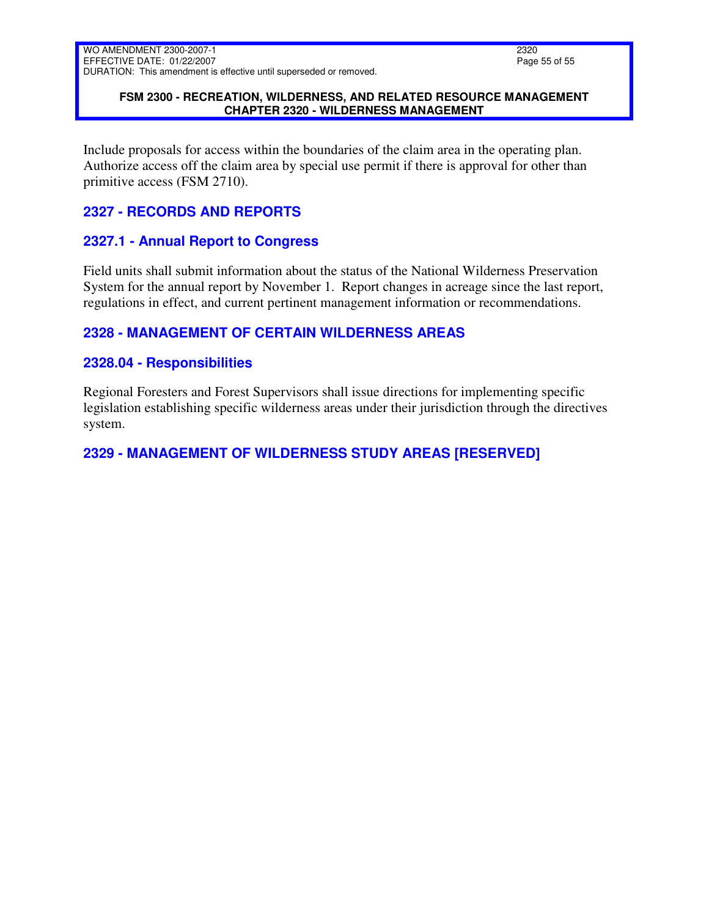Include proposals for access within the boundaries of the claim area in the operating plan. Authorize access off the claim area by special use permit if there is approval for other than primitive access (FSM 2710).

## 2327 - RECORDS AND REPORTS

### 2327.1 - Annual Report to Congress

Field units shall submit information about the status of the National Wilderness Preservation System for the annual report by November 1. Report changes in acreage since the last report, regulations in effect, and current pertinent management information or recommendations.

## 2328 - MANAGEMENT OF CERTAIN WILDERNESS AREAS

### 2328.04 - Responsibilities

Regional Foresters and Forest Supervisors shall issue directions for implementing specific legislation establishing specific wilderness areas under their jurisdiction through the directives system.

## 2329 - MANAGEMENT OF WILDERNESS STUDY AREAS [RESERVED]